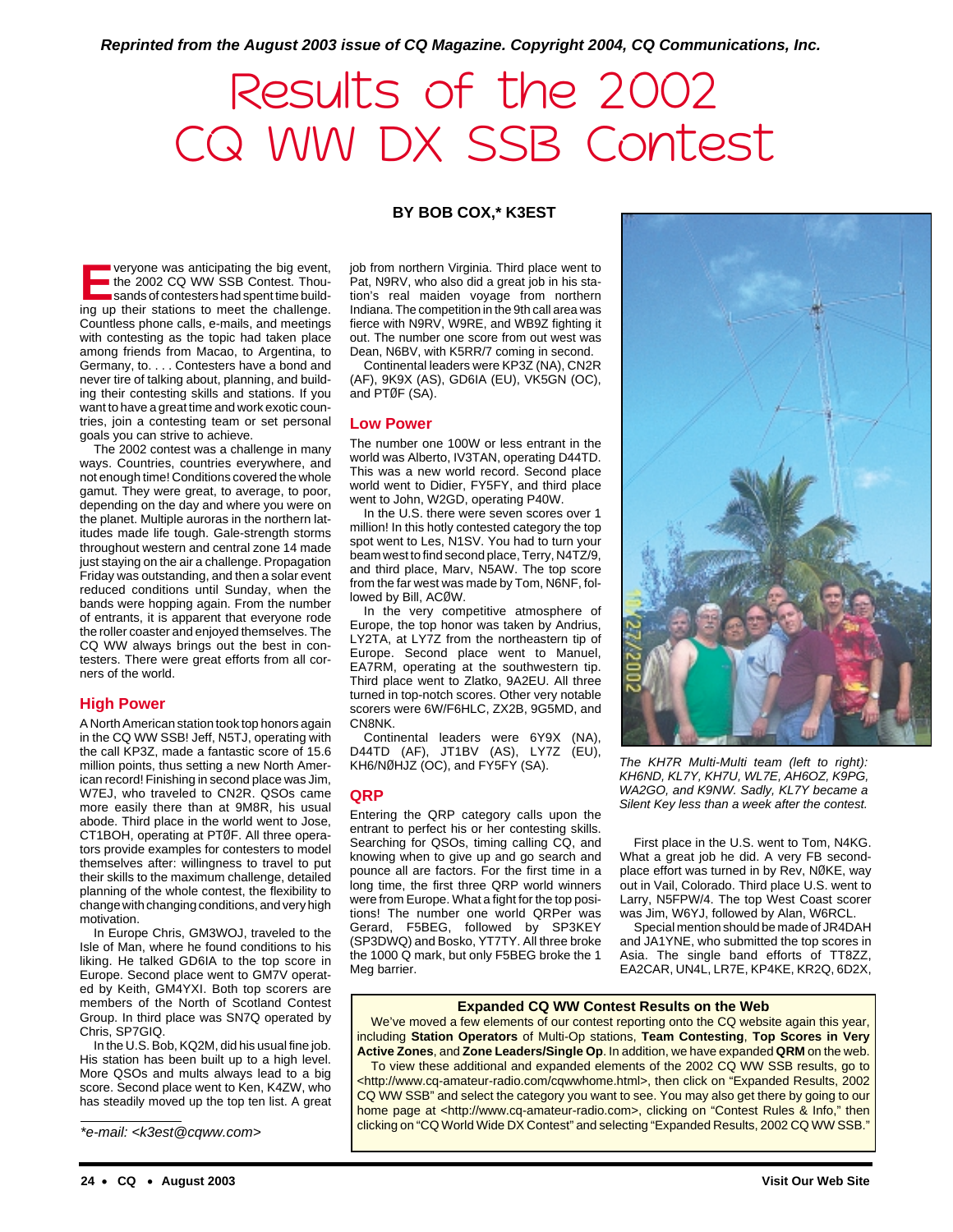*Reprinted from the August 2003 issue of CQ Magazine. Copyright 2004, CQ Communications, Inc.*

# Results of the 2002 CQ WW DX SSB Contest

**BY BOB COX,* K3EST**

Everyone was anticipating the big event, the 2002 CQ WW SSB Contest. Thousands of contesters had spent time building up their stations to meet the challenge. Countless phone calls, e-mails, and meetings with contesting as the topic had taken place among friends from Macao, to Argentina, to Germany, to. . . . Contesters have a bond and never tire of talking about, planning, and building their contesting skills and stations. If you want to have a great time and work exotic countries, join a contesting team or set personal goals you can strive to achieve.

The 2002 contest was a challenge in many ways. Countries, countries everywhere, and not enough time! Conditions covered the whole gamut. They were great, to average, to poor, depending on the day and where you were on the planet. Multiple auroras in the northern latitudes made life tough. Gale-strength storms throughout western and central zone 14 made just staying on the air a challenge. Propagation Friday was outstanding, and then a solar event reduced conditions until Sunday, when the bands were hopping again. From the number of entrants, it is apparent that everyone rode the roller coaster and enjoyed themselves. The CQ WW always brings out the best in contesters. There were great efforts from all corners of the world.

## High Power

A North American station took top honors again in the CQ WW SSB! Jeff, N5TJ, operating with the call KP3Z, made a fantastic score of 15.6 million points, thus setting a new North American record! Finishing in second place was Jim, W7EJ, who traveled to CN2R. QSOs came more easily there than at 9M8R, his usual abode. Third place in the world went to Jose, CT1BOH, operating at PTØF. All three operators provide examples for contesters to model themselves after: willingness to travel to put their skills to the maximum challenge, detailed planning of the whole contest, the flexibility to change with changing conditions, and very high motivation.

In Europe Chris, GM3WOJ, traveled to the Isle of Man, where he found conditions to his liking. He talked GD6IA to the top score in Europe. Second place went to GM7V operated by Keith, GM4YXI. Both top scorers are members of the North of Scotland Contest Group. In third place was SN7Q operated by Chris, SP7GIQ.

In the U.S. Bob, KQ2M, did his usual fine job. His station has been built up to a high level. More QSOs and mults always lead to a big score. Second place went to Ken, K4ZW, who has steadily moved up the top ten list. A great job from northern Virginia. Third place went to Pat, N9RV, who also did a great job in his station's real maiden voyage from northern Indiana. The competition in the 9th call area was fierce with N9RV, W9RE, and WB9Z fighting it out. The number one score from out west was Dean, N6BV, with K5RR/7 coming in second.

Continental leaders were KP3Z (NA), CN2R (AF), 9K9X (AS), GD6IA (EU), VK5GN (OC), and PTØF (SA).

## Low Power

The number one 100W or less entrant in the world was Alberto, IV3TAN, operating D44TD. This was a new world record. Second place world went to Didier, FY5FY, and third place went to John, W2GD, operating P40W.

In the U.S. there were seven scores over 1 million! In this hotly contested category the top spot went to Les, N1SV. You had to turn your beam west to find second place, Terry, N4TZ/9, and third place, Marv, N5AW. The top score from the far west was made by Tom, N6NF, followed by Bill, ACØW.

In the very competitive atmosphere of Europe, the top honor was taken by Andrius, LY2TA, at LY7Z from the northeastern tip of Europe. Second place went to Manuel, EA7RM, operating at the southwestern tip. Third place went to Zlatko, 9A2EU. All three turned in top-notch scores. Other very notable scorers were 6W/F6HLC, ZX2B, 9G5MD, and CN8NK.

Continental leaders were 6Y9X (NA), D44TD (AF), JT1BV (AS), LY7Z (EU), KH6/NØHJZ (OC), and FY5FY (SA).

## QRP

Entering the QRP category calls upon the entrant to perfect his or her contesting skills. Searching for QSOs, timing calling CQ, and knowing when to give up and go search and pounce all are factors. For the first time in a long time, the first three QRP world winners were from Europe. What a fight for the top positions! The number one world QRPer was Gerard, F5BEG, followed by SP3KEY (SP3DWQ) and Bosko, YT7TY. All three broke the 1000 Q mark, but only F5BEG broke the 1 Meg barrier.

*The KH7R Multi-Multi team (left to right): KH6ND, KL7Y, KH7U, WL7E, AH6OZ, K9PG, WA2GO, and K9NW. Sadly, KL7Y became a Silent Key less than a week after the contest.*

First place in the U.S. went to Tom, N4KG. What a great job he did. A very FB second-place effort was turned in by Rev, NØKE, way out in Vail, Colorado. Third place U.S. went to Larry, N5FPW/4. The top West Coast scorer was Jim, W6YJ, followed by Alan, W6RCL.

Special mention should be made of JR4DAH and JA1YNE, who submitted the top scores in Asia. The single band efforts of TT8ZZ, EA2CAR, UN4L, LR7E, KP4KE, KR2Q, 6D2X,

**Expanded CQ WW Contest Results on the Web**

We've moved a few elements of our contest reporting onto the CQ website again this year, including **Station Operators** of Multi-Op stations, **Team Contesting**, **Top Scores in Very Active Zones**, and **Zone Leaders/Single Op**. In addition, we have expanded **QRM** on the web.

To view these additional and expanded elements of the 2002 CQ WW SSB results, go to <http://www.cq-amateur-radio.com/cqwwhome.html>, then click on "Expanded Results, 2002 CQ WW SSB" and select the category you want to see. You may also get there by going to our home page at <http://www.cq-amateur-radio.com>, clicking on "Contest Rules & Info," then clicking on "CQ World Wide DX Contest" and selecting "Expanded Results, 2002 CQ WW SSB."

*e-mail: <k3est@cqww.com>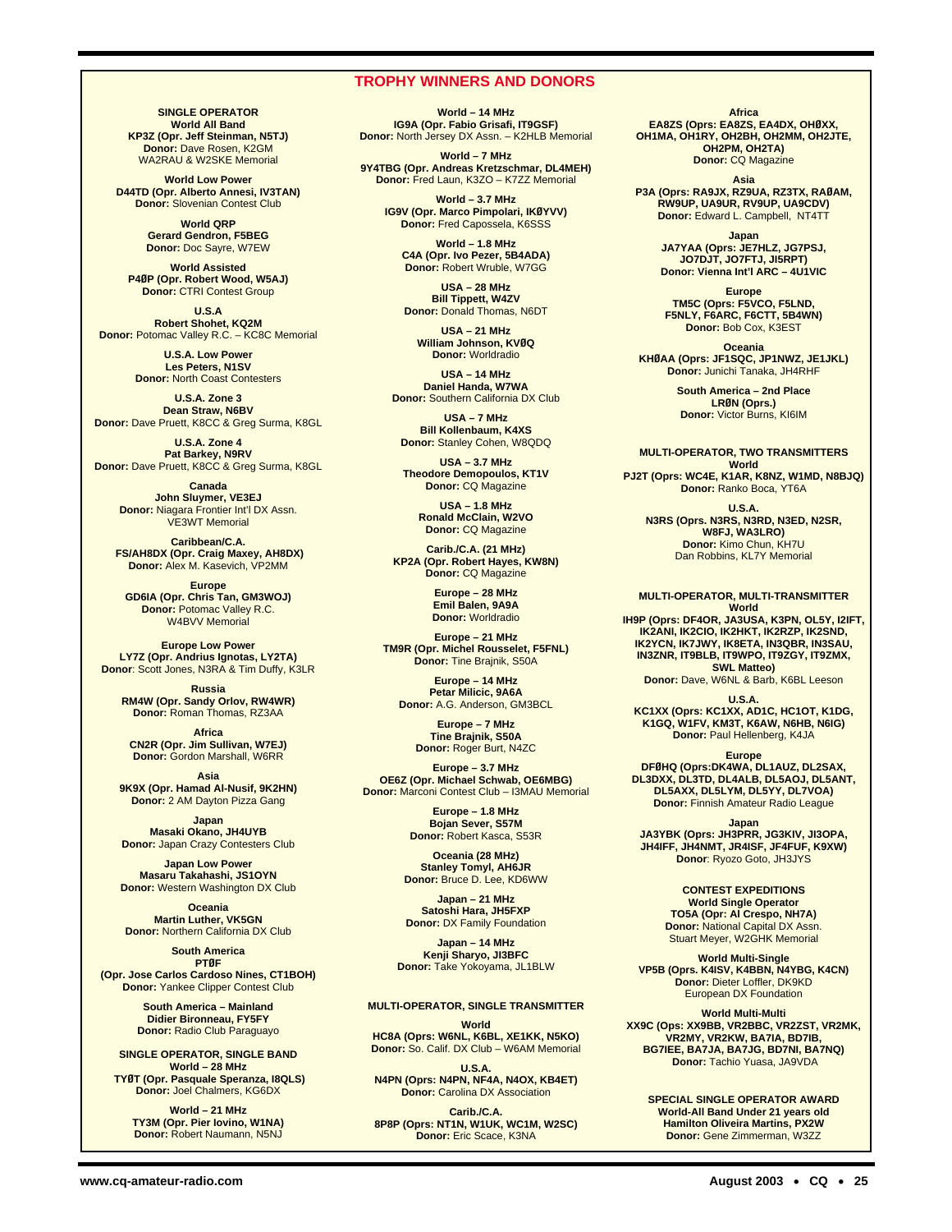## TROPHY WINNERS AND DONORS

**SINGLE OPERATOR**
**World All Band**
**KP3Z (Opr. Jeff Steinman, N5TJ)**
**Donor:** Dave Rosen, K2GM
WA2RAU & W2SKE Memorial

**World Low Power**
**D44TD (Opr. Alberto Annesi, IV3TAN)**
**Donor:** Slovenian Contest Club

**World QRP**
**Gerard Gendron, F5BEG**
**Donor:** Doc Sayre, W7EW

**World Assisted**
**P4ØP (Opr. Robert Wood, W5AJ)**
**Donor:** CTRI Contest Group

**U.S.A**
**Robert Shohet, KQ2M**
**Donor:** Potomac Valley R.C. – KC8C Memorial

**U.S.A. Low Power**
**Les Peters, N1SV**
**Donor:** North Coast Contesters

**U.S.A. Zone 3**
**Dean Straw, N6BV**
**Donor:** Dave Pruett, K8CC & Greg Surma, K8GL

**U.S.A. Zone 4**
**Pat Barkey, N9RV**
**Donor:** Dave Pruett, K8CC & Greg Surma, K8GL

**Canada**
**John Sluymer, VE3EJ**
**Donor:** Niagara Frontier Int'l DX Assn.
VE3WT Memorial

**Caribbean/C.A.**
**FS/AH8DX (Opr. Craig Maxey, AH8DX)**
**Donor:** Alex M. Kasevich, VP2MM

**Europe**
**GD6IA (Opr. Chris Tan, GM3WOJ)**
**Donor:** Potomac Valley R.C.
W4BVV Memorial

**Europe Low Power**
**LY7Z (Opr. Andrius Ignotas, LY2TA)**
**Donor**: Scott Jones, N3RA & Tim Duffy, K3LR

**Russia**
**RM4W (Opr. Sandy Orlov, RW4WR)**
**Donor:** Roman Thomas, RZ3AA

**Africa**
**CN2R (Opr. Jim Sullivan, W7EJ)**
**Donor:** Gordon Marshall, W6RR

**Asia**
**9K9X (Opr. Hamad Al-Nusif, 9K2HN)**
**Donor:** 2 AM Dayton Pizza Gang

**Japan**
**Masaki Okano, JH4UYB**
**Donor:** Japan Crazy Contesters Club

**Japan Low Power**
**Masaru Takahashi, JS1OYN**
**Donor:** Western Washington DX Club

**Oceania**
**Martin Luther, VK5GN**
**Donor:** Northern California DX Club

**South America**
**PTØF**
**(Opr. Jose Carlos Cardoso Nines, CT1BOH)**
**Donor:** Yankee Clipper Contest Club

**South America – Mainland**
**Didier Bironneau, FY5FY**
**Donor:** Radio Club Paraguayo

**SINGLE OPERATOR, SINGLE BAND**
**World – 28 MHz**
**TYØT (Opr. Pasquale Speranza, I8QLS)**
**Donor:** Joel Chalmers, KG6DX

**World – 21 MHz**
**TY3M (Opr. Pier Iovino, W1NA)**
**Donor:** Robert Naumann, N5NJ

**World – 14 MHz**
**IG9A (Opr. Fabio Grisafi, IT9GSF)**
**Donor:** North Jersey DX Assn. – K2HLB Memorial

**World – 7 MHz**
**9Y4TBG (Opr. Andreas Kretzschmar, DL4MEH)**
**Donor:** Fred Laun, K3ZO – K7ZZ Memorial

**World – 3.7 MHz**
**IG9V (Opr. Marco Pimpolari, IKØYVV)**
**Donor:** Fred Capossela, K6SSS

**World – 1.8 MHz**
**C4A (Opr. Ivo Pezer, 5B4ADA)**
**Donor:** Robert Wruble, W7GG

**USA – 28 MHz**
**Bill Tippett, W4ZV**
**Donor:** Donald Thomas, N6DT

**USA – 21 MHz**
**William Johnson, KVØQ**
**Donor:** Worldradio

**USA – 14 MHz**
**Daniel Handa, W7WA**
**Donor:** Southern California DX Club

**USA – 7 MHz**
**Bill Kollenbaum, K4XS**
**Donor:** Stanley Cohen, W8QDQ

**USA – 3.7 MHz**
**Theodore Demopoulos, KT1V**
**Donor:** CQ Magazine

**USA – 1.8 MHz**
**Ronald McClain, W2VO**
**Donor:** CQ Magazine

**Carib./C.A. (21 MHz)**
**KP2A (Opr. Robert Hayes, KW8N)**
**Donor:** CQ Magazine

**Europe – 28 MHz**
**Emil Balen, 9A9A**
**Donor:** Worldradio

**Europe – 21 MHz**
**TM9R (Opr. Michel Rousselet, F5FNL)**
**Donor:** Tine Brajnik, S50A

**Europe – 14 MHz**
**Petar Milicic, 9A6A**
**Donor:** A.G. Anderson, GM3BCL

**Europe – 7 MHz**
**Tine Brajnik, S50A**
**Donor:** Roger Burt, N4ZC

**Europe – 3.7 MHz**
**OE6Z (Opr. Michael Schwab, OE6MBG)**
**Donor:** Marconi Contest Club – I3MAU Memorial

**Europe – 1.8 MHz**
**Bojan Sever, S57M**
**Donor:** Robert Kasca, S53R

**Oceania (28 MHz)**
**Stanley Tomyl, AH6JR**
**Donor:** Bruce D. Lee, KD6WW

**Japan – 21 MHz**
**Satoshi Hara, JH5FXP**
**Donor:** DX Family Foundation

**Japan – 14 MHz**
**Kenji Sharyo, JI3BFC**
**Donor:** Take Yokoyama, JL1BLW

**MULTI-OPERATOR, SINGLE TRANSMITTER**
**World**
**HC8A (Oprs: W6NL, K6BL, XE1KK, N5KO)**
**Donor:** So. Calif. DX Club – W6AM Memorial

**U.S.A.**
**N4PN (Oprs: N4PN, NF4A, N4OX, KB4ET)**
**Donor:** Carolina DX Association

**Carib./C.A.**
**8P8P (Oprs: NT1N, W1UK, WC1M, W2SC)**
**Donor:** Eric Scace, K3NA

**Africa**
**EA8ZS (Oprs: EA8ZS, EA4DX, OHØXX, OH1MA, OH1RY, OH2BH, OH2MM, OH2JTE, OH2PM, OH2TA)**
**Donor:** CQ Magazine

**Asia**
**P3A (Oprs: RA9JX, RZ9UA, RZ3TX, RAØAM, RW9UP, UA9UR, RV9UP, UA9CDV)**
**Donor:** Edward L. Campbell, NT4TT

**Japan**
**JA7YAA (Oprs: JE7HLZ, JG7PSJ, JO7DJT, JO7FTJ, JI5RPT)**
**Donor: Vienna Int'l ARC – 4U1VIC**

**Europe**
**TM5C (Oprs: F5VCO, F5LND, F5NLY, F6ARC, F6CTT, 5B4WN)**
**Donor:** Bob Cox, K3EST

**Oceania**
**KHØAA (Oprs: JF1SQC, JP1NWZ, JE1JKL)**
**Donor:** Junichi Tanaka, JH4RHF

**South America – 2nd Place**
**LRØN (Oprs.)**
**Donor:** Victor Burns, KI6IM

**MULTI-OPERATOR, TWO TRANSMITTERS**
**World**
**PJ2T (Oprs: WC4E, K1AR, K8NZ, W1MD, N8BJQ)**
**Donor:** Ranko Boca, YT6A

**U.S.A.**
**N3RS (Oprs. N3RS, N3RD, N3ED, N2SR, W8FJ, WA3LRO)**
**Donor:** Kimo Chun, KH7U
Dan Robbins, KL7Y Memorial

**MULTI-OPERATOR, MULTI-TRANSMITTER**
**World**
**IH9P (Oprs: DF4OR, JA3USA, K3PN, OL5Y, I2IFT, IK2ANI, IK2CIO, IK2HKT, IK2RZP, IK2SND, IK2YCN, IK7JWY, IK8ETA, IN3QBR, IN3SAU, IN3ZNR, IT9BLB, IT9WPO, IT9ZGY, IT9ZMX, SWL Matteo)**
**Donor:** Dave, W6NL & Barb, K6BL Leeson

**U.S.A.**
**KC1XX (Oprs: KC1XX, AD1C, HC1OT, K1DG, K1GQ, W1FV, KM3T, K6AW, N6HB, N6IG)**
**Donor:** Paul Hellenberg, K4JA

**Europe**
**DFØHQ (Oprs:DK4WA, DL1AUZ, DL2SAX, DL3DXX, DL3TD, DL4ALB, DL5AOJ, DL5ANT, DL5AXX, DL5LYM, DL5YY, DL7VOA)**
**Donor:** Finnish Amateur Radio League

**Japan**
**JA3YBK (Oprs: JH3PRR, JG3KIV, JI3OPA, JH4IFF, JH4NMT, JR4ISF, JF4FUF, K9XW)**
**Donor**: Ryozo Goto, JH3JYS

**CONTEST EXPEDITIONS**
**World Single Operator**
**TO5A (Opr: Al Crespo, NH7A)**
**Donor:** National Capital DX Assn.
Stuart Meyer, W2GHK Memorial

**World Multi-Single**
**VP5B (Oprs. K4ISV, K4BBN, N4YBG, K4CN)**
**Donor:** Dieter Loffler, DK9KD
European DX Foundation

**World Multi-Multi**
**XX9C (Ops: XX9BB, VR2BBC, VR2ZST, VR2MK, VR2MY, VR2KW, BA7IA, BD7IB, BG7IEE, BA7JA, BA7JG, BD7NI, BA7NQ)**
**Donor:** Tachio Yuasa, JA9VDA

**SPECIAL SINGLE OPERATOR AWARD**
**World-All Band Under 21 years old**
**Hamilton Oliveira Martins, PX2W**
**Donor:** Gene Zimmerman, W3ZZ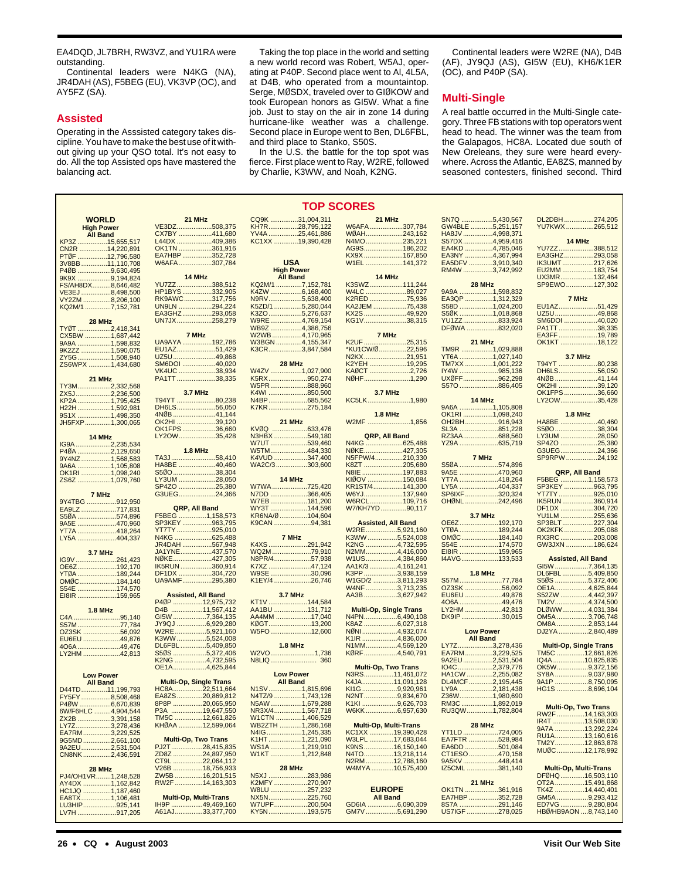EA4DQD, JL7BRH, RW3VZ, and YU1RA were outstanding.

Continental leaders were N4KG (NA), JR4DAH (AS), F5BEG (EU), VK3VP (OC), and AY5FZ (SA).

## Assisted

Operating in the Asssisted category takes discipline. You have to make the best use of it without giving up your QSO total. It's not easy to do. All the top Assisted ops have mastered the balancing act.

Taking the top place in the world and setting a new world record was Robert, W5AJ, operating at P40P. Second place went to Al, 4L5A, at D4B, who operated from a mountaintop. Serge, MØSDX, traveled over to GIØKOW and took European honors as GI5W. What a fine job. Just to stay on the air in zone 14 during hurricane-like weather was a challenge. Second place in Europe went to Ben, DL6FBL, and third place to Stanko, S50S.

In the U.S. the battle for the top spot was fierce. First place went to Ray, W2RE, followed by Charlie, K3WW, and Noah, K2NG.

Continental leaders were W2RE (NA), D4B (AF), JY9QJ (AS), GI5W (EU), KH6/K1ER (OC), and P40P (SA).

## Multi-Single

A real battle occurred in the Multi-Single category. Three FB stations with top operators went head to head. The winner was the team from the Galapagos, HC8A. Located due south of New Oreleans, they sure were heard everywhere. Across the Atlantic, EA8ZS, manned by seasoned contesters, finished second. Third

# TOP SCORES

**WORLD**
**High Power**
**All Band**
KP3Z ................15,655,517
CN2R ...............14,220,891
PTØF ...............12,796,580
3V8BB ..............11,110,708
PJ4B/PAØB ...............9,630,495
9K9X .................9,194,824
FS/AH8DX...........8,646,482
VE3EJ ................8,498,500
VY2ZM ...............8,206,100
KQ2M/1 ..............7,152,781

**28 MHz**
TYØT ..................2,418,341
CX5BW ..............1,687,442
9A9A ..................1,598,832
9K2ZZ ................1,590,075
ZY5G ..................1,508,940
ZS6WPX .............1,434,680

**21 MHz**
TY3M..................2,332,568
ZX5J ...................2,236,500
KP2A ..................1,795,425
H22H ..................1,592,981
9S1X ...................1,498,350
JH5FXP ..............1,300,065

**14 MHz**
IG9A ....................2,235,534
P4ØA ...................2,129,650
9Y4NZ .................1,568,583
9A6A ...................1,105,808
OK1RI .................1,098,240
ZS6Z ...................1,079,760

**7 MHz**
9Y4TBG ................912,950
EA9LZ ...................717,831
S5ØA .....................574,896
9A5E .....................470,960
YT7A .....................418,264
LY5A .....................404,337

**3.7 MHz**
IG9V ......................261,423
OE6Z ......................192,170
YTØA ......................189,244
OMØC .....................184,140
S54E .......................174,570
EI8IR .......................159,965

**1.8 MHz**
C4A ..........................95,140
S57M..........................77,784
OZ3SK .......................56,092
EU6EU .......................49,876
4O6A ..........................49,476
LY2HM .......................42,813

**Low Power**
**All Band**
D44TD ..............11,199,793
FY5FY ................8,508,468
P4ØW ..................6,670,839
6W/F6HLC ..........4,904,544
ZX2B ..................3,391,158
LY7Z....................3,278,436
EA7RM ...............3,229,525
9G5MD ...............2,661,100
9A2EU ................2,531,504
CN8NK ...............2,436,591

**28 MHz**
PJ4/OH1VR.........1,248,528
AY4DX ...............1,162,842
HC1JQ ...............1,187,460
EA8TX ................1,106,481
LU3HIP ..................925,141
LV7H .....................917,205

**21 MHz**
VE3DZ...................508,375
CX7BY ...................411,680
L44DX ...................409,386
OK1TN ..................361,916
EA7HBP ................352,728
W6AFA ..................307,784

**14 MHz**
YU7ZZ...................388,512
HP1BYS.................332,905
RK9AWC................317,756
UN9LN ..................294,224
EA3GHZ ................293,058
UN7JX ...................258,279

**7 MHz**
UA9AYA ................192,786
EU1AZ.....................51,429
UZ5U .......................49,868
SM6DOI ..................40,020
VK4UC ....................38,934
PA1TT .....................38,335

**3.7 MHz**
T94YT .....................80,238
DH6LS.....................56,050
4NØB .......................41,144
OK2HI .....................39,120
OK1FPS ..................36,660
LY2OW....................35,428

**1.8 MHz**
TA3J.........................58,410
HA8BE .....................40,460
S5ØO .......................38,304
LY3UM ....................28,050
SP4ZO .....................25,380
G3UEG.....................24,366

**QRP, All Band**
F5BEG ...............1,158,573
SP3KEY ................963,795
YT7TY ..................925,010
N4KG ....................625,488
JR4DAH ................567,948
JA1YNE.................437,570
NØKE....................427,305
IK5RUN ................360,914
JY9QJ ...................304,720
UA9AMF................295,380

**Assisted, All Band**
P4ØP ................12,975,732
D4B .................11,567,412
GI5W ..................7,364,135
JY9QJ .................6,929,280
W2RE..................5,921,160
K3WW .................5,524,008
DL6FBL ...............5,409,850
S5ØS ..................5,372,406
K2NG ..................4,732,595
OE1A...................4,625,844

**Multi-Op, Single Trans**
HC8A.................22,511,664
EA8ZS ...............20,869,812
8P8P .................20,065,950
P3A ...................19,647,550
TM5C .................12,661,826
KHØAA ..............12,599,064

**Multi-Op, Two Trans**
PJ2T ..................28,415,835
ZD8Z .................24,897,950
CT9L ..................22,064,112
V26B ..................18,756,933
ZW5B .................16,201,515
RW2F .................14,163,303

**Multi-Op, Multi-Trans**
IH9P ..................49,469,160
A61AJ.................33,377,700

CQ9K ...............31,004,311
KH7R................28,795,122
YV4A ................25,461,886
KC1XX .............19,390,428

**USA**
**High Power**
**All Band**
KQ2M/1 ..............7,152,781
K4ZW .................6,168,400
N9RV...................5,638,400
K5ZD/1 ...............5,280,044
K3ZO...................5,276,637
W9RE..................4,769,154
WB9Z ..................4,386,756
W2WB .................4,170,965
W3BGN ...............4,155,347
K3CR...................3,847,584

**28 MHz**
W4ZV .................1,027,900
K5RX ....................950,274
W5PR ....................888,960
K4WI .....................850,500
N4BP .....................685,562
K7KR .....................275,184

**21 MHz**
KVØQ .....................633,476
N3HBX ...................549,180
W7UT .....................539,460
W5TM.....................484,330
K4VUD ...................347,400
WA2C/3 .................303,600

**14 MHz**
W7WA....................725,420
N7DD .....................366,405
W7EB .....................181,200
WY3T .....................144,596
KR6NA/Ø ...............104,604
K9CAN .....................94,381

**7 MHz**
K4XS .....................291,942
WQ2M.......................79,910
N8PR/4.....................57,938
K7XZ ........................47,124
W9SE .......................30,096
K1EY/4 .....................26,746

**3.7 MHz**
KT1V .....................144,584
AA1BU ...................131,712
AA4MM ...................17,040
KØGT .......................13,200
W5FO .......................12,600

**1.8 MHz**
W2VO ........................1,736
N8LIQ .........................  360

**Low Power**
**All Band**
N1SV .................1,815,696
N4TZ/9 ...............1,743,126
N5AW .................1,679,288
NR3X/4 ...............1,567,718
W1CTN ...............1,406,529
WB2ZTH .............1,286,168
N4IG ....................1,245,335
K1HT ...................1,221,090
WS1A ..................1,219,910
W1KT ...................1,212,848

**28 MHz**
N5XJ ......................283,986
K2MFY ...................270,907
W8LU .....................257,232
NX5N......................225,760
W7UPF...................200,504
KY5N......................193,575

**21 MHz**
W6AFA ...................307,784
WØAH....................243,162
N4MO.....................235,221
AG9S......................186,202
KX9X ......................167,850
W1EL .....................141,372

**14 MHz**
K3SWZ..................111,244
W4LC .......................89,027
K2RED .....................75,936
KA2JEM ...................75,438
KX2S ........................49,920
KG1V........................38,315

**7 MHz**
K2UF ........................25,315
*KU1CW/Ø ...............22,596
N2KX........................21,951
K2YEH .....................19,295
KAØCT ......................2,726
NØHF..........................1,290

**3.7 MHz**
KC5LK ........................1,980

**1.8 MHz**
W2MF .........................1,856

**QRP, All Band**
N4KG ......................625,488
NØKE......................427,305
N5FPW/4................210,330
K8ZT ......................205,680
N8IE .......................197,883
KIØOV ....................150,084
KR1ST/4.................141,300
W6YJ......................137,940
W6RCL...................109,716
W7/KH7YD ...............90,117

**Assisted, All Band**
W2RE..................5,921,160
K3WW .................5,524,008
K2NG ..................4,732,595
N2MM..................4,416,000
W1US ..................4,384,860
AA1K/3 ................4,161,241
K3PP ...................3,938,159
W1GD/2 ..............3,811,293
W4NF ...................3,713,235
AA3B ...................3,627,942

**Multi-Op, Single Trans**
N4PN...................6,490,108
K8AZ ...................6,027,318
NØNI ....................4,932,074
K1IR .....................4,836,000
N1MM...................4,569,120
KØRF ....................4,540,791

**Multi-Op, Two Trans**
N3RS..................11,461,072
K4JA...................11,091,128
KI1G .....................9,920,961
N2NT .....................9,834,670
K1KI ......................9,626,703
W6KK ....................6,957,630

**Multi-Op, Multi-Trans**
KC1XX ...............19,390,428
W3LPL ...............17,683,044
K9NS..................16,150,140
N4TO..................13,218,114
N2RM .................12,788,160
W4MYA ..............10,575,400

**EUROPE**
**All Band**
GD6IA ..................6,090,309
GM7V ...................5,691,290

SN7Q ...................5,430,567
GW4BLE ..............5,251,157
HA8JV ..................4,998,371
S57DX..................4,959,416
EA4KD .................4,785,046
EA3NY .................4,367,994
EA5DFV ...............3,910,340
RM4W ..................3,742,992

**28 MHz**
9A9A ...................1,598,832
EA3QP ................1,312,329
S58D ...................1,024,200
S50K ...................1,018,868
YU1ZZ ....................833,924
DFØWA ..................832,020

**21 MHz**
TM9R ..................1,029,888
YT6A ...................1,027,140
TM7XX ................1,001,222
IY4W ......................985,136
UXØFF....................962,298
S57O ......................886,405

**14 MHz**
9A6A ...................1,105,808
OK1RI ..................1,098,240
OH2BH ...................916,943
SL3A ......................851,228
RZ3AA....................688,560
YZ9A ......................635,719

**7 MHz**
S5ØA ......................574,896
9A5E .......................470,960
YT7A .......................418,264
LY5A .......................404,337
SP6IXF....................320,324
OHØNL ...................242,496

**3.7 MHz**
OE6Z ......................192,170
YTØA ......................189,244
OMØC .....................184,140
S54E .......................174,570
EI8IR .......................159,965
I4AVG......................133,533

**1.8 MHz**
S57M ........................77,784
OZ3SK ......................56,092
EU6EU ......................49,876
4O6A .........................49,476
LY2HM ......................42,813
DK9IP.........................30,015

**Low Power**
**All Band**
LY7Z....................3,278,436
EA7RM ................3,229,525
9A2EU .................2,531,504
IO4C.....................2,379,776
HA1CW ................2,255,082
DL4MCF...............2,195,445
LY9A ....................2,181,438
Z36W....................1,980,690
RM3C ...................1,892,019
RU3QW.................1,782,804

**28 MHz**
YT1LD ....................724,005
EA7FTR ..................528,984
EA6DD ...................501,084
CT1ESO .................470,158
9A5KV ....................448,414
IZ5CML ..................381,140

**21 MHz**
OK1TN ...................361,916
EA7HBP .................352,728
8S7A ......................291,146
US7IGF ..................278,025

DL2DBH ................274,205
YU7KWX ...............265,512

**14 MHz**
YU7ZZ...................388,512
EA3GHZ................293,058
IK3UMT ................217,626
EU2MM .................183,754
UX3MR..................132,464
SP9EWO...............127,302

**7 MHz**
EU1AZ.....................51,429
UZ5U .......................49,868
SM6DOI ..................40,020
PA1TT .....................38,335
EA3FF .....................19,789
OK1KT ....................18,122

**3.7 MHz**
T94YT .....................80,238
DH6LS.....................56,050
4NØB .......................41,144
OK2HI .....................39,120
OK1FPS ..................36,660
LY2OW....................35,428

**1.8 MHz**
HA8BE .....................40,460
S5ØO .......................38,304
LY3UM ....................28,050
SP4ZO .....................25,380
G3UEG.....................24,366
SP9RPW ..................24,192

**QRP, All Band**
F5BEG ...............1,158,573
SP3KEY ................963,795
YT7TY ..................925,010
IK5RUN ................360,914
YU1LM ..................255,636
SP3BLT .................227,304
OK2KFK ................205,088
RX3RC ..................203,008
GW3JXN ...............186,624

**Assisted, All Band**
GI5W ..................7,364,135
DL6FBL ...............5,409,850
S5ØS ..................5,372,406
OE1A...................4,625,844
S52ZW ................4,442,397
TM2V...................4,374,500
DLØWW...............4,031,384
OM5A ..................3,706,748
OM8A ..................2,853,144
DJ2YA .................2,840,489

**Multi-Op, Single Trans**
TM5C ...............12,661,826
IQ4A ................10,825,835
OK5W..................9,372,156
SY8A ...................9,037,980
9A1P ...................8,750,095
HG1S ...................8,696,104

**Multi-Op, Two Trans**
RW2F ...............14,163,303
IR4T .................13,508,030
9A7A ................13,292,224
RU1A................13,160,616
TM2Y................12,863,878
MUØC ..............12,178,992

**Multi-Op, Multi-Trans**
DFØHQ .............16,503,110
OT2A................15,491,868
TK4Z ................14,440,401
GM5A..................9,293,412
ED7VG ................9,280,804
HBØ/HB9AON ....8,743,140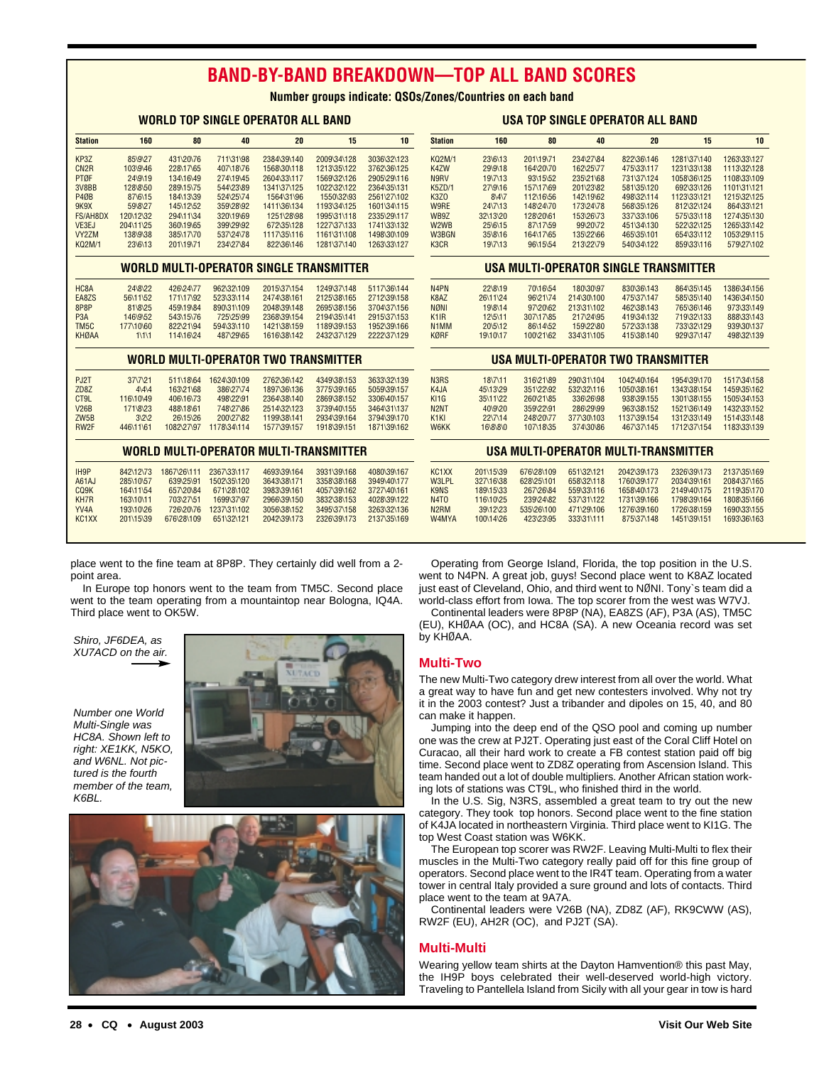# BAND-BY-BAND BREAKDOWN—TOP ALL BAND SCORES

**Number groups indicate: QSOs/Zones/Countries on each band**

### WORLD TOP SINGLE OPERATOR ALL BAND

| Station | 160 | 80 | 40 | 20 | 15 | 10 |
|---|---|---|---|---|---|---|
| KP3Z | 85\9\27 | 431\20\76 | 711\31\98 | 2384\39\140 | 2009\34\128 | 3036\32\123 |
| CN2R | 103\9\46 | 228\17\65 | 407\18\76 | 1568\30\118 | 1213\35\122 | 3762\36\125 |
| PTØF | 24\9\19 | 134\16\49 | 274\19\45 | 2604\33\117 | 1569\32\126 | 2905\29\116 |
| 3V8BB | 128\8\50 | 289\15\75 | 544\23\89 | 1341\37\125 | 1022\32\122 | 2364\35\131 |
| P4ØB | 87\6\15 | 184\13\39 | 524\25\74 | 1564\31\96 | 1550\32\93 | 2561\27\102 |
| 9K9X | 59\8\27 | 145\12\52 | 359\28\92 | 1411\36\134 | 1193\34\125 | 1601\34\115 |
| FS/AH8DX | 120\12\32 | 294\11\34 | 320\19\69 | 1251\28\98 | 1995\31\118 | 2335\29\117 |
| VE3EJ | 204\11\25 | 360\19\65 | 399\29\92 | 672\35\128 | 1227\37\133 | 1741\33\132 |
| VY2ZM | 138\9\38 | 385\17\70 | 537\24\78 | 1117\35\116 | 1161\31\108 | 1498\30\109 |
| KQ2M/1 | 23\6\13 | 201\19\71 | 234\27\84 | 822\36\146 | 1281\37\140 | 1263\33\127 |

### USA TOP SINGLE OPERATOR ALL BAND

| Station | 160 | 80 | 40 | 20 | 15 | 10 |
|---|---|---|---|---|---|---|
| KQ2M/1 | 23\6\13 | 201\19\71 | 234\27\84 | 822\36\146 | 1281\37\140 | 1263\33\127 |
| K4ZW | 29\9\18 | 164\20\70 | 162\25\77 | 475\33\117 | 1231\33\138 | 1113\32\128 |
| N9RV | 19\7\13 | 93\15\52 | 235\21\68 | 731\37\124 | 1058\36\125 | 1108\33\109 |
| K5ZD/1 | 27\9\16 | 157\17\69 | 201\23\82 | 581\35\120 | 692\33\126 | 1101\31\121 |
| K3ZO | 8\4\7 | 112\16\56 | 142\19\62 | 498\32\114 | 1123\33\121 | 1215\32\125 |
| W9RE | 24\7\13 | 148\24\70 | 173\24\78 | 568\35\126 | 812\32\124 | 864\33\121 |
| WB9Z | 32\13\20 | 128\20\61 | 153\26\73 | 337\33\106 | 575\33\118 | 1274\35\130 |
| W2WB | 25\6\15 | 87\17\59 | 99\20\72 | 451\34\130 | 522\32\125 | 1265\33\142 |
| W3BGN | 35\8\16 | 164\17\65 | 135\22\66 | 465\35\101 | 654\33\112 | 1053\29\115 |
| K3CR | 19\7\13 | 96\15\54 | 213\22\79 | 540\34\122 | 859\33\116 | 579\27\102 |

### WORLD MULTI-OPERATOR SINGLE TRANSMITTER

| Station | 160 | 80 | 40 | 20 | 15 | 10 |
|---|---|---|---|---|---|---|
| HC8A | 24\8\22 | 426\24\77 | 962\32\109 | 2015\37\154 | 1249\37\148 | 5117\36\144 |
| EA8ZS | 56\11\52 | 171\17\92 | 523\33\114 | 2474\38\161 | 2125\38\165 | 2712\39\158 |
| 8P8P | 81\8\25 | 459\19\84 | 890\31\109 | 2048\39\148 | 2695\38\156 | 3704\37\156 |
| P3A | 146\9\52 | 543\15\76 | 725\25\99 | 2368\39\154 | 2194\35\141 | 2915\37\153 |
| TM5C | 177\10\60 | 822\21\94 | 594\33\110 | 1421\38\159 | 1189\39\153 | 1952\39\166 |
| KHØAA | 1\1\1 | 114\16\24 | 487\29\65 | 1616\38\142 | 2432\37\129 | 2222\37\129 |

### USA MULTI-OPERATOR SINGLE TRANSMITTER

| Station | 160 | 80 | 40 | 20 | 15 | 10 |
|---|---|---|---|---|---|---|
| N4PN | 22\8\19 | 70\16\54 | 180\30\97 | 830\36\143 | 864\35\145 | 1386\34\156 |
| K8AZ | 26\11\24 | 96\21\74 | 214\30\100 | 475\37\147 | 585\35\140 | 1436\34\150 |
| NØNI | 19\8\14 | 97\20\62 | 213\31\102 | 462\38\143 | 765\36\146 | 973\33\149 |
| K1IR | 12\5\11 | 307\17\85 | 217\24\95 | 419\34\132 | 719\32\133 | 888\33\143 |
| N1MM | 20\5\12 | 86\14\52 | 159\22\80 | 572\33\138 | 733\32\129 | 939\30\137 |
| KØRF | 19\10\17 | 100\21\62 | 334\31\105 | 415\38\140 | 929\37\147 | 498\32\139 |

### WORLD MULTI-OPERATOR TWO TRANSMITTER

| Station | 160 | 80 | 40 | 20 | 15 | 10 |
|---|---|---|---|---|---|---|
| PJ2T | 37\7\21 | 511\18\64 | 1624\30\109 | 2762\36\142 | 4349\38\153 | 3633\32\139 |
| ZD8Z | 4\4\4 | 163\21\68 | 386\27\74 | 1897\36\136 | 3775\39\165 | 5059\39\157 |
| CT9L | 116\10\49 | 406\16\73 | 498\22\91 | 2364\38\140 | 2869\38\152 | 3306\40\157 |
| V26B | 171\8\23 | 488\18\61 | 748\27\86 | 2514\32\123 | 3739\40\155 | 3464\31\137 |
| ZW5B | 3\2\2 | 26\15\26 | 200\27\82 | 1199\38\141 | 2934\39\164 | 3794\39\170 |
| RW2F | 446\11\61 | 1082\27\97 | 1178\34\114 | 1577\39\157 | 1918\39\151 | 1871\39\162 |

### USA MULTI-OPERATOR TWO TRANSMITTER

| Station | 160 | 80 | 40 | 20 | 15 | 10 |
|---|---|---|---|---|---|---|
| N3RS | 18\7\11 | 316\21\89 | 290\31\104 | 1042\40\164 | 1954\39\170 | 1517\34\158 |
| K4JA | 45\13\29 | 351\22\92 | 532\32\116 | 1050\38\161 | 1343\38\154 | 1459\35\162 |
| KI1G | 35\11\22 | 260\21\85 | 336\26\98 | 938\39\155 | 1301\38\155 | 1505\34\153 |
| N2NT | 40\9\20 | 359\22\91 | 286\29\99 | 963\38\152 | 1521\36\149 | 1432\33\152 |
| K1KI | 22\7\14 | 248\20\77 | 377\30\103 | 1137\39\154 | 1312\33\149 | 1514\33\148 |
| W6KK | 16\8\0 | 107\18\35 | 374\30\86 | 467\37\145 | 1712\37\154 | 1183\33\139 |

### WORLD MULTI-OPERATOR MULTI-TRANSMITTER

| Station | 160 | 80 | 40 | 20 | 15 | 10 |
|---|---|---|---|---|---|---|
| IH9P | 842\12\73 | 1867\26\111 | 2367\33\117 | 4693\39\164 | 3931\39\168 | 4080\39\167 |
| A61AJ | 285\10\57 | 639\25\91 | 1502\35\120 | 3643\38\171 | 3358\38\168 | 3949\40\177 |
| CQ9K | 164\11\54 | 657\20\84 | 671\28\102 | 3983\39\161 | 4057\39\162 | 3727\40\161 |
| KH7R | 163\10\11 | 703\27\51 | 1699\37\97 | 2966\39\150 | 3832\38\153 | 4028\39\122 |
| YV4A | 193\10\26 | 726\20\76 | 1237\31\102 | 3056\38\152 | 3495\37\158 | 3263\32\136 |
| KC1XX | 201\15\39 | 676\28\109 | 651\32\121 | 2042\39\173 | 2326\39\173 | 2137\35\169 |

### USA MULTI-OPERATOR MULTI-TRANSMITTER

| Station | 160 | 80 | 40 | 20 | 15 | 10 |
|---|---|---|---|---|---|---|
| KC1XX | 201\15\39 | 676\28\109 | 651\32\121 | 2042\39\173 | 2326\39\173 | 2137\35\169 |
| W3LPL | 327\16\38 | 628\25\101 | 658\32\118 | 1760\39\177 | 2034\39\161 | 2084\37\165 |
| K9NS | 189\15\33 | 267\26\84 | 559\33\116 | 1658\40\173 | 2149\40\175 | 2119\35\170 |
| N4TO | 116\10\25 | 239\24\82 | 537\31\122 | 1731\39\166 | 1798\39\164 | 1808\35\166 |
| N2RM | 39\12\23 | 535\26\100 | 471\29\106 | 1276\39\160 | 1726\38\159 | 1690\33\155 |
| W4MYA | 100\14\26 | 423\23\95 | 333\31\111 | 875\37\148 | 1451\39\151 | 1693\36\163 |

place went to the fine team at 8P8P. They certainly did well from a 2-point area.

In Europe top honors went to the team from TM5C. Second place went to the team operating from a mountaintop near Bologna, IQ4A. Third place went to OK5W.

*Shiro, JF6DEA, as XU7ACD on the air.*

*Number one World Multi-Single was HC8A. Shown left to right: XE1KK, N5KO, and W6NL. Not pictured is the fourth member of the team, K6BL.*

Operating from George Island, Florida, the top position in the U.S. went to N4PN. A great job, guys! Second place went to K8AZ located just east of Cleveland, Ohio, and third went to NØNI. Tony`s team did a world-class effort from Iowa. The top scorer from the west was W7VJ.

Continental leaders were 8P8P (NA), EA8ZS (AF), P3A (AS), TM5C (EU), KHØAA (OC), and HC8A (SA). A new Oceania record was set by KHØAA.

## Multi-Two

The new Multi-Two category drew interest from all over the world. What a great way to have fun and get new contesters involved. Why not try it in the 2003 contest? Just a tribander and dipoles on 15, 40, and 80 can make it happen.

Jumping into the deep end of the QSO pool and coming up number one was the crew at PJ2T. Operating just east of the Coral Cliff Hotel on Curacao, all their hard work to create a FB contest station paid off big time. Second place went to ZD8Z operating from Ascension Island. This team handed out a lot of double multipliers. Another African station working lots of stations was CT9L, who finished third in the world.

In the U.S. Sig, N3RS, assembled a great team to try out the new category. They took top honors. Second place went to the fine station of K4JA located in northeastern Virginia. Third place went to KI1G. The top West Coast station was W6KK.

The European top scorer was RW2F. Leaving Multi-Multi to flex their muscles in the Multi-Two category really paid off for this fine group of operators. Second place went to the IR4T team. Operating from a water tower in central Italy provided a sure ground and lots of contacts. Third place went to the team at 9A7A.

Continental leaders were V26B (NA), ZD8Z (AF), RK9CWW (AS), RW2F (EU), AH2R (OC), and PJ2T (SA).

## Multi-Multi

Wearing yellow team shirts at the Dayton Hamvention® this past May, the IH9P boys celebrated their well-deserved world-high victory. Traveling to Pantellela Island from Sicily with all your gear in tow is hard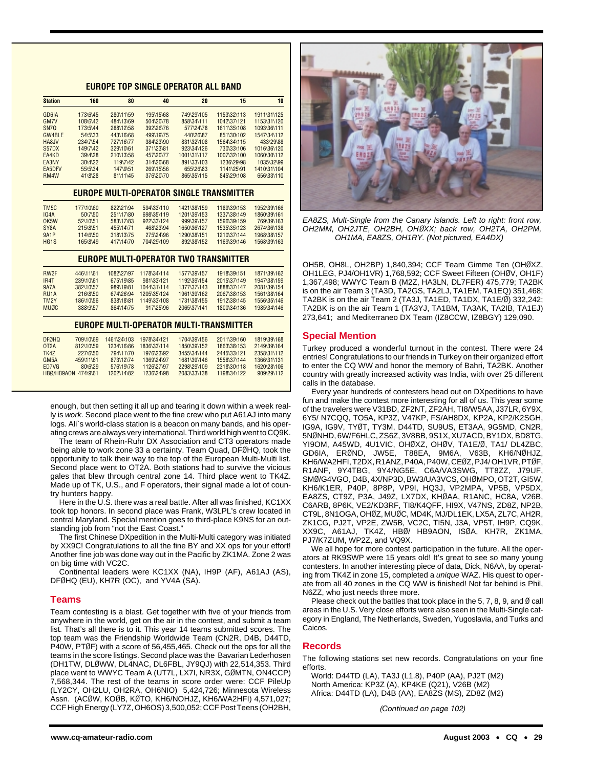### EUROPE TOP SINGLE OPERATOR ALL BAND

| Station | 160 | 80 | 40 | 20 | 15 | 10 |
|---|---|---|---|---|---|---|
| GD6IA | 173\6\45 | 280\11\59 | 195\15\68 | 749\29\105 | 1153\32\113 | 1911\31\125 |
| GM7V | 108\6\42 | 484\13\69 | 504\20\78 | 858\34\111 | 1042\37\121 | 1153\31\120 |
| SN7Q | 173\5\44 | 288\12\58 | 392\26\76 | 577\24\78 | 1611\35\108 | 1093\36\111 |
| GW4BLE | 54\5\33 | 443\16\68 | 499\19\75 | 440\26\87 | 851\30\102 | 1547\34\112 |
| HA8JV | 234\7\54 | 727\16\77 | 384\23\90 | 831\32\108 | 1564\34\115 | 433\29\88 |
| S57DX | 149\7\42 | 329\10\61 | 371\23\81 | 923\34\126 | 730\33\106 | 1016\36\120 |
| EA4KD | 39\4\28 | 210\13\58 | 457\20\77 | 1001\31\117 | 1007\32\100 | 1060\30\112 |
| EA3NY | 30\4\22 | 119\7\42 | 314\20\68 | 891\33\103 | 1236\29\98 | 1035\32\99 |
| EA5DFV | 55\5\34 | 147\9\51 | 269\15\56 | 655\26\83 | 1141\25\91 | 1410\31\104 |
| RM4W | 41\8\28 | 81\11\45 | 376\20\70 | 865\35\115 | 845\29\108 | 656\33\110 |

### EUROPE MULTI-OPERATOR SINGLE TRANSMITTER

| Station | 160 | 80 | 40 | 20 | 15 | 10 |
|---|---|---|---|---|---|---|
| TM5C | 177\10\60 | 822\21\94 | 594\33\110 | 1421\38\159 | 1189\39\153 | 1952\39\166 |
| IQ4A | 50\7\50 | 251\17\80 | 698\35\119 | 1201\39\153 | 1337\38\149 | 1860\39\161 |
| OK5W | 52\10\51 | 583\17\83 | 922\33\124 | 999\39\157 | 1596\39\159 | 769\39\163 |
| SY8A | 215\8\51 | 455\14\71 | 468\23\94 | 1650\36\127 | 1535\35\123 | 2674\36\138 |
| 9A1P | 114\6\50 | 318\13\75 | 275\24\96 | 1290\38\151 | 1210\37\144 | 1968\38\157 |
| HG1S | 165\8\49 | 417\14\70 | 704\29\109 | 892\38\152 | 1169\39\146 | 1568\39\163 |

### EUROPE MULTI-OPERATOR TWO TRANSMITTER

| Station | 160 | 80 | 40 | 20 | 15 | 10 |
|---|---|---|---|---|---|---|
| RW2F | 446\11\61 | 1082\27\97 | 1178\34\114 | 1577\39\157 | 1918\39\151 | 1871\39\162 |
| IR4T | 239\10\61 | 675\19\85 | 981\33\121 | 1192\39\154 | 2015\37\149 | 1947\38\159 |
| 9A7A | 382\10\57 | 989\19\81 | 1044\31\114 | 1377\37\143 | 1888\37\147 | 2081\39\154 |
| RU1A | 216\8\50 | 674\26\94 | 1205\35\124 | 1961\39\162 | 2067\38\153 | 1561\38\164 |
| TM2Y | 186\10\56 | 838\18\81 | 1149\33\108 | 1731\38\155 | 1912\38\145 | 1556\35\146 |
| MUØC | 388\9\57 | 864\14\75 | 917\25\96 | 2065\37\141 | 1800\34\136 | 1985\34\146 |

### EUROPE MULTI-OPERATOR MULTI-TRANSMITTER

| Station | 160 | 80 | 40 | 20 | 15 | 10 |
|---|---|---|---|---|---|---|
| DFØHQ | 709\10\69 | 1461\24\103 | 1978\34\121 | 1704\39\156 | 2011\39\160 | 1819\39\168 |
| OT2A | 812\10\59 | 1234\16\86 | 1836\33\114 | 1850\39\152 | 1863\38\153 | 2149\39\164 |
| TK4Z | 227\6\50 | 794\11\70 | 1976\23\92 | 3455\34\144 | 2445\33\121 | 2358\31\112 |
| GM5A | 459\11\61 | 873\12\74 | 1369\24\97 | 1681\39\146 | 1558\37\144 | 1366\31\131 |
| ED7VG | 80\6\29 | 576\19\78 | 1126\27\97 | 2298\29\109 | 2318\30\118 | 1620\28\106 |
| HBØ/HB9AON | 474\9\61 | 1202\14\82 | 1236\24\98 | 2083\33\138 | 1198\34\122 | 909\29\112 |

enough, but then setting it all up and tearing it down within a week really is *work*. Second place went to the fine crew who put A61AJ into many logs. Ali`s world-class station is a beacon on many bands, and his operating crews are always very international. Third world high went to CQ9K.

The team of Rhein-Ruhr DX Association and CT3 operators made being able to work zone 33 a certainty. Team Quad, DFØHQ, took the opportunity to talk their way to the top of the European Multi-Multi list. Second place went to OT2A. Both stations had to survive the vicious gales that blew through central zone 14. Third place went to TK4Z. Made up of TK, U.S., and F operators, their signal made a lot of country hunters happy.

Here in the U.S. there was a real battle. After all was finished, KC1XX took top honors. In second place was Frank, W3LPL's crew located in central Maryland. Special mention goes to third-place K9NS for an outstanding job from "not the East Coast."

The first Chinese DXpedition in the Multi-Multi category was initiated by XX9C! Congratulations to all the fine BY and XX ops for your effort! Another fine job was done way out in the Pacific by ZK1MA. Zone 2 was on big time with VC2C.

Continental leaders were KC1XX (NA), IH9P (AF), A61AJ (AS), DFØHQ (EU), KH7R (OC), and YV4A (SA).

## Teams

Team contesting is a blast. Get together with five of your friends from anywhere in the world, get on the air in the contest, and submit a team list. That's all there is to it. This year 14 teams submitted scores. The top team was the Friendship Worldwide Team (CN2R, D4B, D44TD, P40W, PTØF) with a score of 56,455,465. Check out the ops for all the teams in the score listings. Second place was the Bavarian Lederhosen (DH1TW, DLØWW, DL4NAC, DL6FBL, JY9QJ) with 22,514,353. Third place went to WWYC Team A (UT7L, LX7I, NR3X, GØMTN, ON4CCP) 7,568,344. The rest of the teams in score order were: CCF PileUp (LY2CY, OH2LU, OH2RA, OH6NIO) 5,424,726; Minnesota Wireless Assn. (ACØW, KOØB, KØTO, KH6/NOHJZ, KH6/WA2HFI) 4,571,027; CCF High Energy (LY7Z, OH6OS) 3,500,052; CCF Post Teens (OH2BH, OH5B, OH8L, OH2BP) 1,840,394; CCF Team Gimme Ten (OHØXZ, OH1LEG, PJ4/OH1VR) 1,768,592; CCF Sweet Fifteen (OHØV, OH1F) 1,367,498; WWYC Team B (M2Z, HA3LN, DL7FER) 475,779; TA2BK is on the air Team 3 (TA3D, TA2GS, TA2LJ, TA1EM, TA1EQ) 351,468; TA2BK is on the air Team 2 (TA3J, TA1ED, TA1DX, TA1E/Ø) 332,242; TA2BK is on the air Team 1 (TA3YJ, TA1BM, TA3AK, TA2IB, TA1EJ) 273,641; and Mediterraneo DX Team (IZ8CCW, IZ8BGY) 129,090.

*EA8ZS, Mult-Single from the Canary Islands. Left to right: front row, OH2MM, OH2JTE, OH2BH, OHØXX; back row, OH2TA, OH2PM, OH1MA, EA8ZS, OH1RY. (Not pictured, EA4DX)*

## Special Mention

Turkey produced a wonderful turnout in the contest. There were 24 entries! Congratulations to our friends in Turkey on their organized effort to enter the CQ WW and honor the memory of Bahri, TA2BK. Another country with greatly increased activity was India, with over 25 different calls in the database.

Every year hundreds of contesters head out on DXpeditions to have fun and make the contest more interesting for all of us. This year some of the travelers were V31BD, ZF2NT, ZF2AH, TI8/W5AA, J37LR, 6Y9X, 6Y5/ N7CQQ, TO5A, KP3Z, V47KP, FS/AH8DX, KP2A, KP2/K2SGH, IG9A, IG9V, TYØT, TY3M, D44TD, SU9US, ET3AA, 9G5MD, CN2R, 5NØNHD, 6W/F6HLC, ZS6Z, 3V8BB, 9S1X, XU7ACD, BY1DX, BD8TG, YI9OM, A45WD, 4U1VIC, OHØXZ, OHØV, TA1E/Ø, TA1/ DL4ZBC, GD6IA, ERØND, JW5E, T88EA, 9M6A, V63B, KH6/NØHJZ, KH6/WA2HFI, T2DX, R1ANZ, P40A, P40W, CEØZ, PJ4/ OH1VR, PTØF, R1ANF, 9Y4TBG, 9Y4/NG5E, C6A/VA3SWG, TT8ZZ, J79UF, SMØ/G4VGO, D4B, 4X/NP3D, BW3/UA3VCS, OHØMPO, OT2T, GI5W, KH6/K1ER, P40P, 8P8P, VP9I, HQ3J, VP2MPA, VP5B, VP5DX, EA8ZS, CT9Z, P3A, J49Z, LX7DX, KHØAA, R1ANC, HC8A, V26B, C6ARB, 8P6K, VE2/KD3RF, TI8/K4QFF, HI9X, V47NS, ZD8Z, NP2B, CT9L, 8N1OGA, OHØZ, MUØC, MD4K, MJ/DL1EK, LX5A, ZL7C, AH2R, ZK1CG, PJ2T, VP2E, ZW5B, VC2C, TI5N, J3A, VP5T, IH9P, CQ9K, XX9C, A61AJ, TK4Z, HBØ/ HB9AON, ISØA, KH7R, ZK1MA, PJ7/K7ZUM, WP2Z, and VQ9X.

We all hope for more contest participation in the future. All the operators at RK9SWP were 15 years old! It's great to see so many young contesters. In another interesting piece of data, Dick, N6AA, by operating from TK4Z in zone 15, completed a *unique* WAZ. His quest to operate from all 40 zones in the CQ WW is finished! Not far behind is Phil, N6ZZ, who just needs three more.

Please check out the battles that took place in the 5, 7, 8, 9, and Ø call areas in the U.S. Very close efforts were also seen in the Multi-Single category in England, The Netherlands, Sweden, Yugoslavia, and Turks and Caicos.

## Records

The following stations set new records. Congratulations on your fine efforts.

World: D44TD (LA), TA3J (L1.8), P40P (AA), PJ2T (M2)
North America: KP3Z (A), KP4KE (Q21), V26B (M2)
Africa: D44TD (LA), D4B (AA), EA8ZS (MS), ZD8Z (M2)

*(Continued on page 102)*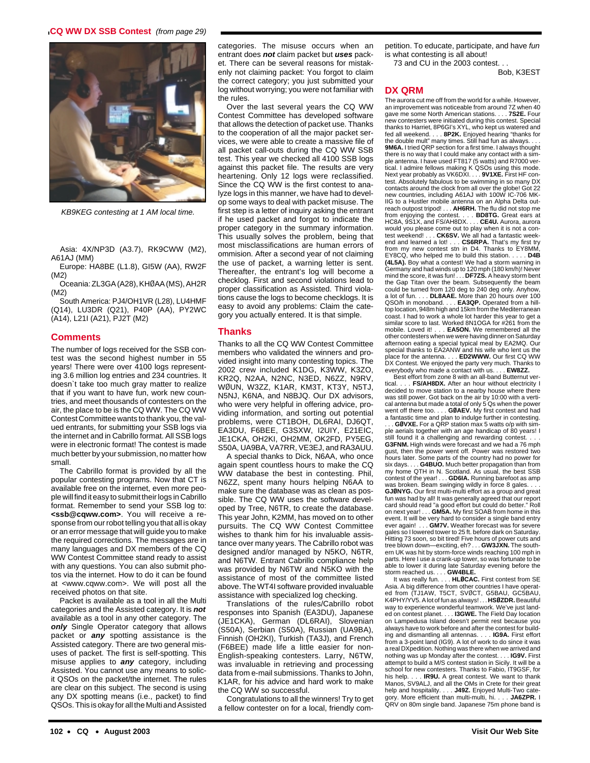**CQ WW DX SSB Contest** *(from page 29)*

KB9KEG contesting at 1 AM local time.

Asia: 4X/NP3D (A3.7), RK9CWW (M2), A61AJ (MM)

Europe: HA8BE (L1.8), GI5W (AA), RW2F (M2)

Oceania: ZL3GA (A28), KHØAA (MS), AH2R (M2)

South America: PJ4/OH1VR (L28), LU4HMF (Q14), LU3DR (Q21), P40P (AA), PY2WC (A14), L21I (A21), PJ2T (M2)

## Comments

The number of logs received for the SSB contest was the second highest number in 55 years! There were over 4100 logs representing 3.6 million log entries and 234 countries. It doesn`t take too much gray matter to realize that if you want to have fun, work new countries, and meet thousands of contesters on the air, the place to be is the CQ WW. The CQ WW Contest Committee wants to thank you, the valued entrants, for submitting your SSB logs via the internet and in Cabrillo format. All SSB logs were in electronic format! The contest is made much better by your submission, no matter how small.

The Cabrillo format is provided by all the popular contesting programs. Now that CT is available free on the internet, even more people will find it easy to submit their logs in Cabrillo format. Remember to send your SSB log to: **<ssb@cqww.com>**. You will receive a response from our robot telling you that all is okay or an error message that will guide you to make the required corrections. The messages are in many languages and DX members of the CQ WW Contest Committee stand ready to assist with any questions. You can also submit photos via the internet. How to do it can be found at <www.cqww.com>. We will post all the received photos on that site.

Packet is available as a tool in all the Multi categories and the Assisted category. It is ***not*** available as a tool in any other category. The ***only*** Single Operator category that allows packet or ***any*** spotting assistance is the Assisted category. There are two general misuses of packet. The first is self-spotting. This misuse applies to ***any*** category, including Assisted. You cannot use any means to solicit QSOs on the packet/the internet. The rules are clear on this subject. The second is using any DX spotting means (i.e., packet) to find QSOs. This is okay for all the Multi and Assisted categories. The misuse occurs when an entrant does ***not*** claim packet but ***uses*** packet. There can be several reasons for mistakenly not claiming packet: You forgot to claim the correct category; you just submitted your log without worrying; you were not familiar with the rules.

Over the last several years the CQ WW Contest Committee has developed software that allows the detection of packet use. Thanks to the cooperation of all the major packet services, we were able to create a massive file of all packet call-outs during the CQ WW SSB test. This year we checked all 4100 SSB logs against this packet file. The results are very heartening. Only 12 logs were reclassified. Since the CQ WW is the first contest to analyze logs in this manner, we have had to develop some ways to deal with packet misuse. The first step is a letter of inquiry asking the entrant if he used packet and forgot to indicate the proper category in the summary information. This usually solves the problem, being that most misclassifications are human errors of ommision. After a second year of not claiming the use of packet, a warning letter is sent. Thereafter, the entrant's log will become a checklog. First and second violations lead to proper classification as Assisted. Third violations cause the logs to become checklogs. It is easy to avoid any problems: Claim the category you actually entered. It is that simple.

## Thanks

Thanks to all the CQ WW Contest Committee members who validated the winners and provided insight into many contesting topics. The 2002 crew included K1DG, K3WW, K3ZO, KR2Q, N2AA, N2NC, N3ED, N6ZZ, N9RV, WØUN, W3ZZ, K1AR, KM3T, KT3Y, N5TJ, N5NJ, K6NA, and N8BJQ. Our DX advisors, who were very helpful in offering advice, providing information, and sorting out potential problems, were CT1BOH, DL6RAI, DJ6QT, EA3DU, F6BEE, G3SXW, I2UIY, E21EIC, JE1CKA, OH2KI, OH2MM, OK2FD, PY5EG, S50A, UA9BA, VA7RR, VE3EJ, and RA3AUU.

A special thanks to Dick, N6AA, who once again spent countless hours to make the CQ WW database the best in contesting. Phil, N6ZZ, spent many hours helping N6AA to make sure the database was as clean as possible. The CQ WW uses the software developed by Tree, N6TR, to create the database. This year John, K2MM, has moved on to other pursuits. The CQ WW Contest Committee wishes to thank him for his invaluable assistance over many years. The Cabrillo robot was designed and/or managed by N5KO, N6TR, and N6TW. Entrant Cabrillo compliance help was provided by N6TW and N5KO with the assistance of most of the committee listed above. The WT4I software provided invaluable assistance with specialized log checking.

Translations of the rules/Cabrillo robot responses into Spanish (EA3DU), Japanese (JE1CKA), German (DL6RAI), Slovenian (S50A), Serbian (S50A), Russian (UA9BA), Finnish (OH2KI), Turkish (TA3J), and French (F6BEE) made life a little easier for non-English-speaking contesters. Larry, N6TW, was invaluable in retrieving and processing data from e-mail submissions. Thanks to John, K1AR, for his advice and hard work to make the CQ WW so successful.

Congratulations to all the winners! Try to get a fellow contester on for a local, friendly competition. To educate, participate, and have *fun* is what contesting is all about!

73 and CU in the 2003 contest. . .

Bob, K3EST

## DX QRM

The aurora cut me off from the world for a while. However, an improvement was noticeable from around 7Z when 40 gave me some North American stations. . . . **7S2E.** Four new contesters were initiated during this contest. Special thanks to Harriet, 8P6GI's XYL, who kept us watered and fed all weekend. . . . **8P2K.** Enjoyed hearing "thanks for the double mult" many times. Still had fun as always. . . . **9M6A.** I tried QRP section for a first time. I always thought there is no way that I could make any contact with a simple antenna. I have used FT817 (5 watts) and R7000 vertical. I admire fellows making K QSOs using this mode. Next year probably as VK6DXI. . . . **9V1XE.** First HF contest. Absolutely fabulous to be swimming in so many DX contacts around the clock from all over the globe! Got 22 new countries, including A61AJ with 100W IC-706 MK-IIG to a Hustler mobile antenna on an Alpha Delta outreach outpost tripod! . . . **AH6RH.** The flu did not stop me from enjoying the contest. . . . **BD8TG.** Great ears at HC8A, 9S1X, and FS/AH8DX. . . . **CE4U.** Aurora, aurora would you please come out to play when it is not a contest weekend! . . . **CK6SV.** We all had a fantastic weekend and learned a lot! . . . **CS6RPA.** That's my first try from my new contest stn in D4. Thanks to EY8MM, EY8CQ, who helped me to build this station. . . . **D4B (4L5A).** Boy what a contest! We had a storm warning in Germany and had winds up to 120 mph (180 km/h)! Never mind the score, it was fun! . . . **DF7ZS.** A heavy storm bent the Gap Titan over the beam. Subsequently the beam could be turned from 120 deg to 240 deg only. Anyhow, a lot of fun. . . . **DL8AAE.** More than 20 hours over 100 QSO/h in monoband. . . . **EA3QP.** Operated from a hilltop location, 948m high and 15km from the Mediterranean coast. I had to work a whole lot harder this year to get a similar score to last. Worked 8N1OGA for #261 from the mobile. Loved it! . . . **EA5ON.** We remembered all the other contesters when we were having dinner on Saturday afternoon eating a special typical meal by EA2MQ. Our special thanks to EA2ANW and his wife who lent us the place for the antenna. . . . **ED2WWW.** Our first CQ WW DX Contest. We enjoyed the party very much. Thanks to everybody who made a contact with us. . . . **EW8ZZ.**

Best effort from zone 8 with an all-band Butternut vertical. . . . **FS/AH8DX.** After an hour without electricity I decided to move station to a nearby house where there was still power. Got back on the air by 10:00 with a vertical antenna but made a total of only 5 Qs when the power went off there too. . . . **GØAEV.** My first contest and had a fantastic time and plan to indulge further in contesting. . . . **GØVXE.** For a QRP station max 5 watts o/p with simple aerials together with an age handicap of 80 years! I still found it a challenging and rewarding contest. . . . **G3FNM.** High winds were forecast and we had a 76 mph gust, then the power went off. Power was restored two hours later. Some parts of the country had no power for six days. . . . **G4BUO.** Much better propagation than from my home QTH in N. Scotland. As usual, the best SSB contest of the year! . . . **GD6IA.** Running barefoot as amp was broken. Beam swinging wildly in force 8 gales. . . . **GJØNYG.** Our first multi-multi effort as a group and great fun was had by all! It was generally agreed that our report card should read "a good effort but could do better." Roll on next year! . . . **GM5A.** My first SOAB from home in this event. It will be very hard to consider a single band entry ever again! . . . **GM7V.** Weather forecast was for severe gales so I lowered tower to 25 ft. before dark on Saturday. Hitting 73 soon, so bit tired! Five hours of power cuts and tree blown down—exciting, eh? . . . **GW3JXN.** The southern UK was hit by storm-force winds reaching 100 mph in parts. Here I use a crank-up tower, so was fortunate to be able to lower it during late Saturday evening before the storm reached us. . . . **GW4BLE.**

It was really fun. . . . **HLØCAC.** First contest from SE Asia. A big difference from other countries I have operated from (TJ1AW, T5CT, SVØCT, G5BAU, GC5BAU, K4PHY/YV5. A lot of fun as always! . . . **HSØZDR.** Beautiful way to experience wonderful teamwork. We've just landed on contest planet. . . . **I3GWE.** The Field Day location on Lampedusa Island doesn't permit rest because you always have to work before and after the contest for building and dismantling all antennas. . . . **IG9A.** First effort from a 3-point land (IG9). A lot of work to do since it was a real DXpedition. Nothing was there when we arrived and nothing was up Monday after the contest. . . . **IG9V.** First attempt to build a M/S contest station in Sicily. It will be a school for new contesters. Thanks to Fabio, IT9GSF, for his help. . . . **IR9U.** A great contest. We want to thank Manos, SV9ALJ, and all the OMs in Crete for their great help and hospitality. . . . **J49Z.** Enjoyed Multi-Two category. More efficient than multi-multi, hi. . . . **JA6ZPR.** I QRV on 80m single band. Japanese 75m phone band is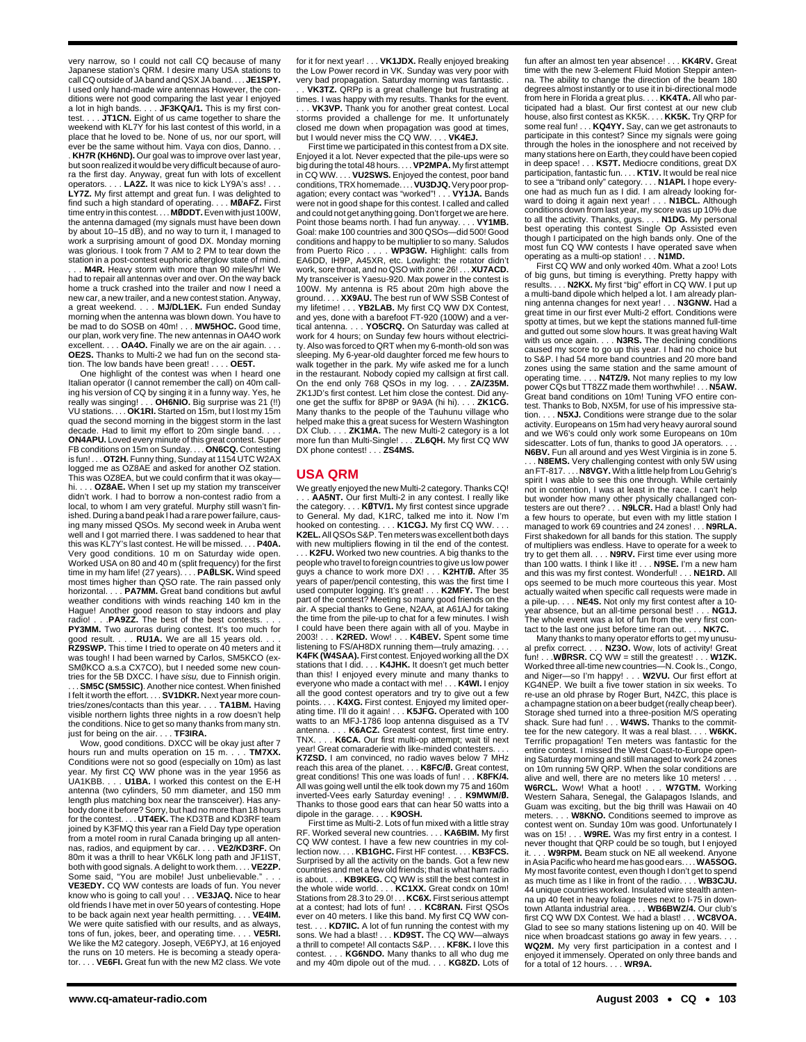very narrow, so I could not call CQ because of many Japanese station's QRM. I desire many USA stations to call CQ outside of JA band and QSX JA band. . . . **JE1SPY.** I used only hand-made wire antennas However, the conditions were not good comparing the last year I enjoyed a lot in high bands. . . . **JF3KQA/1.** This is my first contest. . . . **JT1CN.** Eight of us came together to share the weekend with KL7Y for his last contest of this world, in a place that he loved to be. None of us, nor our sport, will ever be the same without him. Vaya con dios, Danno. . . . **KH7R (KH6ND).** Our goal was to improve over last year, but soon realized it would be very difficult because of aurora the first day. Anyway, great fun with lots of excellent operators. . . . **LA2Z.** It was nice to kick LY9A's ass! . . . **LY7Z.** My first attempt and great fun. I was delighted to find such a high standard of operating. . . . **MØAFZ.** First time entry in this contest. . . . **MØDDT.** Even with just 100W, the antenna damaged (my signals must have been down by about 10–15 dB), and no way to turn it, I managed to work a surprising amount of good DX. Monday morning was glorious. I took from 7 AM to 2 PM to tear down the station in a post-contest euphoric afterglow state of mind. . . . **M4R.** Heavy storm with more than 90 miles/hr! We had to repair all antennas over and over. On the way back home a truck crashed into the trailer and now I need a new car, a new trailer, and a new contest station. Anyway, a great weekend. . . . **MJ/DL1EK.** Fun ended Sunday morning when the antenna was blown down. You have to be mad to do SOSB on 40m! . . . **MW5HOC.** Good time, our plan, work very fine. The new antennas in OA4O work excellent. . . . **OA4O.** Finally we are on the air again. . . . **OE2S.** Thanks to Multi-2 we had fun on the second station. The low bands have been great! . . . . **OE5T.**

One highlight of the contest was when I heard one Italian operator (I cannot remember the call) on 40m calling his version of CQ by singing it in a funny way. Yes, he really was singing! . . . **OH6NIO.** Big surprise was 21 (!!) VU stations. . . . **OK1RI.** Started on 15m, but I lost my 15m quad the second morning in the biggest storm in the last decade. Had to limit my effort to 20m single band. . . . **ON4APU.** Loved every minute of this great contest. Super FB conditions on 15m on Sunday. . . . **ON6CQ.** Contesting is fun! . . . **OT2H.** Funny thing, Sunday at 1154 UTC W2AX logged me as OZ8AE and asked for another OZ station. This was OZ8EA, but we could confirm that it was okay—hi. . . . **OZ8AE.** When I set up my station my transceiver didn't work. I had to borrow a non-contest radio from a local, to whom I am very grateful. Murphy still wasn't finished. During a band peak I had a rare power failure, causing many missed QSOs. My second week in Aruba went well and I got married there. I was saddened to hear that this was KL7Y's last contest. He will be missed. . . . **P40A.** Very good conditions. 10 m on Saturday wide open. Worked USA on 80 and 40 m (split frequency) for the first time in my ham life! (27 years). . . . **PAØLSK.** Wind speed most times higher than QSO rate. The rain passed only horizontal. . . . **PA7MM.** Great band conditions but awful weather conditions with winds reaching 140 km in the Hague! Another good reason to stay indoors and play radio! . . .**PA9ZZ.** The best of the best contests. . . . **PY3MM.** Two auroras during contest. It's too much for good result. . . . **RU1A.** We are all 15 years old. . . . **RZ9SWP.** This time I tried to operate on 40 meters and it was tough! I had been warned by Carlos, SM5KCO (ex-SMØKCO a.s.a CX7CO), but I needed some new countries for the 5B DXCC. I have *sisu,* due to Finnish origin. . . . **SM5C (SM5SIC)**. Another nice contest. When finished I felt it worth the effort. . . . **SV1DKR.** Next year more countries/zones/contacts than this year. . . . **TA1BM.** Having visible northern lights three nights in a row doesn't help the conditions. Nice to get so many thanks from many stn. just for being on the air. . . . **TF3IRA.**

Wow, good conditions. DXCC will be okay just after 7 hours run and multis operation on 15 m. . . . **TM7XX.** Conditions were not so good (especially on 10m) as last year. My first CQ WW phone was in the year 1956 as UA1KBB. . . . **U1BA.** I worked this contest on the E-H antenna (two cylinders, 50 mm diameter, and 150 mm length plus matching box near the transceiver). Has anybody done it before? Sorry, but had no more than 18 hours for the contest. . . . **UT4EK.** The KD3TB and KD3RF team joined by K3FMQ this year ran a Field Day type operation from a motel room in rural Canada bringing up all antennas, radios, and equipment by car. . . . **VE2/KD3RF.** On 80m it was a thrill to hear VK6LK long path and JF1IST, both with good signals. A delight to work them. . . . **VE2ZP.** Some said, "You are mobile! Just unbelievable." . . . **VE3EDY.** CQ WW contests are loads of fun. You never know who is going to call you! . . . **VE3JAQ.** Nice to hear old friends I have met in over 50 years of contesting. Hope to be back again next year health permitting. . . . **VE4IM.** We were quite satisfied with our results, and as always, tons of fun, jokes, beer, and operating time. . . . **VE5RI.** We like the M2 category. Joseph, VE6PYJ, at 16 enjoyed the runs on 10 meters. He is becoming a steady operator. . . . **VE6FI.** Great fun with the new M2 class. We vote for it for next year! . . . **VK1JDX.** Really enjoyed breaking the Low Power record in VK. Sunday was very poor with very bad propagation. Saturday morning was fantastic. . . . **VK3TZ.** QRPp is a great challenge but frustrating at times. I was happy with my results. Thanks for the event. . . . **VK3VP.** Thank you for another great contest. Local storms provided a challenge for me. It unfortunately closed me down when propagation was good at times, but I would never miss the CQ WW. . . . **VK4EJ.**

First time we participated in this contest from a DX site. Enjoyed it a lot. Never expected that the pile-ups were so big during the total 48 hours. . . . **VP2MPA.** My first attempt in CQ WW. . . . **VU2SWS.** Enjoyed the contest, poor band conditions, TRX homemade. . . . **VU3DJQ.** Very poor propagation; every contact was "worked"! . . . **VY1JA.** Bands were not in good shape for this contest. I called and called and could not get anything going. Don't forget we are here. Point those beams north. I had fun anyway. . . . **VY1MB.** Goal: make 100 countries and 300 QSOs—did 500! Good conditions and happy to be multiplier to so many. Saludos from Puerto Rico . . . . **WP3GW.** Highlight: calls from EA6DD, IH9P, A45XR, etc. Lowlight: the rotator didn't work, sore throat, and no QSO with zone 26! . . . **XU7ACD.** My transceiver is Yaesu-920. Max power in the contest is 100W. My antenna is R5 about 20m high above the ground. . . . **XX9AU.** The best run of WW SSB Contest of my lifetime! . . . **YB2LAB.** My first CQ WW DX Contest, and yes, done with a barefoot FT-920 (100W) and a vertical antenna. . . . **YO5CRQ.** On Saturday was called at work for 4 hours; on Sunday few hours without electricity. Also was forced to QRT when my 6-month-old son was sleeping. My 6-year-old daughter forced me few hours to walk together in the park. My wife asked me for a lunch in the restaurant. Nobody copied my callsign at first call. On the end only 768 QSOs in my log. . . . **ZA/Z35M.** ZK1JD's first contest. Let him close the contest. Did anyone get the suffix for 8P8P or 9A9A (hi hi). . . . **ZK1CG.** Many thanks to the people of the Tauhunu village who helped make this a great sucess for Western Washington DX Club. . . . **ZK1MA.** The new Multi-2 category is a lot more fun than Multi-Single! . . . **ZL6QH.** My first CQ WW DX phone contest! . . . **ZS4MS.**

## USA QRM

We greatly enjoyed the new Multi-2 category. Thanks CQ! . . . **AA5NT.** Our first Multi-2 in any contest. I really like the category. . . . **KØTV/1.** My first contest since upgrade to General. My dad, K1RC, talked me into it. Now I'm hooked on contesting. . . . **K1CGJ.** My first CQ WW. . . . **K2EL.** All QSOs S&P. Ten meters was excellent both days with new multipliers flowing in til the end of the contest. . . . **K2FU.** Worked two new countries. A big thanks to the people who travel to foreign countries to give us low power guys a chance to work more DX! . . . **K2HT/Ø.** After 35 years of paper/pencil contesting, this was the first time I used computer logging. It's great! . . . **K2MFY.** The best part of the contest? Meeting so many good friends on the air. A special thanks to Gene, N2AA, at A61AJ for taking the time from the pile-up to chat for a few minutes. I wish I could have been there again with all of you. Maybe in 2003! . . . **K2RED.** Wow! . . . **K4BEV.** Spent some time listening to FS/AH8DX running them—truly amazing. . . . **K4FK (W4SAA).** First contest. Enjoyed working all the DX stations that I did. . . . **K4JHK.** It doesn't get much better than this! I enjoyed every minute and many thanks to everyone who made a contact with me! . . . **K4WI.** I enjoy all the good contest operators and try to give out a few points. . . . **K4XG.** First contest. Enjoyed my limited operating time. I'll do it again! . . . **K5JFG.** Operated with 100 watts to an MFJ-1786 loop antenna disguised as a TV antenna. . . . **K6ACZ.** Greatest contest, first time entry. TNX. . . . **K6CA.** Our first multi-op attempt; wait til next year! Great comaraderie with like-minded contesters. . . . **K7ZSD.** I am convinced, no radio waves below 7 MHz reach this area of the planet. . . . **K8FC/Ø.** Great contest, great conditions! This one was loads of fun! . . . **K8FK/4.** All was going well until the elk took down my 75 and 160m inverted-Vees early Saturday evening! . . . **K9MWM/Ø.** Thanks to those good ears that can hear 50 watts into a dipole in the garage. . . . **K9OSH.**

First time as Multi-2. Lots of fun mixed with a little stray RF. Worked several new countries. . . . **KA6BIM.** My first CQ WW contest. I have a few new countries in my collection now. . . . **KB1GHC.** First HF contest. . . . **KB3FCS.** Surprised by all the activity on the bands. Got a few new countries and met a few old friends; that is what ham radio is about. . . . **KB9KEG.** CQ WW is still the best contest in the whole wide world. . . . **KC1XX.** Great condx on 10m! Stations from 28.3 to 29.0! . . . **KC6X.** First serious attempt at a contest; had lots of fun! . . . **KC8RAN.** First QSOs ever on 40 meters. I like this band. My first CQ WW contest. . . . **KD7IIC.** A lot of fun running the contest with my sons. We had a blast! . . . **KD9ST.** The CQ WW—always a thrill to compete! All contacts S&P. . . . **KF8K.** I love this contest. . . . **KG6NDO.** Many thanks to all who dug me and my 40m dipole out of the mud. . . . **KG8ZD.** Lots of fun after an almost ten year absence! . . . **KK4RV.** Great time with the new 3-element Fluid Motion Steppir antenna. The ability to change the direction of the beam 180 degrees almost instantly or to use it in bi-directional mode from here in Florida a great plus. . . . **KK4TA.** All who participated had a blast. Our first contest at our new club house, also first contest as KK5K. . . . **KK5K.** Try QRP for some real fun! . . . **KQ4YY.** Say, can we get astronauts to participate in this contest? Since my signals were going through the holes in the ionosphere and not received by many stations here on Earth, they could have been copied in deep space! . . . **KS7T.** Mediocre conditions, great DX participation, fantastic fun. . . . **KT1V.** It would be real nice to see a "triband only" category. . . . **N1API.** I hope everyone had as much fun as I did. I am already looking forward to doing it again next year! . . . **N1BCL.** Although conditions down from last year, my score was up 10% due to all the activity. Thanks, guys. . . . **N1DG.** My personal best operating this contest Single Op Assisted even though I participated on the high bands only. One of the most fun CQ WW contests I have operated save when operating as a multi-op station! . . . **N1MD.**

First CQ WW and only worked 40m. What a zoo! Lots of big guns, but timing is everything. Pretty happy with results. . . . **N2KX.** My first "big" effort in CQ WW. I put up a multi-band dipole which helped a lot. I am already planning antenna changes for next year! . . . **N3GNW.** Had a great time in our first ever Multi-2 effort. Conditions were spotty at times, but we kept the stations manned full-time and gutted out some slow hours. It was great having Walt with us once again. . . . **N3RS.** The declining conditions caused my score to go up this year. I had no choice but to S&P. I had 54 more band countries and 20 more band zones using the same station and the same amount of operating time. . . . **N4TZ/9.** Not many replies to my low power CQs but TT8ZZ made them worthwhile! . . . **N5AW.** Great band conditions on 10m! Tuning VFO entire contest. Thanks to Bob, NX5M, for use of his impressive station. . . . **N5XJ.** Conditions were strange due to the solar activity. Europeans on 15m had very heavy auroral sound and we W6's could only work some Europeans on 10m sidescatter. Lots of fun, thanks to good JA operators. . . . **N6BV.** Fun all around and yes West Virginia is in zone 5. . . . **N8EMS.** Very challenging contest with only 5W using an FT-817. . . . **N8VGY.** With a little help from Lou Gehrig's spirit I was able to see this one through. While certainly not in contention, I was at least in the race. I can't help but wonder how many other physically challenged contesters are out there? . . . **N9LCR.** Had a blast! Only had a few hours to operate, but even with my little station I managed to work 69 countries and 24 zones! . . . **N9RLA.** First shakedown for all bands for this station. The supply of multipliers was endless. Have to operate for a week to try to get them all. . . . **N9RV.** First time ever using more than 100 watts. I think I like it! . . . **N9SE.** I'm a new ham and this was my first contest. Wonderful! . . . **NE1RD.** All ops seemed to be much more courteous this year. Most actually waited when specific call requests were made in a pile-up. . . . **NE4S.** Not only my first contest after a 10-year absence, but an all-time personal best! . . . **NG1J.** The whole event was a lot of fun from the very first contact to the last one just before time ran out. . . . **NK7C.**

Many thanks to many operator efforts to get my unusual prefix correct. . . . **NZ3O.** Wow, lots of activity! Great fun! . . . **WØRSR.** CQ WW = still the greatest! . . . **W1ZK.** Worked three all-time new countries—N. Cook Is., Congo, and Niger—so I'm happy! . . . **W2VU.** Our first effort at KG4NEP. We built a five tower station in six weeks. To re-use an old phrase by Roger Burt, N4ZC, this place is a champagne station on a beer budget (really cheap beer). Storage shed turned into a three-position M/S operating shack. Sure had fun! . . . **W4WS.** Thanks to the committee for the new category. It was a real blast. . . . **W6KK.** Terrific propagation! Ten meters was fantastic for the entire contest. I missed the West Coast-to-Europe opening Saturday morning and still managed to work 24 zones on 10m running 5W QRP. When the solar conditions are alive and well, there are no meters like 10 meters! . . . **W6RCL.** Wow! What a hoot! . . . **W7GTM.** Working Western Sahara, Senegal, the Galapagos Islands, and Guam was exciting, but the big thrill was Hawaii on 40 meters. . . . **W8KNO.** Conditions seemed to improve as contest went on. Sunday 10m was good. Unfortunately I was on 15! . . . **W9RE.** Was my first entry in a contest. I never thought that QRP could be so tough, but I enjoyed it. . . . **W9RPM.** Beam stuck on NE all weekend. Anyone in Asia Pacific who heard me has good ears. . . . **WA5SOG.** My most favorite contest, even though I don't get to spend as much time as I like in front of the radio. . . . **WB3CJU.** 44 unique countries worked. Insulated wire stealth antenna up 40 feet in heavy foliage trees next to I-75 in downtown Atlanta industrial area. . . . **WB6BWZ/4.** Our club's first CQ WW DX Contest. We had a blast! . . . **WC8VOA.** Glad to see so many stations listening up on 40. Will be nice when broadcast stations go away in few years. . . . **WQ2M.** My very first participation in a contest and I enjoyed it immensely. Operated on only three bands and for a total of 12 hours. . . . **WR9A.**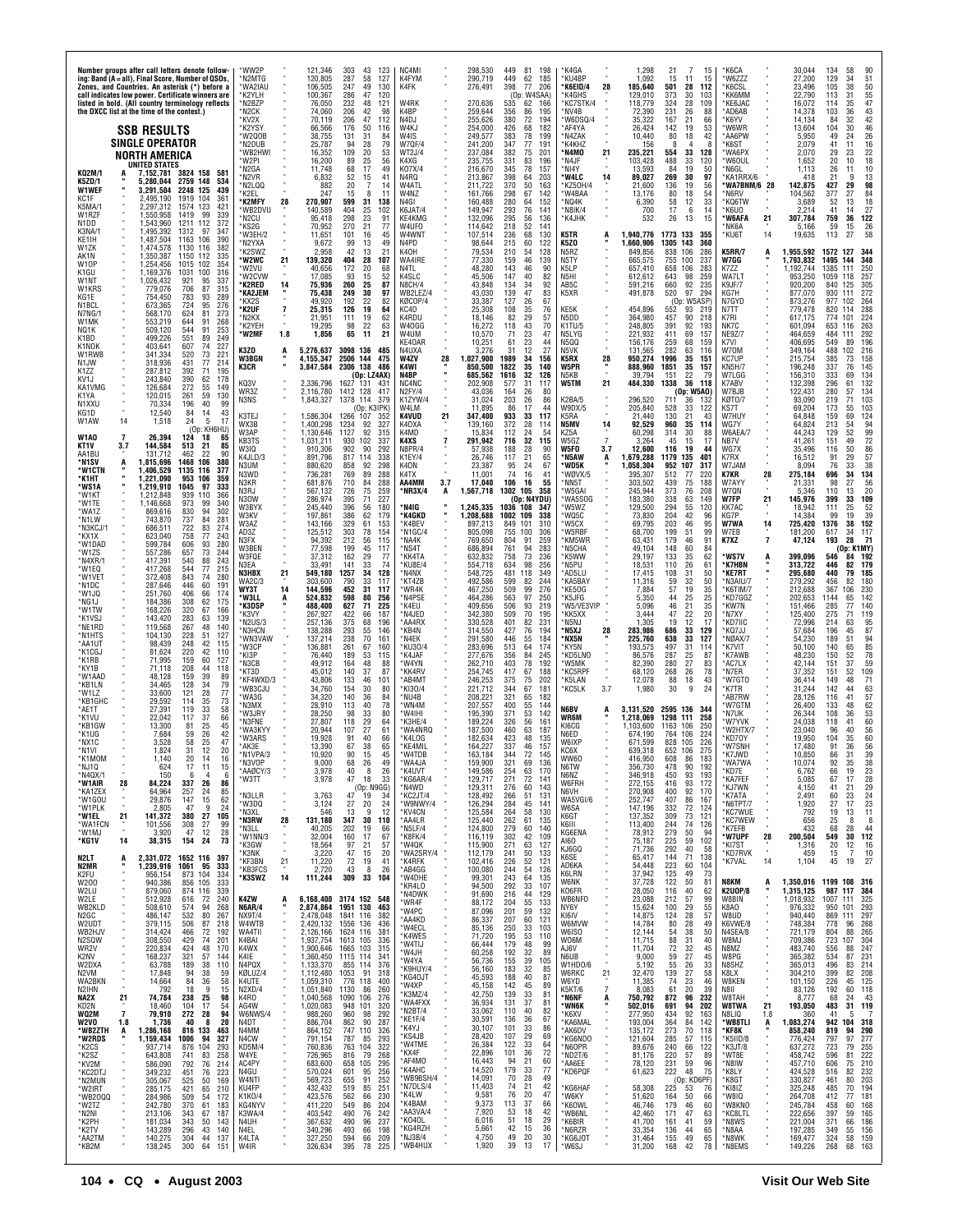Number groups after call letters denote following: Band (A = all), Final Score, Number of QSOs, Zones, and Countries. An asterisk (*) before a call indicates low power. Certificate winners are listed in bold. (All country terminology reflects the DXCC list at the time of the contest.)

# SSB RESULTS

## SINGLE OPERATOR

### NORTH AMERICA

#### UNITED STATES

| Call | Band | Score | QSOs | Zones | Countries |
|---|---|---|---|---|---|
| **KQ2M/1** | A | 7,152,781 | 3824 | 158 | 581 |
| **K5ZD/1** | " | 5,280,044 | 2759 | 148 | 534 |
| **W1WEF** | " | 3,291,504 | 2248 | 125 | 439 |
| KC1F | " | 2,495,190 | 1919 | 104 | 361 |
| KSMA/1 | " | 2,297,312 | 1574 | 123 | 421 |
| W1RZF | " | 1,550,958 | 1419 | 99 | 339 |
| N1DD | " | 1,543,960 | 1211 | 112 | 372 |
| K3NA/1 | " | 1,495,392 | 1312 | 97 | 347 |
| KE1IH | " | 1,487,504 | 1163 | 106 | 390 |
| W1ZK | " | 1,474,578 | 1130 | 116 | 382 |
| AK1N | " | 1,350,387 | 1150 | 112 | 335 |
| W1OP | " | 1,254,456 | 1015 | 102 | 354 |
| K1GU | " | 1,169,376 | 1031 | 100 | 316 |
| W1NT | " | 1,026,432 | 921 | 95 | 337 |
| W1KRS | " | 779,076 | 706 | 87 | 315 |
| KG1E | " | 754,450 | 783 | 93 | 289 |
| N1BCL | " | 673,365 | 724 | 95 | 276 |
| N7NG/1 | " | 568,170 | 624 | 81 | 273 |
| W1MK | " | 553,219 | 644 | 91 | 268 |
| NQ1K | " | 509,120 | 544 | 91 | 253 |
| K1BD | " | 499,226 | 551 | 89 | 249 |
| K1NOK | " | 403,641 | 607 | 74 | 227 |
| W1RWB | " | 341,334 | 520 | 73 | 221 |
| N1JW | " | 318,936 | 431 | 77 | 214 |
| K1ZZ | " | 287,812 | 392 | 71 | 195 |
| KV1J | " | 243,840 | 390 | 62 | 178 |
| KA1VMG | " | 126,684 | 272 | 55 | 149 |
| K1YA | " | 120,015 | 261 | 59 | 130 |
| N1XXU | " | 70,934 | 196 | 40 | 99 |
| KG1D | " | 12,540 | 84 | 14 | 43 |
| W1AW | 14 | 1,518 | 24 | 5 | 17 |
| (Op: KH6HU) | | | | | |
| **W1AO** | 7 | 26,394 | 124 | 18 | 65 |
| **KT1V** | 3.7 | 144,584 | 513 | 21 | 85 |
| AA1BU | " | 131,712 | 462 | 22 | 90 |
| ***N1SV** | A | 1,815,696 | 1468 | 106 | 380 |
| ***W1CTN** | " | 1,406,529 | 1135 | 116 | 377 |
| ***K1HT** | " | 1,221,090 | 953 | 106 | 359 |
| ***WS1A** | " | 1,219,910 | 1045 | 97 | 333 |
| *W1KT | " | 1,212,848 | 939 | 110 | 366 |
| *W1TE | " | 1,146,668 | 973 | 99 | 340 |
| *WA1Z | " | 869,616 | 830 | 94 | 302 |
| *N1LW | " | 743,870 | 737 | 84 | 281 |
| *N3KCJ/1 | " | 686,511 | 722 | 83 | 274 |
| *KX1X | " | 623,040 | 758 | 77 | 243 |
| *W1DAD | " | 599,784 | 606 | 93 | 280 |
| *W1ZS | " | 557,286 | 657 | 73 | 244 |
| *N4XR/1 | " | 417,391 | 540 | 88 | 243 |
| *W1EQ | " | 417,268 | 544 | 77 | 215 |
| *W1VET | " | 372,408 | 843 | 74 | 280 |
| *N1DC | " | 287,646 | 446 | 60 | 191 |
| *W1JQ | " | 251,760 | 406 | 66 | 174 |
| *NG1J | " | 184,386 | 308 | 62 | 175 |
| *W1TW | " | 168,226 | 320 | 67 | 166 |
| *K1VSJ | " | 143,420 | 283 | 63 | 139 |
| *NE1RD | " | 119,568 | 267 | 48 | 140 |
| *N1HTS | " | 104,130 | 228 | 51 | 127 |
| *AA1UT | " | 98,439 | 248 | 42 | 115 |
| *K1CGJ | " | 81,624 | 220 | 42 | 110 |
| *K1RB | " | 71,995 | 159 | 60 | 127 |
| *KY1B | " | 71,118 | 208 | 44 | 118 |
| *W1AAD | " | 48,128 | 159 | 39 | 89 |
| *KB1LN | " | 34,465 | 128 | 34 | 79 |
| *W1LZ | " | 33,600 | 121 | 28 | 77 |
| *KB1GHC | " | 29,592 | 114 | 35 | 73 |
| *AE1T | " | 27,391 | 119 | 33 | 58 |
| *K1VU | " | 22,042 | 117 | 37 | 66 |
| *KB1GW | " | 13,300 | 81 | 25 | 45 |
| *K1UG | " | 7,684 | 59 | 26 | 42 |
| *NX1C | " | 3,528 | 58 | 25 | 47 |
| *N1VI | " | 1,824 | 31 | 12 | 20 |
| *KB1OM | " | 1,140 | 20 | 14 | 16 |
| *NJ1Q | " | 624 | 17 | 11 | 15 |
| *N4QX/1 | " | 150 | 6 | 4 | 6 |
| ***W1AIR** | 28 | 84,224 | 337 | 26 | 86 |
| *KA1ZEX | " | 64,964 | 257 | 24 | 85 |
| *W1GOU | " | 29,876 | 147 | 15 | 62 |
| *W1PLK | " | 2,805 | 47 | 9 | 24 |
| ***W1EL** | 21 | 141,372 | 380 | 27 | 105 |
| *WA1FCN | " | 101,556 | 308 | 27 | 99 |
| *W1MJ | " | 3,920 | 47 | 12 | 28 |
| ***KG1V** | 14 | 38,315 | 154 | 24 | 73 |
| **N2LT** | A | 2,331,072 | 1652 | 116 | 397 |
| **N2MR** | " | 1,239,916 | 1061 | 95 | 333 |
| K2FU | " | 956,154 | 873 | 104 | 334 |
| W2OO | " | 940,386 | 856 | 105 | 333 |
| W2LU | " | 879,060 | 874 | 116 | 339 |
| W2EE | " | 512,928 | 616 | 72 | 240 |
| WB2KLD | " | 508,610 | 574 | 94 | 268 |
| N2GC | " | 486,147 | 532 | 80 | 267 |
| W2UDT | " | 379,115 | 506 | 87 | 218 |
| WB2HJV | " | 314,424 | 466 | 72 | 192 |
| N2SQW | " | 308,550 | 429 | 74 | 201 |
| WR2V | " | 220,834 | 424 | 48 | 170 |
| K2NV | " | 168,237 | 321 | 57 | 144 |
| W2DXA | " | 63,788 | 189 | 38 | 110 |
| N2VM | " | 17,848 | 94 | 38 | 59 |
| WA2BKN | " | 14,664 | 84 | 36 | 58 |
| N2IHN | " | 792 | 18 | 9 | 15 |
| **NA2X** | 21 | 74,784 | 238 | 25 | 98 |
| KD2N | " | 18,460 | 104 | 17 | 54 |
| **WQ2M** | 7 | 79,910 | 272 | 28 | 94 |
| **W2VO** | 1.8 | 1,736 | 40 | 8 | 20 |
| ***WB2ZTH** | A | 1,286,168 | 816 | 133 | 463 |
| ***W2RDS** | " | 1,159,434 | 1006 | 94 | 327 |
| *K2CS | " | 937,714 | 876 | 104 | 293 |
| *K2SZ | " | 643,808 | 741 | 83 | 258 |
| *KV2M | " | 586,090 | 792 | 76 | 214 |
| *KC2DTJ | " | 349,232 | 451 | 76 | 223 |
| *N2MUN | " | 305,067 | 525 | 50 | 169 |
| *W2IRT | " | 285,175 | 421 | 65 | 210 |
| *WB2OQQ | " | 284,986 | 509 | 54 | 172 |
| *W2TZ | " | 242,780 | 370 | 61 | 183 |
| *N2NI | " | 213,106 | 343 | 67 | 187 |
| *K2PH | " | 181,034 | 343 | 50 | 143 |
| *K2TV | " | 143,289 | 296 | 43 | 140 |
| *AA2TM | " | 140,275 | 304 | 44 | 137 |
| *KB2M | " | 138,245 | 300 | 64 | 151 |
| *WW2P | " | 121,346 | 303 | 43 | 123 |
| *N2MTG | " | 120,805 | 287 | 58 | 127 |
| *WA2IAU | " | 106,505 | 247 | 49 | 130 |
| *K2YLH | " | 100,367 | 286 | 47 | 120 |
| *N2BZP | " | 76,050 | 232 | 48 | 121 |
| *N2CK | " | 74,060 | 206 | 42 | 98 |
| *KV2X | " | 70,119 | 206 | 47 | 112 |
| *K2YSY | " | 66,566 | 176 | 50 | 116 |
| *W2DOB | " | 38,755 | 131 | 31 | 84 |
| *N2DUB | " | 25,787 | 94 | 28 | 79 |
| *WB2HWI | " | 16,352 | 109 | 20 | 53 |
| *W2PI | " | 16,200 | 89 | 25 | 56 |
| *N2GA | " | 11,748 | 68 | 17 | 49 |
| *N2VR | " | 6,832 | 52 | 15 | 41 |
| *N2LQQ | " | 882 | 20 | 7 | 14 |
| *K2EL | " | 247 | 15 | 8 | 11 |
| ***K2MFY** | 28 | 270,907 | 599 | 31 | 138 |
| *WB2DVU | " | 140,589 | 404 | 25 | 102 |
| *N2CU | " | 95,418 | 298 | 23 | 91 |
| *KS2G | " | 70,952 | 270 | 21 | 77 |
| *W3EH/2 | " | 11,651 | 101 | 16 | 45 |
| *N2YXA | " | 9,672 | 99 | 13 | 49 |
| *K2SWZ | " | 2,958 | 42 | 13 | 21 |
| ***W2WC** | 21 | 139,320 | 404 | 28 | 107 |
| *W2VU | " | 40,656 | 172 | 20 | 68 |
| *W2CVW | " | 17,085 | 93 | 15 | 52 |
| ***K2RED** | 14 | 75,936 | 260 | 25 | 87 |
| ***KA2JEM** | " | 75,438 | 249 | 30 | 97 |
| *KX2S | " | 49,920 | 192 | 22 | 82 |
| ***K2UF** | 7 | 25,315 | 126 | 19 | 64 |
| *N2KX | " | 21,951 | 111 | 19 | 62 |
| *K2YEH | " | 19,295 | 98 | 22 | 63 |
| ***W2MF** | 1.8 | 1,856 | 65 | 11 | 21 |
| **K3ZO** | A | 5,276,637 | 3098 | 136 | 485 |
| **W3BGN** | " | 4,155,347 | 2506 | 144 | 475 |
| **K3CR** | " | 3,847,584 | 2306 | 138 | 486 |
| (Op: LZ4AX) | | | | | |
| KQ3V | " | 2,336,796 | 1627 | 131 | 431 |
| WR3Z | " | 2,116,780 | 1412 | 128 | 417 |
| N3NS | " | 1,843,327 | 1378 | 114 | 379 |
| (Op: K3IPK) | | | | | |
| K3TEJ | " | 1,586,304 | 1266 | 107 | 352 |
| WX3B | " | 1,400,298 | 1234 | 92 | 327 |
| W3AP | " | 1,130,646 | 1127 | 92 | 315 |
| KB3TS | " | 1,031,211 | 930 | 102 | 337 |
| W3IO | " | 910,306 | 902 | 90 | 292 |
| K4JLD/3 | " | 891,796 | 817 | 114 | 338 |
| N3UM | " | 880,620 | 858 | 92 | 298 |
| N3WD | " | 736,281 | 769 | 89 | 288 |
| N3KR | " | 681,876 | 710 | 84 | 288 |
| N3RJ | " | 567,132 | 726 | 75 | 259 |
| N3OW | " | 286,974 | 395 | 71 | 227 |
| W3BYX | " | 245,440 | 396 | 56 | 180 |
| W3KV | " | 197,861 | 386 | 62 | 179 |
| W3AZ | " | 143,166 | 329 | 61 | 153 |
| AD3Z | " | 125,512 | 303 | 78 | 154 |
| N3FX | " | 94,392 | 212 | 56 | 115 |
| W3BEN | " | 77,598 | 199 | 45 | 117 |
| W3FQE | " | 37,312 | 162 | 29 | 77 |
| N3EA | " | 33,491 | 141 | 33 | 74 |
| **N3HBX** | 21 | 549,180 | 1225 | 34 | 128 |
| WA2C/3 | " | 303,600 | 790 | 33 | 117 |
| **WY3T** | 14 | 144,596 | 452 | 31 | 117 |
| ***W3LL** | A | 524,832 | 598 | 80 | 256 |
| ***K3DSP** | " | 488,400 | 627 | 71 | 225 |
| *K3VY | " | 267,927 | 422 | 66 | 187 |
| *N2US/3 | " | 257,136 | 375 | 68 | 196 |
| *N3HCN | " | 138,288 | 290 | 55 | 146 |
| *WN3VAW | " | 137,214 | 238 | 70 | 161 |
| *W3CP | " | 136,881 | 261 | 67 | 160 |
| *K3JP | " | 76,440 | 189 | 53 | 115 |
| *N3CB | " | 49,912 | 164 | 48 | 88 |
| *KT3D | " | 45,012 | 140 | 37 | 87 |
| *KF4WXD/3 | " | 43,806 | 133 | 46 | 101 |
| *WB3CJU | " | 34,760 | 154 | 30 | 80 |
| *WA3G | " | 34,320 | 140 | 36 | 84 |
| *N3MX | " | 28,910 | 113 | 40 | 78 |
| *W3JRY | " | 28,250 | 98 | 33 | 80 |
| *N3FNE | " | 27,807 | 118 | 29 | 64 |
| *WA3KYY | " | 20,944 | 107 | 27 | 61 |
| *W3ARS | " | 19,928 | 91 | 40 | 66 |
| *AK3E | " | 13,390 | 67 | 38 | 65 |
| *N1VPA/3 | " | 10,920 | 90 | 15 | 45 |
| *N3VOP | " | 9,000 | 68 | 26 | 49 |
| *AA0CY/3 | " | 3,978 | 40 | 8 | 26 |
| *W3TT | " | 3,978 | 47 | 18 | 33 |
| (Op: N9GG) | | | | | |
| *N3LLR | " | 3,763 | 47 | 19 | 34 |
| *W3DQ | " | 3,124 | 27 | 20 | 24 |
| *N3XL | " | 546 | 13 | 9 | 12 |
| ***N3RW** | 28 | 131,380 | 347 | 30 | 110 |
| *N3LL | " | 40,205 | 202 | 19 | 66 |
| *N1NN/3 | " | 32,004 | 160 | 17 | 67 |
| *K3GW | " | 18,564 | 97 | 21 | 57 |
| *K3NK | " | 3,220 | 47 | 15 | 20 |
| *KF3BN | 21 | 11,220 | 72 | 19 | 41 |
| *KB3FCS | " | 2,720 | 43 | 8 | 26 |
| ***K3SWZ** | 14 | 111,244 | 309 | 33 | 104 |
| **K4ZW** | A | 6,168,400 | 3174 | 152 | 548 |
| **N6AR/4** | " | 2,874,864 | 1951 | 130 | 463 |
| NX9T/4 | " | 2,478,048 | 1841 | 116 | 382 |
| W4WTB | " | 2,420,132 | 1556 | 136 | 436 |
| WA4TII | " | 2,126,166 | 1624 | 116 | 381 |
| K4BAI | " | 1,937,754 | 1613 | 105 | 336 |
| N4PQX | " | 1,906,646 | 1665 | 103 | 315 |
| K4IE | " | 1,360,450 | 1115 | 114 | 341 |
| N4PQX | " | 1,133,370 | 855 | 114 | 376 |
| K4UTE | " | 1,059,310 | 776 | 118 | 400 |
| N2XD/4 | " | 1,051,840 | 1130 | 86 | 260 |
| K4RO | " | 1,040,068 | 1090 | 106 | 276 |
| AG4W | " | 1,020,083 | 948 | 101 | 320 |
| W6NWS/4 | " | 988,260 | 960 | 98 | 292 |
| N4DT | " | 886,704 | 862 | 90 | 267 |
| N4MM | " | 864,152 | 747 | 110 | 326 |
| N4CW | " | 791,154 | 787 | 85 | 293 |
| KD5M/4 | " | 760,836 | 763 | 104 | 322 |
| W4YE | " | 726,965 | 816 | 79 | 268 |
| AC4PY | " | 683,600 | 658 | 105 | 295 |
| N4GU | " | 570,024 | 601 | 95 | 256 |
| W4NTI | " | 569,723 | 655 | 91 | 252 |
| K4UFP | " | 432,432 | 519 | 85 | 223 |
| K1KO/4 | " | 423,576 | 562 | 66 | 230 |
| KG4NYV | " | 411,220 | 549 | 86 | 204 |
| K3WA/4 | " | 403,542 | 490 | 76 | 242 |
| N4UH | " | 367,632 | 490 | 96 | 237 |
| N4EL | " | 340,296 | 493 | 68 | 190 |
| K4LTA | " | 327,250 | 504 | 66 | 209 |
| W4IR | " | 326,634 | 395 | 78 | 225 |
| NC4MI | " | 298,530 | 449 | 81 | 198 |
| K4FYM | " | 290,719 | 449 | 62 | 185 |
| K4FK | " | 276,491 | 398 | 77 | 206 |
| (Op: W4SAA) | | | | | |
| W4RK | " | 270,636 | 535 | 62 | 166 |
| K4BP | " | 259,644 | 356 | 86 | 195 |
| N4DJ | " | 255,626 | 380 | 72 | 194 |
| W4KJ | " | 254,000 | 426 | 68 | 182 |
| W4IS | " | 249,577 | 383 | 78 | 199 |
| W7QF/4 | " | 241,200 | 347 | 77 | 191 |
| WT2J/4 | " | 237,084 | 382 | 75 | 201 |
| K4XG | " | 235,755 | 331 | 83 | 196 |
| KO7X/4 | " | 216,670 | 345 | 78 | 157 |
| N4RQ | " | 213,867 | 398 | 64 | 203 |
| W4ATL | " | 211,722 | 370 | 50 | 163 |
| W4NZ | " | 161,766 | 298 | 67 | 142 |
| N4GI | " | 160,488 | 280 | 64 | 152 |
| K6JAT/4 | " | 149,947 | 293 | 76 | 141 |
| N8CH/4 | " | 132,096 | 295 | 56 | 136 |
| W4UFO | " | 114,642 | 218 | 52 | 141 |
| W4WNT | " | 107,514 | 236 | 68 | 130 |
| N4PD | " | 98,644 | 215 | 60 | 122 |
| K4OH | " | 79,534 | 210 | 54 | 128 |
| WA4IRE | " | 77,330 | 159 | 46 | 139 |
| N4TL | " | 48,280 | 143 | 46 | 90 |
| K4SLC | " | 45,506 | 147 | 40 | 82 |
| N8CN/4 | " | 43,848 | 134 | 34 | 92 |
| WB2LEZ/4 | " | 43,030 | 139 | 47 | 83 |
| KØCOP/4 | " | 33,387 | 127 | 26 | 67 |
| KC4D | " | 25,308 | 108 | 35 | 76 |
| K4RDU | " | 18,146 | 82 | 29 | 57 |
| W4OGG | " | 16,272 | 118 | 43 | 70 |
| W4UM | " | 15,570 | 71 | 23 | 47 |
| KE4OAR | " | 10,251 | 61 | 23 | 44 |
| N4UXA | " | 3,276 | 31 | 12 | 27 |
| **W4ZV** | 28 | 1,027,000 | 1989 | 34 | 156 |
| **K4WI** | " | 850,500 | 1822 | 35 | 140 |
| **N4BP** | " | 685,562 | 1616 | 32 | 126 |
| NC4NC | " | 202,908 | 577 | 31 | 117 |
| N2FY/4 | " | 43,036 | 164 | 26 | 80 |
| K1ZYW/4 | " | 31,024 | 203 | 26 | 86 |
| W4LM | " | 11,895 | 86 | 17 | 44 |
| **K4VUD** | 21 | 347,400 | 933 | 33 | 117 |
| K4DXA | " | 139,150 | 572 | 28 | 114 |
| K4MD | " | 15,834 | 112 | 24 | 54 |
| **K4XS** | 7 | 291,942 | 716 | 32 | 115 |
| N8PR/4 | " | 57,938 | 188 | 28 | 90 |
| K1EY/4 | " | 26,746 | 117 | 21 | 65 |
| K4DN | " | 23,387 | 95 | 24 | 67 |
| K4TX | " | 11,001 | 74 | 16 | 41 |
| **AA4MM** | 3.7 | 17,040 | 106 | 16 | 55 |
| ***NR3X/4** | A | 1,567,718 | 1302 | 105 | 358 |
| (Op: N4YDU) | | | | | |
| ***N4IG** | " | 1,245,335 | 1036 | 108 | 347 |
| ***K4GKD** | " | 1,208,688 | 1002 | 109 | 338 |
| *K4BEV | " | 897,213 | 849 | 101 | 310 |
| *N1GC/4 | " | 805,098 | 755 | 100 | 306 |
| *NA4K | " | 769,650 | 804 | 91 | 259 |
| *NS4T | " | 686,894 | 761 | 94 | 283 |
| *KK4TA | " | 632,832 | 758 | 73 | 236 |
| *KU8E/4 | " | 554,718 | 634 | 98 | 256 |
| *N4NX | " | 548,725 | 481 | 118 | 349 |
| *KT4ZB | " | 492,586 | 599 | 82 | 244 |
| *WR4K | " | 467,250 | 509 | 99 | 276 |
| *N4PSE | " | 464,286 | 563 | 97 | 250 |
| *K4EU | " | 409,656 | 506 | 93 | 219 |
| *N4JED | " | 342,380 | 509 | 70 | 195 |
| *AA4RX | " | 330,528 | 401 | 82 | 231 |
| *KB4N | " | 314,160 | 427 | 76 | 194 |
| *N4EK | " | 291,580 | 446 | 55 | 184 |
| *KU3O/4 | " | 283,696 | 513 | 64 | 174 |
| *K4JAF | " | 277,676 | 356 | 84 | 245 |
| *W4YN | " | 262,710 | 403 | 78 | 192 |
| *KK4RV | " | 254,745 | 417 | 67 | 188 |
| *AB4MT | " | 246,253 | 375 | 75 | 202 |
| *KI3O/4 | " | 221,712 | 344 | 67 | 181 |
| *NU4B | " | 208,221 | 321 | 65 | 182 |
| *WN4M | " | 207,557 | 400 | 55 | 144 |
| *W4IHI | " | 195,290 | 371 | 53 | 142 |
| *K3HE/4 | " | 189,224 | 326 | 56 | 161 |
| *WA4NRQ | " | 187,500 | 460 | 63 | 187 |
| *K4LOG | " | 182,634 | 423 | 48 | 135 |
| *KE4MIL | " | 164,227 | 337 | 46 | 157 |
| *W4TDB | " | 163,184 | 344 | 72 | 145 |
| *WA4JA | " | 159,900 | 321 | 69 | 136 |
| *K4UVT | " | 149,586 | 254 | 63 | 170 |
| *KG6AR/4 | " | 129,717 | 271 | 72 | 141 |
| *N4WD | " | 129,311 | 276 | 60 | 143 |
| *KC2JT/4 | " | 128,492 | 266 | 51 | 131 |
| *W9NWY/4 | " | 126,294 | 284 | 45 | 141 |
| *KV4CN | " | 125,585 | 264 | 58 | 130 |
| *AA4LR | " | 125,440 | 262 | 61 | 135 |
| *N5LF/4 | " | 124,800 | 279 | 60 | 140 |
| *K8FK/4 | " | 116,119 | 302 | 42 | 109 |
| *W4QK | " | 115,900 | 271 | 63 | 127 |
| *WA2SRY/4 | " | 112,179 | 241 | 50 | 133 |
| *K4RFK | " | 102,416 | 226 | 52 | 121 |
| *AB4GG | " | 100,080 | 244 | 54 | 126 |
| *W4DHE | " | 99,401 | 243 | 64 | 135 |
| *KR4LO | " | 94,500 | 292 | 33 | 107 |
| *N4DWK | " | 91,690 | 216 | 44 | 129 |
| *WR4F | " | 88,172 | 204 | 55 | 133 |
| *W4PC | " | 87,096 | 201 | 59 | 132 |
| *AA4KD | " | 86,327 | 207 | 60 | 121 |
| *W4ECL | " | 85,136 | 250 | 33 | 103 |
| *K4WES | " | 71,720 | 195 | 53 | 110 |
| *W4TIJ | " | 66,444 | 179 | 48 | 99 |
| *W4JH | " | 60,258 | 192 | 22 | 89 |
| *W4YA | " | 56,736 | 155 | 39 | 105 |
| *K9HUY/4 | " | 56,160 | 183 | 32 | 85 |
| *KG4DXI | " | 45,593 | 188 | 40 | 87 |
| *W4VP | " | 45,158 | 142 | 45 | 89 |
| *K3MZ/4 | " | 42,750 | 139 | 33 | 81 |
| *WA4FXX | " | 36,934 | 131 | 37 | 81 |
| *N2BT/4 | " | 33,062 | 110 | 40 | 78 |
| *KE1F/4 | " | 30,591 | 136 | 36 | 67 |
| *K4YJ | " | 30,107 | 101 | 33 | 86 |
| *KS4JB | " | 28,420 | 97 | 29 | 69 |
| *W4TME | " | 26,384 | 122 | 33 | 64 |
| *KX4F | " | 22,896 | 101 | 36 | 57 |
| *AF4MO | " | 16,443 | 94 | 21 | 60 |
| *K4AHC | " | 14,520 | 179 | 33 | 77 |
| *WB9BSH/4 | " | 14,091 | 70 | 28 | 41 |
| *N7DLS/4 | " | 11,403 | 74 | 27 | 42 |
| *K4LW | " | 9,581 | 76 | 20 | 47 |
| *K4BAM | " | 9,373 | 113 | 37 | 57 |
| *KA4VA/4 | " | 7,920 | 53 | 18 | 42 |
| *KO4OL | " | 6,016 | 51 | 18 | 29 |
| *KG4RZH | " | 5,661 | 42 | 15 | 22 |
| *NJ3B/4 | " | 4,750 | 49 | 20 | 30 |
| *WB4HUX | " | 1,920 | 39 | 13 | 17 |
| *K4GA | " | 1,298 | 21 | 7 | 15 |
| *KU4BP | " | 1,092 | 15 | 11 | 15 |
| ***K6EID/4** | 28 | 185,640 | 501 | 28 | 112 |
| *K4GHS | " | 129,010 | 373 | 30 | 103 |
| *KC7STK/4 | " | 118,779 | 324 | 28 | 109 |
| *NV4B | " | 72,390 | 231 | 26 | 88 |
| *W6DSQ/4 | " | 35,322 | 167 | 21 | 66 |
| *AF4YA | " | 26,424 | 142 | 19 | 53 |
| *N4ZAK | " | 10,440 | 80 | 18 | 42 |
| *K4KHZ | " | 156 | 8 | 4 | 8 |
| ***N4MO** | 21 | 235,221 | 554 | 33 | 128 |
| *N4JF | " | 103,428 | 488 | 33 | 120 |
| *NI4Y | " | 13,593 | 84 | 19 | 50 |
| ***W4LC** | 14 | 89,027 | 269 | 30 | 97 |
| *KZ5OH/4 | " | 21,600 | 136 | 19 | 56 |
| *W4BAA | " | 13,176 | 80 | 18 | 43 |
| *NQ4K | " | 6,390 | 58 | 12 | 33 |
| *N8IK/4 | " | 700 | 17 | 6 | 14 |
| *K4JHK | " | 532 | 26 | 13 | 15 |
| **K5TR** | A | 1,940,776 | 1773 | 133 | 355 |
| **K5ZO** | " | 1,660,906 | 1305 | 143 | 360 |
| N5RZ | " | 849,856 | 838 | 106 | 286 |
| N5TY | " | 665,575 | 755 | 100 | 237 |
| K5LP | " | 657,410 | 658 | 106 | 283 |
| KD5AI | " | 612,612 | 643 | 98 | 259 |
| AB5C | " | 591,216 | 660 | 92 | 235 |
| K5XR | " | 491,878 | 520 | 97 | 294 |
| (Op: W5ASP) | | | | | |
| KE5K | " | 454,896 | 552 | 93 | 219 |
| N5DD | " | 364,980 | 457 | 90 | 218 |
| K1TU/5 | " | 248,805 | 391 | 92 | 193 |
| N5LYG | " | 221,932 | 411 | 69 | 157 |
| N5GQ | " | 156,176 | 259 | 68 | 159 |
| N5VK | " | 131,565 | 282 | 63 | 116 |
| **K5RX** | 28 | 950,274 | 1996 | 35 | 151 |
| **WD5R** | " | 888,960 | 1851 | 35 | 157 |
| N5KB | " | 39,794 | 151 | 22 | 79 |
| **W5TM** | 21 | 484,330 | 1338 | 36 | 118 |
| (Op: W5AO) | | | | | |
| K2BA/5 | " | 296,520 | 711 | 36 | 132 |
| W9DX/5 | " | 205,840 | 528 | 33 | 122 |
| K5RA | " | 21,440 | 130 | 21 | 43 |
| **N5MV** | 14 | 92,529 | 360 | 35 | 114 |
| KZ5A | " | 60,298 | 314 | 30 | 88 |
| W5GZ | 7 | 3,264 | 45 | 15 | 17 |
| **W5FO** | 3.7 | 12,600 | 116 | 19 | 44 |
| ***N5AW** | A | 1,679,288 | 1179 | 135 | 401 |
| ***WD5K** | " | 1,058,304 | 952 | 107 | 317 |
| *W0VX/5 | " | 395,307 | 512 | 77 | 220 |
| *NM5T | " | 303,502 | 439 | 75 | 188 |
| *W5GAI | " | 245,944 | 373 | 76 | 208 |
| *WA5SOG | " | 183,380 | 338 | 63 | 149 |
| *W5WZ | " | 129,500 | 294 | 55 | 120 |
| *WQ5C | " | 73,830 | 204 | 42 | 96 |
| *W5CX | " | 69,795 | 203 | 46 | 95 |
| *W5RBF | " | 68,700 | 199 | 51 | 99 |
| *KM5WR | " | 63,431 | 179 | 46 | 91 |
| *N5CHA | " | 49,104 | 148 | 60 | 84 |
| *K5WW | " | 29,197 | 133 | 35 | 62 |
| *N5PU | " | 18,531 | 110 | 26 | 61 |
| *AD5LU | " | 17,415 | 108 | 31 | 50 |
| *KA5BAY | " | 11,316 | 59 | 32 | 50 |
| *KE5OG | " | 7,884 | 57 | 19 | 35 |
| *K5JFG | " | 5,350 | 44 | 25 | 25 |
| *W5/VE3VIP | " | 5,096 | 46 | 21 | 35 |
| *KK5XX | " | 3,444 | 47 | 22 | 20 |
| *N5NJ | " | 1,305 | 19 | 12 | 17 |
| ***N5XJ** | 28 | 283,986 | 686 | 33 | 129 |
| ***NX5N** | " | 225,760 | 638 | 33 | 127 |
| *KY5N | " | 193,575 | 497 | 31 | 114 |
| *KD5LNO | " | 86,576 | 287 | 25 | 87 |
| *W5MK | " | 82,390 | 280 | 27 | 83 |
| *KC5RPF | " | 68,120 | 268 | 26 | 78 |
| *K5LAN | " | 12,078 | 88 | 18 | 43 |
| *KC5LK | 3.7 | 1,980 | 30 | 9 | 24 |
| **N6BV** | A | 3,131,520 | 2595 | 136 | 344 |
| **WR6M** | " | 1,218,069 | 1298 | 111 | 258 |
| KI6CG | " | 1,103,600 | 1163 | 106 | 250 |
| N6ED | " | 674,190 | 764 | 106 | 224 |
| W6IXP | " | 671,599 | 828 | 105 | 226 |
| KC6X | " | 639,318 | 652 | 106 | 275 |
| WW6D | " | 416,950 | 608 | 86 | 183 |
| N6TW | " | 356,730 | 478 | 90 | 192 |
| N6NZ | " | 346,918 | 450 | 93 | 193 |
| W6FRH | " | 272,155 | 416 | 93 | 172 |
| N6VH | " | 270,908 | 400 | 92 | 170 |
| WA5VGI/6 | " | 252,747 | 407 | 86 | 167 |
| W6SA | " | 147,196 | 332 | 72 | 124 |
| K6GT | " | 137,352 | 309 | 73 | 121 |
| K6III | " | 113,400 | 244 | 74 | 126 |
| KG6ENA | " | 78,912 | 279 | 50 | 94 |
| AI6O | " | 75,187 | 225 | 59 | 102 |
| K6GJO | " | 71,736 | 292 | 40 | 58 |
| K6SE | " | 65,471 | 144 | 71 | 138 |
| AD6KA | " | 54,448 | 223 | 60 | 104 |
| K6LRN | " | 37,942 | 125 | 49 | 73 |
| W6NK | " | 37,728 | 122 | 50 | 81 |
| KO6FR | " | 28,050 | 116 | 40 | 62 |
| WB6NFO | " | 15,624 | 100 | 29 | 55 |
| K6IV | " | 14,875 | 124 | 28 | 57 |
| W6MVW | " | 14,784 | 80 | 28 | 49 |
| W6ISO | " | 12,144 | 54 | 38 | 50 |
| W6MM | " | 11,715 | 88 | 31 | 40 |
| AJ6V | " | 11,704 | 72 | 32 | 45 |
| N6UB | " | 9,000 | 59 | 27 | 45 |
| W1HDO/6 | " | 5,192 | 55 | 26 | 33 |
| W6RKC | 21 | 32,470 | 139 | 27 | 58 |
| W6YD | " | 11,385 | 74 | 23 | 46 |
| K5KT/6 | 7 | 8,083 | 61 | 20 | 39 |
| ***N6NF** | A | 750,792 | 872 | 96 | 232 |
| ***WN6K** | " | 502,016 | 691 | 94 | 202 |
| *K6XV | " | 277,950 | 434 | 92 | 158 |
| *KA6MAL | " | 193,004 | 364 | 84 | 142 |
| *AK6DV | " | 135,172 | 273 | 70 | 118 |
| *KG6NDO | " | 121,604 | 273 | 60 | 104 |
| *N6OPR | " | 89,676 | 240 | 66 | 122 |
| *ND2T/6 | " | 81,176 | 220 | 57 | 89 |
| *AA6EE | " | 78,120 | 231 | 59 | 96 |
| *KD6PQF | " | 61,622 | 222 | 48 | 75 |
| (Op: KD6PF) | | | | | |
| *KG6HAF | " | 58,308 | 225 | 53 | 76 |
| *W6KY | " | 51,620 | 164 | 54 | 86 |
| *K6OWL | " | 46,746 | 179 | 46 | 60 |
| *K6BTL | " | 43,884 | 171 | 46 | 51 |
| *K6BIR | " | 41,700 | 161 | 41 | 59 |
| *N6RZR | " | 33,354 | 144 | 46 | 55 |
| *KO6JOT | " | 31,464 | 155 | 49 | 55 |
| *W6SJ | " | 31,200 | 133 | 47 | 57 |
| *K6CA | " | 30,044 | 134 | 58 | 90 |
| *W6ZZZ | " | 27,200 | 129 | 34 | 51 |
| *K6CSL | " | 23,496 | 105 | 38 | 50 |
| *KK6MM | " | 22,790 | 113 | 31 | 55 |
| *KE6JAC | " | 16,072 | 114 | 35 | 47 |
| *AD6AB | " | 14,378 | 103 | 36 | 43 |
| *K6YV | " | 14,134 | 84 | 32 | 42 |
| *W6WR | " | 13,604 | 104 | 30 | 46 |
| *AA6PW | " | 5,950 | 49 | 24 | 26 |
| *K6ST | " | 2,079 | 41 | 11 | 16 |
| *WA6PX | " | 2,070 | 29 | 23 | 22 |
| *W6OUL | " | 1,652 | 20 | 10 | 18 |
| *N6GL | " | 1,113 | 26 | 11 | 10 |
| *KA1RRX/6 | " | 418 | 21 | 9 | 13 |
| ***WA7BNM/6** | 28 | 142,875 | 427 | 29 | 98 |
| *N6RV | " | 104,562 | 375 | 27 | 84 |
| *KQ6TW | " | 3,689 | 52 | 13 | 18 |
| *K6UO | " | 2,214 | 41 | 14 | 27 |
| ***W6AFA** | 21 | 307,784 | 759 | 36 | 122 |
| *NK6A | " | 5,166 | 59 | 15 | 26 |
| *KU6T | 14 | 19,635 | 113 | 27 | 58 |
| **K5RR/7** | A | 1,955,592 | 1572 | 127 | 344 |
| **W7GG** | " | 1,793,832 | 1495 | 144 | 348 |
| K7ZZ | " | 1,192,744 | 1385 | 111 | 250 |
| WA7LT | " | 953,250 | 1059 | 118 | 257 |
| K9JF/7 | " | 920,200 | 840 | 125 | 305 |
| KG7H | " | 877,070 | 930 | 111 | 272 |
| N7GYD | " | 873,276 | 977 | 102 | 264 |
| N7TT | " | 779,478 | 820 | 114 | 248 |
| K7RI | " | 617,175 | 774 | 101 | 224 |
| NK7C | " | 601,094 | 653 | 116 | 263 |
| NE9Z/7 | " | 464,659 | 484 | 111 | 292 |
| K7VI | " | 406,695 | 549 | 89 | 196 |
| W7OM | " | 349,164 | 488 | 102 | 216 |
| KC7UP | " | 215,754 | 385 | 73 | 158 |
| KN5H/7 | " | 196,248 | 337 | 76 | 145 |
| W7LGG | " | 156,310 | 333 | 69 | 134 |
| K7ABV | " | 132,398 | 296 | 61 | 132 |
| W7BJB | " | 122,431 | 280 | 57 | 134 |
| KØTO/7 | " | 93,090 | 277 | 71 | 103 |
| KS7T | " | 69,204 | 173 | 55 | 103 |
| W7HUY | " | 64,848 | 159 | 69 | 124 |
| WG7Y | " | 64,824 | 213 | 54 | 94 |
| W6AEA/7 | " | 44,243 | 129 | 52 | 99 |
| NB7V | " | 41,261 | 151 | 49 | 72 |
| WG7X | " | 35,496 | 116 | 50 | 86 |
| K7RX | " | 16,512 | 91 | 29 | 57 |
| W7JAM | " | 8,094 | 76 | 33 | 38 |
| **K7KR** | 28 | 275,184 | 696 | 34 | 134 |
| W7AYY | " | 21,331 | 98 | 27 | 56 |
| W7QN | " | 5,346 | 110 | 13 | 20 |
| **W7FP** | 21 | 145,976 | 399 | 33 | 109 |
| KK7AC | " | 18,942 | 111 | 25 | 52 |
| KG7P | " | 14,384 | 99 | 19 | 39 |
| **W7WA** | 14 | 725,420 | 1376 | 38 | 152 |
| W7EB | " | 181,200 | 617 | 34 | 117 |
| **K7XZ** | 7 | 47,124 | 193 | 28 | 71 |
| (Op: K1MY) | | | | | |
| ***WS7V** | A | 399,096 | 546 | 84 | 192 |
| ***K7HBN** | " | 313,722 | 446 | 82 | 179 |
| *KE7RT | " | 295,680 | 440 | 79 | 185 |
| *N3AIU/7 | " | 279,292 | 456 | 82 | 180 |
| *K6TIM/7 | " | 212,688 | 367 | 106 | 230 |
| *KD7GGZ | " | 202,653 | 1144 | 65 | 142 |
| *KW7N | " | 151,466 | 285 | 77 | 140 |
| *N7XY | " | 125,400 | 275 | 71 | 119 |
| *KD7IIC | " | 72,996 | 214 | 63 | 95 |
| *KO7JJ | " | 57,684 | 196 | 45 | 87 |
| *NØAX/7 | " | 54,230 | 189 | 51 | 94 |
| *K7VIT | " | 50,100 | 140 | 65 | 85 |
| *K7AWB | " | 48,230 | 150 | 52 | 78 |
| *AC7LX | " | 42,144 | 151 | 37 | 59 |
| *N7ER | " | 37,352 | 151 | 52 | 109 |
| *W7GTO | " | 36,414 | 149 | 48 | 71 |
| *K7TR | " | 31,244 | 142 | 44 | 63 |
| *AB7RW | " | 28,126 | 116 | 41 | 57 |
| *W7GTM | " | 26,400 | 133 | 48 | 62 |
| *N7UK | " | 26,344 | 108 | 36 | 53 |
| *W7YVK | " | 24,038 | 118 | 41 | 60 |
| *W2HTX/7 | " | 23,040 | 96 | 40 | 56 |
| *KD7OY | " | 19,950 | 104 | 35 | 50 |
| *W7SNH | " | 17,480 | 91 | 36 | 56 |
| *K7JWD | " | 10,850 | 66 | 31 | 39 |
| *WA7WA | " | 10,074 | 92 | 35 | 38 |
| *KD7E | " | 6,762 | 66 | 19 | 23 |
| *KA7FEF | " | 5,085 | 67 | 17 | 28 |
| *KJ7WN | " | 4,150 | 41 | 21 | 29 |
| *K7ATA | " | 2,491 | 60 | 23 | 24 |
| *N6TPT/7 | " | 1,920 | 27 | 17 | 23 |
| *KC7WUE | " | 792 | 19 | 13 | 11 |
| *KC7WEW | " | 656 | 25 | 8 | 8 |
| *K7EFB | " | 432 | 68 | 28 | 44 |
| ***W7UPF** | 28 | 200,604 | 549 | 30 | 112 |
| *KI7ST | " | 1,316 | 20 | 12 | 16 |
| *KD7RVK | " | 459 | 15 | 7 | 10 |
| *K7VAL | 14 | 1,104 | 45 | 19 | 27 |
| **N8KM** | A | 1,350,016 | 1199 | 108 | 316 |
| **K2UOP/8** | " | 1,315,125 | 987 | 117 | 384 |
| W8BIN | " | 1,018,932 | 1007 | 111 | 325 |
| K8AO | " | 976,332 | 950 | 101 | 293 |
| W8UD | " | 940,440 | 869 | 111 | 297 |
| K6VWE/8 | " | 748,384 | 778 | 96 | 268 |
| N4SEA/8 | " | 721,179 | 804 | 88 | 265 |
| W8MJ | " | 709,386 | 772 | 107 | 304 |
| N8MZ | " | 483,740 | 556 | 88 | 247 |
| W8PG | " | 365,382 | 534 | 87 | 231 |
| N8SHZ | " | 365,013 | 496 | 83 | 214 |
| K8LX | " | 304,210 | 399 | 82 | 208 |
| W8KEN | " | 101,150 | 226 | 45 | 125 |
| N8II | " | 83,126 | 192 | 60 | 118 |
| W8TAH | " | 8,777 | 68 | 42 | 43 |
| **W8TWA** | 21 | 193,050 | 483 | 31 | 119 |
| N8LIQ | 1.8 | 360 | 41 | 7 | 8 |
| ***WB8TLI** | A | 1,083,274 | 942 | 104 | 318 |
| ***KF8K** | " | 858,240 | 819 | 94 | 290 |
| *K5IID/8 | " | 776,424 | 797 | 97 | 277 |
| *K3JT/8 | " | 637,272 | 723 | 79 | 255 |
| *WT8E | " | 458,742 | 596 | 81 | 222 |
| *N8IW | " | 457,710 | 606 | 75 | 210 |
| *K8IJ | " | 424,528 | 516 | 82 | 232 |
| *K8GT | " | 330,827 | 461 | 80 | 203 |
| *K8IZ | " | 325,448 | 485 | 71 | 189 |
| *W8IQ | " | 264,708 | 412 | 77 | 181 |
| *W8KNO | " | 245,784 | 458 | 60 | 168 |
| *KC8LTL | " | 222,656 | 397 | 59 | 165 |
| *N8WS | " | 221,004 | 371 | 66 | 186 |
| *N8WK | " | 197,285 | 375 | 57 | 158 |
| *N8NK | " | 169,477 | 324 | 58 | 153 |
| *N8EMS | " | 149,226 | 268 | 68 | 153 |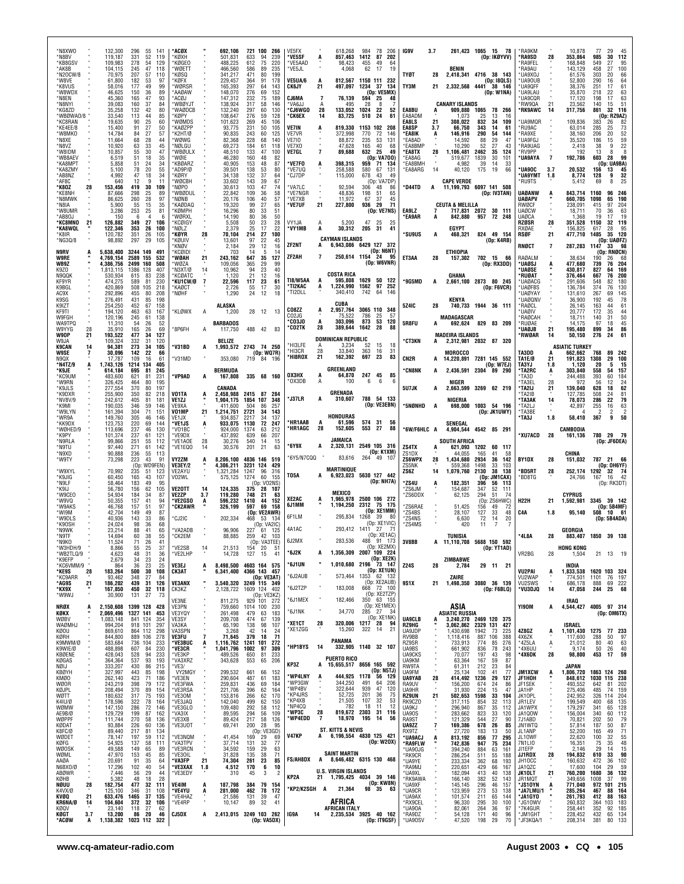*N8XWO " 132,300 296 55 141
*N8BV " 119,187 331 52 119
*KB8GSV " 109,983 278 54 129
*AK8B " 104,115 245 47 118
*N2OCW/8 " 70,975 207 57 110
*W8VE " 61,800 182 53 97
*K8VUS " 58,016 177 49 99
*W8WDX " 46,625 150 36 89
*N8EN " 45,360 165 47 93
*N8NYI " 39,083 160 37 84
*KG8ZD " 35,258 132 42 80
*WB0WAO/8 " 33,540 113 44 85
*KC8RAN " 19,635 90 25 60
*KE4EE/8 " 15,400 91 27 50
*W8MKO " 14,784 84 27 57
*N8XE " 11,664 68 28 44
*N8VZ " 10,920 63 33 45
*W8IDM " 10,857 55 30 47
*WB8AEV " 6,519 51 18 35
*KA8MPT " 5,858 51 24 34
*KA8ZMY " 5,100 78 20 55
*AB8NZ " 4,992 47 18 34
*AF8C " 640 12 9 11
*K8OZ 28 153,456 419 30 109
*KE8NH " 87,666 298 25 89
*N8MWK " 86,625 260 28 97
*N8IA " 5,900 55 15 35
*W8UMR " 3,286 253 25 81
*AB8OJ " 150 6 4 6
*KC8MNO 21 126,882 349 27 105
*KA8WQL " 122,346 353 26 100
*K8IR " 120,782 351 26 105
*NG3Q/8 " 98,892 297 29 105

N9RV A 5,638,400 3244 149 491
W9RE " 4,769,154 2589 155 532
WB9Z " 4,386,756 2499 160 508
W9EC " 1,813,115 1386 128 407
N9QQK " 530,934 615 83 238
KF9YR " 474,275 589 81 230
K9BGL " 420,869 508 105 218
AC9X " 292,896 455 80 208
K9SG " 276,491 431 85 198
K9IZT " 254,250 452 67 158
KF9TI " 194,120 463 63 167
W9FGH " 120,196 245 61 138
WA9TPQ " 11,310 54 26 52
W9YYG 28 35,910 165 26 69
W9OP 21 193,522 477 34 127
W9JA " 109,324 332 31 120
K9CAN 14 94,381 273 34 105
W9SE 7 30,096 142 22 66
N9QX " 17,787 109 16 61
*N4TZ/9 A 1,743,126 1214 134 405
*K9JE " 614,184 695 81 245
*KC9UM " 483,600 621 81 231
*W9RN " 326,425 464 80 195
*K9JLS " 277,554 370 80 197
*K9DXR " 255,900 350 82 218
*NV8V/9 " 242,612 405 81 181
*K9MI " 190,035 346 59 146
*W9LYN " 161,394 304 71 151
*WR9A " 149,760 305 46 146
*KK9DX " 123,753 220 69 144
*W0HED/9 " 113,696 237 46 130
*K9PY " 101,374 237 61 121
*N9RLA " 99,866 251 55 112
*N9TU " 97,440 271 61 142
*N9XD " 90,888 236 55 113
*W9TY " 73,298 223 43 91
(Op: WD9FEN)
*W9XYL " 70,992 235 51 123
*K9JIG " 60,450 165 43 107
*N9LF " 58,464 183 49 95
*K9IJ " 56,780 156 62 105
*W9ZEO " 54,934 184 34 87
*W9VQ " 50,355 157 41 94
*W9AKS " 46,768 157 51 97
*WI9M " 42,704 149 49 87
*W9DLS " 40,936 143 33 86
*K9OSH " 24,024 98 36 68
*N9WK " 23,214 88 41 65
*N9TF " 14,694 60 38 55
*N9KO " 11,524 71 26 41
*W3HDH/9 " 8,866 55 25 37
*WB2TLQ/9 " 4,623 48 31 36
*K9EFP " 2,679 34 23 24
*KC6VMM/9 " 864 36 23 25
*KE9S 28 183,264 500 30 108
*KC0ARR " 93,462 348 27 94
*AG9S 21 186,202 439 31 126
*KX9X " 167,850 450 32 118
*W9WJ " 30,900 131 27 73

NR0X A 2,150,608 1399 128 428
K0KX " 2,069,496 1327 141 453
W0BV " 1,083,148 841 124 354
WA0MHJ " 994,204 918 101 297
K0OU " 869,610 864 112 298
K0RH " 844,800 889 106 278
K0MWM/0 " 583,684 736 104 233
K9WIE/0 " 488,898 607 84 230
KB0ENE " 428,043 528 94 233
K0GAS " 364,364 537 93 193
N0IJ " 333,207 430 86 215
KB0YH " 327,997 443 85 198
KM0O " 262,140 423 71 186
W0QR " 243,219 398 79 172
K0JPL " 208,494 370 89 154
W0TT " 180,632 317 75 193
K4IU/0 " 178,596 322 78 164
W0MW " 147,150 286 72 146
AE9B/0 " 129,729 199 87 162
W0PPF " 111,744 270 58 136
K0DAT " 93,884 226 60 136
K8FC/0 " 89,440 217 81 134
W0DET " 78,147 197 59 112
K0FG " 54,925 137 58 111
W0OSK " 49,588 149 65 89
W0ML " 47,970 153 45 85
AA0A " 20,691 91 35 64
N6BXO/0 " 17,296 102 40 54
AB0WR " 7,446 56 29 44
K0HB " 5,382 48 18 28
N0UU 28 182,754 477 32 111
K4VX/0 " 125,100 346 31 108
KV0Q 21 633,476 1465 37 135
KR6NA/0 14 104,604 372 32 106
K0OV " 23,140 118 27 62
K0GT 3.7 13,200 86 20 46
*AC0W A 1,138,382 1023 112 322
*AC0X " 692,106 721 100 266
*K0XH " 501,831 633 94 239
*K0GEO " 488,225 612 75 220
*W0ETT " 466,560 586 89 235
*K0SQ " 341,217 471 80 199
*K0FX " 229,457 364 91 178
*W0RSR " 165,393 297 64 143
*AA0AW " 148,070 276 69 152
*AC0J " 147,312 232 75 189
*WB0YJT " 138,924 317 58 146
*WA0DCB " 132,240 297 60 130
*K0PY " 108,647 276 59 128
*W0MDS " 101,623 269 45 106
*KA0ZPP " 93,775 231 50 105
*K2HT/0 " 90,835 243 60 125
*W0WG " 82,368 228 68 140
*N0LGU " 69,273 184 61 118
*WB0ULX " 48,510 133 47 100
*W0IE " 46,280 160 48 82
*KB0ARZ " 40,905 153 48 87
*AD9P/0 " 39,501 138 53 80
*K0RY " 34,138 132 37 64
*W0CBH " 33,602 143 39 67
*N0PO " 30,613 103 47 74
*WB0DUL " 22,842 109 36 58
*N0NB " 20,176 106 40 57
*KA0DAQ " 19,320 99 27 65
*K0MPH " 16,296 80 33 51
*W0RXL " 14,190 80 36 50
*KC0IGY " 5,508 50 23 28
*N0LZ " 2,379 25 17 22
*K0YR 28 70,104 214 27 100
*K0UIV " 13,601 97 22 45
*KN0V " 2,184 29 12 16
*KC0IDI " 703 14 5 14
*W0AH 21 243,162 647 35 127
*W0ZA " 109,056 365 29 99
*N3XT/0 14 10,962 94 23 40
*KC0ATC " 1,120 21 12 16
*KU1CW/0 7 22,596 117 23 61
*KA0CT " 2,726 55 17 30
*N0HF " 1,290 24 12 18

ALASKA
KL0WX A 1,200 28 12 13

BARBADOS
*8P6FH A 117,750 488 42 83

BELIZE
*V31BD A 1,993,572 2743 74 250
(Op: WQ7R)
*V31MD " 353,080 719 84 196

BERMUDA
*VP9AD A 167,808 335 68 160

CANADA
VO1TA A 2,458,988 2415 87 284
VE1ZJ " 1,904,175 1854 107 348
VE9XA " 411,600 504 86 257
VO1MP 21 1,214,751 2721 34 143
VE1JX " 934,857 2217 34 137
*VE1JS A 933,075 1130 72 247
*VO1BC " 924,000 1374 63 212
*VE9DX " 437,892 639 66 207
*VE1AOE 28 30,276 540 14 15
*VE1EQO 14 30,576 201 21 63

VY2ZM A 8,206,100 4836 146 519
VE3EY/2 " 4,306,211 3231 124 429
VE2AYU " 1,321,284 1247 96 316
VO2WL " 575,125 1274 60 155
(Op: VO2NS)
VE2OTT 14 124,335 375 28 107
VE2ZP 3.7 119,280 748 21 63
*VE2GSO A 596,232 1410 44 152
*CK2AWR " 326,199 597 69 158
(Op: VE2AWR)
*CJ2IC " 202,334 468 53 134
(Op: VA2IC)
*VA2ADB " 96,906 227 61 125
*CK2EM " 88,885 259 42 103
(Op: VA3TEE)
*VE2SB 14 21,513 154 20 51
*VE2LHP " 14,728 127 15 41

VE3EJ A 8,498,500 4603 164 575
CK3AT " 6,341,400 4366 143 457
(Op: VE3AT)
VE3ANX " 3,540,320 3249 115 349
CK3KZ " 2,128,722 1609 124 402
(Op: VE3KZ)
VE3NE " 811,275 929 101 272
VE3PN " 759,660 1014 100 230
VE3YQY " 261,498 479 63 183
VE3SY " 209,708 474 67 139
VA3KA " 65,190 138 98 107
VA3SPN " 3,268 42 14 24
VE3FU 7 71,645 379 18 71
*VE3BUC A 1,116,762 1241 101 272
*VE3CR " 1,041,796 1002 97 309
*VE3KP " 489,526 650 81 233
*VA3XRZ " 343,628 553 65 206
*VE3J
VY2MGY " 299,532 661 66 152
*VE3EN " 290,604 487 61 186
*VE3FWA " 259,831 436 69 164
*VE3RSA " 221,706 396 62 164
*VE3OM " 153,816 266 62 170
*VE3JAQ " 142,040 499 62 150
*VE3GLO " 109,480 490 58 117
*VA3IX " 89,595 294 56 109
*VE3XB " 89,424 217 58 126
*VE3UOT " 69,741 200 28 95
(Op: VE3GD)
*VE3NQM " 41,454 169 29 69
*VA3TPV " 37,714 131 32 77
*VE3RCN " 34,592 159 29 63
*VE3OIL " 31,828 135 38 71
*VA3FP 21 74,304 261 23 85
*VE3XAX 1.8 4,512 170 6 10
*VE3EDY " 310 45 3 2

VE4IM A 187,798 384 79 154
*VE4YU A 281,000 462 78 172
*VE4HAZ " 21,586 131 39 47
*VE4RP " 10,147 89 32 41

CJ5DX A 2,413,075 3249 103 262
(Op: VA5DX)
VE5FX " 618,268 984 78 206
*VE5SF A 857,463 1412 87 202
*VE5AAD " 98,423 455 49 64
*VE5JL " 4,068 62 17 19

VE5UA/6 A 812,567 1150 111 232
CK6JY 21 497,097 1234 37 134
(Op: VE5MX)
CJ6MA 7 76,139 504 25 48
*VA6JJ A 495 28 8 7
*CJ6WGO 28 133,052 1024 22 52
*CK6EX 14 83,725 510 24 61

VE7IN A 819,330 1153 102 208
VE7VR " 372,998 770 72 146
VE7IO " 88,872 235 53 131
VE7XO " 47,628 165 40 68
VE7GL 7 89,688 632 25 49
(Op: VA7OO)
*VE7FO A 398,315 959 71 134
*VE7UQ " 258,588 580 67 131
*CJ7DP " 115,000 678 43 49
(Op: VA7ZP)
*VA7LC " 92,594 306 48 86
*VE7NGR " 48,836 198 51 65
*VE7XB " 11,972 67 37 45
*VE7UF 21 227,800 936 29 71
(Op: VE7NS)
VY1JA A 5,200 47 25 25
*VY1MB A 30,312 205 31 41

CAYMAN ISLANDS
ZF2NT A 6,943,086 6429 127 372
(Op: N6NT)
ZF2AH 7 250,614 1154 24 95
(Op: W6VNR)

COSTA RICA
TI8/W5AA A 595,808 1629 50 122
*TI2KAC A 1,224,990 1562 97 252
*TI2DLL " 340,410 742 64 146

CUBA
CO8ZZ A 2,957,764 3065 110 348
CO2JG " 75,522 786 25 57
*CO3JO A 303,096 873 53 120
*CO2TK 28 389,644 1642 28 88

DOMINICAN REPUBLIC
*HI3LFE A 3,234 52 15 18
*HI3CR 28 33,840 363 16 31
*HI8ROX 21 162,392 697 23 83

GREENLAND
OX3HX A 64,870 247 45 85
*OX3DB A 100 6 6 6

GRENADA
*J37LR A 310,607 788 54 133
(Op: VE3EBN)

HONDURAS
*HR1AAB A 61,596 574 31 56
*HR1AGC 28 152,605 553 27 88

JAMAICA
*6Y9X A 2,320,131 2549 105 316
(Op: K1XM)
*6Y5/N7CQQ " 83,616 264 49 107

MARTINIQUE
TO5A A 6,923,023 5630 127 442
(Op: NH7A)

MEXICO
XE2AC A 1,965,978 2500 106 272
6J1MM " 1,194,250 2312 75 175
(Op: XE1MM)
6F1LM " 295,834 1268 39 80
(Op: XE1VIC)
4A1AC " 293,412 1411 27 71
(Op: XE1AC)
6J2MX " 283,536 488 91 173
(Op: XE2MX)
*6J2K A 1,356,309 2007 109 224
(Op: XE2K)
*6J1UN " 1,010,680 2196 73 147
(Op: XE1UN)
*6J2AUB " 573,464 1353 62 132
(Op: XE2AUB)
*6J2TZP " 183,008 668 72 100
(Op: XE2TZP)
*6J1MEX " 182,466 350 63 155
(Op: XE1MEX)
*6J1NK " 34,770 285 27 34
(Op: XE1NK)
*XE1CT 28 320,006 1217 28 94
*XE1ZGG " 15,260 322 14 21

PANAMA
*HP1BYS 14 332,905 1140 32 107

PUERTO RICO
KP3Z A 15,655,517 8656 165 592
(Op: N5TJ)
*WP4LNY A 444,925 1178 56 129
*WP3GW " 344,250 491 64 206
*WP4BV " 322,644 939 47 120
*KP4JRS " 52,725 201 36 75
*KP4XB " 21,505 107 32 53
*NP4CQ " 782 18 11 12
*WP3C 28 819,672 2303 31 116
*WP4EDD 7 18,970 195 14 56

ST. KITTS & NEVIS
V47KP A 6,196,554 4830 125 421
(Op: W2OX)

SAINT MARTIN
FS/AH8DX A 8,646,482 6315 130 468

U.S. VIRGIN ISLANDS
KP2A 21 1,795,425 4034 39 146
(Op: KW8N)
*KP2/K2SGH A 21,364 98 35 63

# AFRICA

AFRICAN ITALY
IG9A 14 2,235,534 3925 40 162
(Op: IT9GSF)
IG9V 3.7 261,423 1065 15 78
(Op: IK0YVV)

BENIN
TY0T 28 2,418,341 4716 38 143
(Op: I8QLS)
TY3M 21 2,332,568 4441 38 146
(Op: W1NA)

CANARY ISLANDS
EA8BU A 909,880 1065 78 266
EA8ADM " 1,073 25 13 16
EA8LS 21 308,022 832 34 109
EA8SP 3.7 66,750 343 14 61
*EA8IK A 146,916 290 54 144
*EA8AD " 14,592 88 29 47
*EA8BMP " 10,290 52 27 43
*EA8TX 28 1,106,481 2462 35 124
*EA8AG " 519,677 1839 30 101
*EA8BMH " 4,982 39 14 33
*EA8ARG 14 40,120 175 19 66

CAPE VERDE
*D44TD A 11,199,793 6097 141 508
(Op: IV3TAN)

CEUTA & MELILLA
EA9LZ 7 717,831 2072 30 111
*EA9AR A 842,880 957 72 248

EGYPT
*SU9US A 468,321 824 49 154
(Op: K4RB)

ETHIOPIA
ET3AA 28 157,302 702 15 66
(Op: RX3DD)

GHANA
*9G5MD A 2,661,100 2873 80 245
(Op: F6VCR)

KENYA
5Z4IC 28 740,733 1944 36 111

MADAGASCAR
5R8FU A 692,624 829 83 209

MADEIRA ISLANDS
*CT3KN A 2,312,981 2032 87 320

MOROCCO
CN2R A 14,220,891 7281 145 552
(Op: W7EJ)
*CN8NK A 2,436,591 2304 89 290

NIGER
5U7JK A 2,663,599 3269 62 219

NIGERIA
*5N0NHD A 698,000 1003 54 196
(Op: JK1UWY)

SENEGAL
*6W/F6HLC A 4,904,544 4542 85 291

SOUTH AFRICA
ZS4TX A 621,093 1202 60 117
ZS1DX " 44,055 165 41 58
ZS6WPX 28 1,434,680 2934 36 142
ZS5NK " 559,368 1498 33 103
ZS6Z 14 1,079,760 2130 38 138
(Op: JM1CAX)
*ZS4U A 182,351 396 56 113
*ZS6JM " 154,687 347 52 111
*ZS6DDX " 62,125 294 51 74
(Op: ZS6HWC)
*ZS6RAE " 51,425 156 49 72
*ZS4BS " 28,107 127 33 48
*ZS4NS " 6,630 72 14 20
*ZS4MS " 420 11 7 7

TUNISIA
3V8BB A 11,110,708 5688 150 592
(Op: YT1AD)

ZIMBABWE
Z24S 28 2,784 29 11 21

ZAIRE
9S1X 21 1,498,350 3080 36 139
(Op: F6BLQ)

# ASIA

ASIATIC RUSSIA
UA9CLB A 3,240,270 2469 120 375
RZ9HG " 3,062,062 2329 131 427
UA9JDP " 1,430,698 1942 73 225
RV9BB " 1,118,416 887 106 388
RZ9SR " 733,913 774 85 276
UA9BS " 661,902 836 78 243
UA9CKS " 70,077 197 43 98
UA9KM " 63,364 167 59 87
RX9TA " 61,311 212 23 84
UA9FM " 25,134 102 41 77
UA9YAB 28 414,492 1236 29 127
RA9UV " 156,200 674 24 86
UA9HR " 31,930 224 15 47
RZ9UN 21 502,653 1598 33 104
RK9CZO " 317,115 854 32 113
UA9KJ " 296,940 867 35 112
UA9OS " 283,662 823 33 120
RA9ST " 121,329 544 27 90
UA9ZZ 7 169,386 678 26 85
RX9TZ " 27,720 183 13 50
*UA9ACJ A 813,192 856 77 295
*RA9FLW " 742,836 947 75 234
*UA9OJG " 394,240 884 63 161
*RK9CR " 286,254 511 55 188
*UA9YE " 233,334 362 68 193
*RA9MJ " 220,651 429 66 167
*UA9XL " 182,094 413 40 138
*RK9AWA " 166,140 382 52 143
*UA9XF " 145,145 296 46 157
*UA9CR " 123,959 273 53 138
*UA9AX " 101,574 211 65 144
*RX9CEL " 96,330 295 30 100
*UA9OA " 82,061 264 36 97
*RA9DZ " 54,128 171 40 96
*UA9OSV " 47,520 198 29 70
*RA9KM " 10,878 77 29 45
*RA9SD 28 353,864 985 30 112
*RA9FEL " 168,848 549 27 95
*RA9AU " 143,129 458 27 100
*UA9XOJ " 61,576 303 20 66
*UA9OUB " 52,800 290 16 64
*UA9QFF " 38,376 251 17 61
*UA9LAU " 35,870 218 22 63
*UA9CGR " 17,120 198 17 63
*RW9QA 21 23,562 140 15 51
*RK9AWC 14 317,756 861 32 116
(Op: RZ9AZ)
*UA9MQR " 109,836 383 26 82
*RU9AC " 63,014 285 25 73
*RA9XE " 38,160 206 20 52
*UA9FGJ " 35,520 186 15 59
*RA9UAG " 2,418 38 9 22
*RV9PP " 192 13 8 8
*UA9AYA 7 192,786 603 28 99
(Op: UA9BA)
*UA9OC 3.7 20,552 156 13 45
*UA9YMT 1.8 8,774 128 9 32
*RU9TS " 5,412 69 8 25

UA0ANW A 843,714 1160 96 246
UA0APV " 660,705 1098 65 190
RW0CF " 238,091 415 97 204
UA0CW " 18,711 70 36 63
UA0CA " 1,368 19 17 19
RZ0SR 28 351,528 1150 32 119
RX0AE " 156,825 617 28 95
RS0F 21 477,710 1485 35 120
(Op: UA0FZ)
RN0CT 7 287,283 1147 33 98
(Op: RN0CN)
RA0ALM " 38,634 190 26 68
*UA0SJ A 477,680 739 76 204
*UA0SE " 430,617 827 64 169
*RU0AT " 376,464 667 76 200
*UA0ACG " 291,606 548 82 180
*UA0FBS " 136,784 374 76 130
*UA0YAY " 131,610 267 69 145
*UA0QNV " 36,900 192 45 78
*RA0CL " 26,145 163 44 61
*UA0IV " 20,777 172 35 44
*RA0CAH " 18,711 140 31 50
*RU0AE " 14,175 97 18 45
*UA0JB 21 195,480 899 34 86
*RW0AR 14 50,150 276 24 61

ASIATIC TURKEY
TA3DD A 662,662 768 89 242
TA1E/0 21 191,823 1308 29 100
TA3YJ 1.8 1,120 20 5 15
*TA2RC A 303,240 558 54 157
*TA3D " 244,488 393 60 184
*TA3EL 28 972 56 12 24
*TA2IJ 21 139,040 628 18 62
*TA2IB " 127,785 508 24 81
*TA3AK 14 78,073 286 22 79
*TA2LJ " 42,897 255 16 63
*TA3BE " 4 2 2 2
*TA3J 1.8 58,410 367 9 50

CAMBODIA
*XU7ACD 28 161,136 780 29 79
(Op: JF6DEA)

CHINA
BY1DX 28 151,032 787 21 66
(Op: OH6YF)
*BD5RT 28 252,174 1292 32 74
*BD8TG " 24,766 167 16 42
(Op: RK3DT)

CYPRUS
H22H 21 1,592,981 3345 39 142
(Op: 5B4MF)
C4A 1.8 95,140 508 10 61
(Op: 5B4ADA)

GEORGIA
*4L8A 28 883,407 1850 39 138

HONG KONG
VR2BG 28 1,504 21 13 19

INDIA
VU2PAI A 1,833,538 1620 103 324
VU2WAP " 774,501 1101 76 197
VU2SWS " 686,178 888 69 222
*VU3DJQ 14 47,058 244 25 68

IRAQ
YI9OM A 4,544,427 4005 97 314
(Op: OM6TX)

ISRAEL
4Z8GZ A 1,101,430 1275 77 233
4X6ZK " 117,600 288 50 97
*4Z5LA A 21,012 80 40 63
*4X6UU " 9,174 50 26 40
*4X6DK 28 98,800 453 17 59

JAPAN
JM1XCW A 1,806,720 1863 124 260
JF1HOH " 848,612 1030 115 238
JF1SEK " 493,552 642 81 202
JA1HP " 275,406 485 74 159
JK1OPL " 242,952 326 114 204
JR1LEV " 199,549 400 68 135
JA1WPX " 179,297 341 65 128
JA1QOW " 156,040 340 60 112
7J1ABD " 70,821 202 50 79
JN1WTQ " 57,814 187 50 87
JL1ANP " 52,200 165 49 71
JL1OWF " 22,620 100 32 55
7N1LIO " 16,351 75 35 48
JI1EFP " 2,146 29 14 15
JJ1RDX 28 194,832 610 33 90
JH1OCC " 160,632 472 36 102
JA1QZC " 17,600 104 29 59
JK1OLT 21 760,200 1680 36 132
JR1MQT " 349,656 1008 37 99
*JS1OYN A 771,040 972 101 215
*JA7LMU/1 " 285,264 467 88 164
*JA1GYO " 261,793 412 88 163
*JG1OWV " 260,832 364 103 183
*7K4GUR " 258,441 352 92 185
*JM1GHT " 228,452 432 65 134
*JF3KQA/1 " 208,314 381 80 133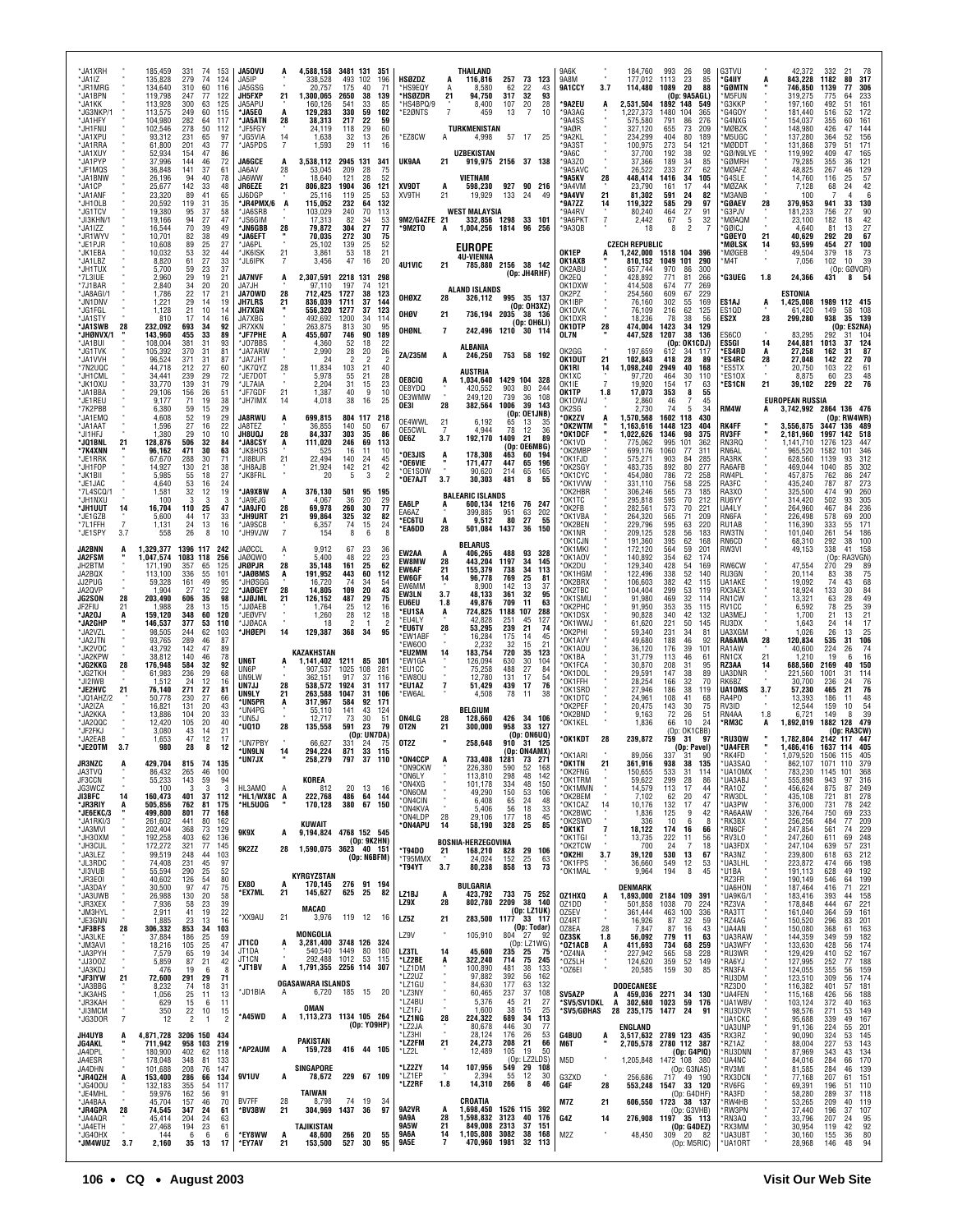*JA1XRH " 185,459 331 74 153
*JA1IZ " 135,828 279 74 124
*JR1MRG " 134,640 310 60 116
*JA1BPN " 119,798 247 77 122
*JA1KK " 113,928 300 63 125
*JG3NKP/1 " 113,575 249 60 115
*JA1HFY " 104,980 282 64 117
*JH1FNU " 102,546 278 50 112
*JA1XPU " 93,312 231 65 97
*JA1RRA " 61,800 201 43 77
*JA1XUY " 52,934 154 47 86
*JA1PYP " 37,996 144 46 72
*JF1MQS " 36,848 141 37 61
*JA1BNW " 26,196 94 40 78
*JA1CP " 25,677 142 33 48
*JA1ANF " 23,320 89 41 65
*JH1OLB " 20,592 119 31 35
*JG1TCV " 19,380 95 37 58
*JI3KHN/1 " 19,152 94 27 47
*JA1IZZ " 16,544 70 39 49
*JR1WYV " 10,701 82 38 49
*JE1PJR " 10,608 89 25 27
*JK1EBA " 10,032 53 32 44
*JA1LBZ " 8,820 61 27 33
*JH1TUX " 5,700 59 23 37
*7L3IUE " 2,960 29 19 21
*7J1BAR " 2,840 34 20 20
*JA8AGI/1 " 1,786 22 17 21
*JN1DNV " 1,221 29 14 19
*JG1FGL " 1,128 21 10 14
*JA1STY " 810 17 14 16
*JA1SWB 28 232,092 693 34 92
*JH0NVX/1 " 143,960 455 33 89
*JA1BUI " 108,004 381 31 93
*JG1TVK " 105,392 370 31 81
*JA1VVH " 96,524 371 31 87
*7N2UQC " 44,718 212 27 60
*JH1CML " 34,441 239 29 72
*JK1OXU " 33,770 139 31 79
*JA1BBA " 29,106 156 26 51
*JE1REU " 9,177 71 19 38
*7K2PBB " 6,380 59 15 29
*JA1EMQ " 4,608 52 19 29
*JA1AAT " 1,596 27 16 22
*JI1HFJ " 1,380 29 10 10
*JQ1BNL 21 128,876 506 32 84
*7K4XNN " 96,162 471 30 63
*JE1RRK " 67,670 288 30 71
*JH1FOP " 14,927 130 21 38
*JK1BII " 5,985 55 18 27
*JE1JAC " 4,640 53 16 24
*7L4SCQ/1 " 1,581 32 12 19
*JH1NXU " 100 3 3 3
*JH1UUT 14 16,704 110 25 47
*JE1GZB " 5,600 44 17 33
*7L1FFH 7 1,131 24 13 16
*JE1SPY 3.7 558 26 8 10

JA2BNN A 1,329,377 1396 117 242
JA2FSM " 1,047,574 1083 118 256
JH2BTM " 171,190 357 65 125
JA2BQX " 113,100 336 50 101
JJ2PUG " 59,328 161 49 95
JA2QVP " 1,904 27 12 22
JG2SON 28 203,490 606 35 98
JF2FIU 21 1,988 28 13 15
*JA2OJ A 159,120 348 60 120
*JA2GHP " 146,537 377 53 110
*JA2VZL " 98,505 244 62 103
*JA2JTN " 93,765 289 46 87
*JK2VOC " 43,792 142 47 89
*JA2KPW " 38,812 140 46 78
*JG2KKG 28 176,948 584 32 92
*JG2TKH " 61,983 236 29 68
*JI2IWB " 1,512 24 12 16
*JE2WHC 21 76,140 271 27 81
*JQ1AHZ/2 " 50,778 230 27 66
*JA2IZA " 16,821 131 20 43
*JA2KKA " 13,886 104 20 33
*JA2QDC " 12,420 105 20 40
*JF2FKJ " 3,080 43 14 21
*JA2EAB " 1,653 47 12 17
*JE2OTM 3.7 980 28 8 12

JR3NZC A 429,704 815 74 135
JA3TVQ " 86,432 265 46 100
JF3CCN " 55,233 143 59 94
JG3WCZ " 100 3 3 3
JI3BFC 14 160,473 401 37 112
*JR3RIY A 505,856 762 81 175
*JE6EKC/3 " 499,800 801 77 168
*JA1RKI/3 " 261,602 441 80 162
*JA3MVI " 202,404 368 73 129
*JA3DXM " 192,258 403 62 136
*JH3CUL " 172,272 321 77 145
*JA3LEZ " 99,519 248 44 103
*JL3RDC " 74,408 231 45 97
*JI3VUB " 55,594 290 25 52
*JR3EOI " 40,602 126 54 80
*JA3DAY " 30,500 97 47 75
*JA3UWB " 26,988 130 20 58
*JR3XEX " 7,936 58 23 39
*JM3HYL " 2,911 41 19 22
*JE3GNN " 1,885 23 13 16
*JF3BFS 28 306,332 853 34 103
*JA3LKE " 37,884 186 25 59
*JM3AVI " 18,216 105 25 47
*JA3PYH " 7,579 65 19 24
*JJ3OOZ " 5,859 87 21 42
*JA3KDJ " 476 19 6 8
*JF3IYW 21 72,600 291 29 71
*JA3BBG " 8,232 74 18 31
*JK3AHS " 1,056 25 11 13
*JR3KAH " 629 15 6 11
*JJ3CMM " 350 22 10 15
*JG3DOR 7 12 2 1 2

JH4UYB A 4,871,728 3206 150 434
JG4AKL " 711,942 958 103 219
JA4DPL " 180,900 402 62 118
JA4ESR " 178,048 348 81 133
JA4DHN " 101,688 208 76 147
*JR4QZH A 153,400 286 66 134
*JG4OOU " 132,183 355 54 117
*JE4MHL " 59,976 162 56 91
*JA4BAA " 45,704 157 46 70
*JR4GPA 28 74,545 347 24 61
*JA4AQR " 45,414 204 24 63
*JA4ETH " 27,468 194 23 61
*JG4OHX " 144 6 6 6
*JM4WUZ 3.7 2,160 35 13 17

JA5OVU A 4,588,158 3481 131 351
JA5IP " 338,528 493 102 196
JA5GSG " 20,757 175 40 71
JH5FXP 21 1,300,065 2650 38 139
JA5APU " 160,126 541 33 85
*JA5EO A 129,283 330 59 102
*JA5ATN 28 38,313 217 22 59
*JF5FGY " 24,119 118 29 60
*JG5VIA 14 1,638 32 13 26
*JA5PDS 7 1,593 29 11 16

JA6GCE A 3,538,112 2945 131 341
JA6AV 28 53,045 209 28 75
JA6WW " 18,640 121 28 52
JR6EZE 21 806,823 1904 36 121
JJ6DGP " 25,116 119 25 53
*JR4PMX/6 A 115,052 232 64 132
*JA6SRB " 103,029 240 70 113
*JS6GIM " 17,313 82 34 53
*JN6GBB 28 79,872 304 27 77
*JA6EFT " 70,035 272 30 75
*JA6PL " 25,102 139 25 52
*JK6ISK 21 3,861 53 18 21
*JL6IPK 7 3,456 47 16 20

JA7NVF A 2,307,591 2218 131 298
JA7JH " 97,110 197 74 121
JA7OWD 28 712,425 1727 38 123
JH7LRS 21 836,039 1711 37 144
JH7XGN " 556,320 1277 37 123
JA7XBG " 492,692 1200 34 114
JR7XKN " 263,875 813 30 95
*JF7PHE A 455,607 746 90 189
*JO7BBS " 4,360 52 18 22
*JA7ARW " 2,990 28 20 26
*JA7JHT " 24 2 2 2
*JK7QYZ 28 11,834 103 21 40
*JE7DOT " 5,978 55 21 28
*JL7AIA " 2,204 31 15 23
*JF7GDF 21 1,387 40 9 10
*JH7IMX 14 4,018 38 16 25

JA8RWU A 699,815 804 117 218
JA8TEZ " 36,855 140 50 67
JH8UQJ 28 84,337 303 35 86
*JA8CSY A 111,020 246 69 113
*JK8HOS " 525 16 11 10
*JI8BUR 21 22,494 140 24 45
*JH8AJB " 21,924 142 21 42
*JK8FRL " 20 5 3 2

*JA9XBW A 376,130 501 95 195
*JA9EJG " 4,067 36 20 29
*JA9JFO 28 69,978 260 30 77
*JH9URT 21 99,864 325 32 82
*JA9SCB " 6,357 74 15 24
*JH9VJW 7 154 8 6 8

JA0CCL A 9,912 67 23 36
JA0QWO " 5,400 48 22 23
JR0PJR 28 35,148 161 25 62
*JA0BMS A 191,952 443 60 112
*JH0SGG " 16,720 74 34 54
*JA0GEY 28 14,805 109 20 43
*JJ0JML 21 126,152 487 29 75
*JJ0AEB " 1,764 25 12 16
*JE0VFV " 1,260 28 12 18
*JJ0ACA " 18 2 1 2
*JH0EPI 14 129,387 368 34 95

**KAZAKHSTAN**
UN6T A 1,141,402 1211 85 301
UN6P " 907,537 1025 108 281
UN9LW " 362,151 917 37 116
UN7JJ 28 538,572 1924 31 117
UN9LY 21 263,588 1047 31 106
*UN5PR A 317,967 584 92 171
*UN4PG " 55,110 141 43 124
*UN5J " 12,717 73 30 51
*UQ1D 28 135,558 591 23 79
(Op: UN7DA)
*UN7PBY " 66,627 331 24 75
*UN9LN 14 294,224 871 33 115
*UN7JX " 258,279 797 37 110

**KOREA**
HL3AMO A 812 20 13 16
*HL1/WX8C A 222,768 486 64 144
*HL5UOG " 170,128 380 67 150

**KUWAIT**
9K9X A 9,194,824 4768 152 545
(Op: 9K2HN)
9K2ZZ 28 1,590,075 3623 40 151
(Op: N6BFM)

**KYRGYZSTAN**
EX80 A 170,145 276 91 194
*EX7ML 21 145,627 625 25 82

**MACAO**
*XX9AU 21 3,976 119 12 16

**MONGOLIA**
JT1CO A 3,281,400 3748 126 324
JT1DA " 540,540 1449 80 180
JT1CN " 292,488 1012 53 115
*JT1BV A 1,791,355 2256 114 307

**OGASAWARA ISLANDS**
*JD1BIA A 6,720 185 15 20

**OMAN**
*A45WD A 1,113,273 1134 105 264
(Op: Y09HP)

**PAKISTAN**
*AP2AUM A 159,728 416 44 105

**SINGAPORE**
9V1UV A 78,672 229 67 109

**TAIWAN**
BV7FF 28 8,798 74 19 34
*BV3BW 21 304,969 1437 36 97

**TAJIKISTAN**
*EY8WW A 48,600 266 20 55
*EY7AV 21 153,500 527 30 95

**THAILAND**
HS0ZDZ A 116,816 257 73 123
*HS9EQY A 8,580 62 22 43
*HS0ZDR 21 94,750 317 32 93
*HS4BPQ/9 " 8,400 107 20 28
*E20NTS 7 459 13 7 10

**TURKMENISTAN**
*EZ8CW A 4,998 57 17 25

**UZBEKISTAN**
UK9AA 21 919,975 2156 37 138

**VIETNAM**
XV9DT A 598,230 927 90 216
XV9TH 21 19,929 133 24 49

**WEST MALAYSIA**
9M2/G4ZFE 21 332,856 1298 33 101
*9M2TO A 1,004,256 1814 96 256

# EUROPE

**4U-VIENNA**
4U1VIC 21 785,880 2156 38 142
(Op: JH4RHF)

**ALAND ISLANDS**
OH0XZ 28 326,112 995 35 137
(Op: OH3XZ)
OH0V 21 736,194 2035 38 136
(Op: OH6LI)
OH0NL 7 242,496 1210 30 114

**ALBANIA**
ZA/Z35M A 246,250 753 58 192

**AUSTRIA**
OE8CIQ A 1,034,640 1429 104 328
OE8YDQ " 420,552 903 80 244
OE3WMW " 249,120 739 36 108
OE3I 28 382,564 1006 39 143
(Op: OE1JNB)
OE4WWL 21 6,192 65 13 35
OE5CWL 7 4,944 78 12 36
OE6Z 3.7 192,170 1409 21 89
(Op: OE6MBG)
*OE3JIS A 178,308 463 60 194
*OE6VIE " 171,477 447 65 196
*OE1SOW " 90,620 214 65 165
*OE7AJT 3.7 30,303 481 8 55

**BALEARIC ISLANDS**
EA6LP A 600,134 1216 76 247
EA6AZ " 399,885 951 63 202
*EC6TU A 9,512 80 27 55
*EA6DD 28 501,084 1437 36 150

**BELARUS**
EW2AA A 406,265 488 93 328
EW8MW 28 443,204 1197 34 145
EW6AF 21 155,379 738 34 113
EW6GF 14 96,778 769 25 81
EW6MM " 8,900 142 13 37
EW3LN 3.7 48,133 361 32 95
EU6EU 1.8 49,876 709 11 63
*EU1SA A 724,825 1188 107 288
*EU4LY " 42,828 251 45 127
*EU6TV 28 53,295 239 21 74
*EW1ABF " 16,284 175 14 45
*EW6OO " 2,232 32 15 21
*EU2MM 14 183,754 720 35 123
*EW1GA " 126,094 630 30 104
*EU1CC " 75,258 488 27 84
*EW8OU " 12,780 131 17 54
*EU1AZ 7 51,429 439 17 76
*EW6AL " 4,508 78 11 38

**BELGIUM**
ON4LG 28 128,660 426 34 106
OT2N 21 300,000 958 33 127
(Op: ON6UQ)
OT2Z " 258,648 910 31 125
(Op: ON4AMX)
*ON4CCP A 733,408 1281 73 271
*ON9CKW " 226,380 590 52 168
*ON6LY " 113,810 298 48 142
*ON4XG " 101,178 334 48 150
*ON6OM " 49,290 150 53 106
*ON4CIN " 6,408 65 24 48
*ON4KVA " 5,406 56 18 33
*ON4LDP 28 29,106 177 18 45
*ON4APU 14 58,190 328 25 85

**BOSNIA-HERZEGOVINA**
*T94DO 21 168,210 828 29 106
*T95MMX " 24,024 152 25 63
*T94YT 3.7 80,238 858 13 73

**BULGARIA**
LZ1BJ A 423,792 733 75 252
LZ9X 28 802,780 2209 38 140
(Op: LZ1UK)
LZ5Z 21 283,500 1177 33 117
(Op: Todar)
LZ9V " 105,910 804 27 92
(Op: LZ1WG)
LZ3TL 14 45,600 235 25 75
*LZ2BE A 322,240 714 75 245
*LZ1DM " 100,890 481 38 133
*LZ2UZ " 97,882 392 56 162
*LZ1GU " 84,630 177 63 132
*LZ3NY " 60,465 237 37 108
*LZ4BU " 5,376 45 21 27
*LZ1FJ " 1,600 38 15 25
*LZ1NG 28 224,322 689 34 113
*LZ2JA " 80,678 446 30 77
*LZ3HI " 28,124 176 26 53
*LZ2FM 21 24,273 208 21 66
*LZ2L " 12,489 105 19 50
(Op: LZ2LDS)
*LZ2ZY 14 107,956 549 29 108
*LZ1EP " 2,394 55 12 30
*LZ2RF 1.8 14,310 266 8 46

**CROATIA**
9A2VR A 1,698,450 1526 115 392
9A9A 28 1,598,832 3123 40 176
9A5W 21 849,008 2313 37 151
9A6A 14 1,105,808 3082 38 168
9A5E 7 470,960 1981 32 113

9A6K " 184,760 993 26 98
9A8M " 177,012 1113 23 85
9A1CCY 3.7 114,480 1089 20 88
(Op: 9A5AGL)
*9A2EU A 2,531,504 1892 148 549
*9A3AG " 1,227,373 1480 104 365
*9A4SS " 575,580 791 86 276
*9A0R " 327,120 655 73 209
*9A2KL " 234,299 404 80 189
*9A3ST " 100,975 273 54 121
*9A6C " 37,700 192 38 92
*9A3ZO " 37,366 189 34 85
*9A5AVC " 26,522 233 27 62
*9A5KV 28 448,414 1416 34 105
*9A4VM " 23,790 161 17 44
*9A4VV 21 81,302 591 24 82
*9A7ZZ 14 119,322 585 29 97
*9A4RV " 80,240 464 27 91
*9A6PKT 7 2,442 67 5 32
*9A3QB " 18 8 2 7

**CZECH REPUBLIC**
OK1EP A 1,242,000 1518 104 396
OK1AXB " 810,152 1049 101 290
OK2ABU " 657,744 970 86 300
OK2EQ " 428,892 771 81 266
OK1DXW " 414,508 674 77 269
OK2PZ " 254,560 609 67 229
OK1BP " 76,160 302 55 169
OK1DVK " 76,109 216 62 125
OK1DXR " 18,236 78 38 56
OK1DTP 28 474,004 1423 34 129
OL7N " 447,528 1207 38 136
(Op: OK1CDJ)
OK2GG " 197,659 612 34 117
OK1DUT 21 102,843 418 28 89
OK1RI 14 1,098,240 2949 40 168
OK1XC " 97,720 464 30 110
OK1IE 7 19,920 154 17 63
OK1TP 1.8 17,073 353 8 55
*OK1DWJ A 2,860 46 7 45
*OK2SG " 2,730 74 5 34
*OK2ZV A 1,570,568 1602 118 430
*OK2WTM " 1,163,616 1448 123 404
*OK1DCF " 1,022,626 1346 98 375
*OK1VD " 775,062 995 101 362
*OK2MBP " 699,176 1060 77 311
*OK1FJD " 575,271 903 84 285
*OK2SGY " 483,735 892 80 277
*OK1CYC " 454,080 786 72 258
*OK1VVW " 331,110 756 58 225
*OK2HBR " 306,246 565 73 185
*OK1TC " 295,818 595 70 212
*OK2FB " 282,561 573 70 221
*OK1VBA " 264,320 565 71 209
*OK2BEN " 229,796 595 63 220
*OK1NR " 209,125 528 56 183
*OK1CJN " 191,360 395 62 168
*OK1MKI " 172,120 364 59 201
*OK1AOV " 140,892 354 62 174
*OK2DU " 129,340 428 54 169
*OK1HGM " 122,496 338 52 140
*OK2BRX " 106,603 382 42 115
*OK2TBC " 104,404 299 53 119
*OK1SMU " 91,980 469 32 114
*OK2PHC " 91,950 353 35 115
*OK1DSX " 90,828 340 42 132
*OK1WWJ " 61,620 221 50 145
*OK2PHI " 59,340 231 34 81
*OK1AVY " 49,680 188 46 92
*OK1AOU " 36,120 176 39 101
*OK1BA " 31,779 113 46 61
*OK1FCA " 30,870 208 31 95
*OK1DOL " 29,591 147 38 89
*OK1FFH " 28,254 166 32 70
*OK1SRD " 27,946 186 38 119
*OK1DTC " 24,961 108 41 68
*OK2PEF " 20,475 143 30 75
*OK2BND " 9,163 72 26 51
*OK1KEL " 1,836 66 10 24
(Op: OK1CBB)
*OK1KDT 28 239,872 759 31 97
(Op: Pavel)
*OK1ARI " 89,056 337 31 90
*OK1TN 21 361,916 938 38 135
*OK2FNG " 150,655 533 31 114
*OK1TRM " 59,622 299 28 86
*OK1MMN " 14,579 113 17 44
*OK2BEM " 7,102 62 20 47
*OK1CAZ 14 10,176 132 17 47
*OK2WX " 1,836 125 9 42
*OK2SWD " 336 10 6 8
*OK1KT 7 18,122 174 16 66
*OK1TGI " 13,735 222 11 56
*OK2TCW " 700 24 7 18
*OK2HI 3.7 39,120 530 13 67
*OK1FPS " 36,660 549 12 53
*OK1MAL " 9,964 194 8 45

**DENMARK**
OZ1HXQ A 1,893,000 2184 109 391
OZ1DD " 501,858 1038 70 224
OZ5EV " 361,444 463 100 336
OZ4RT " 16,926 87 32 59
OZ8EA 28 7,847 67 16 43
OZ3SK 1.8 56,092 779 11 63
*OZ1ACB A 411,693 734 68 259
*OZ4NA " 227,942 565 58 228
*OZ5LH " 124,620 359 52 149
*OZ6EI " 20,585 159 30 85

**DODECANESE**
SV5AZP A 459,036 2271 34 130
*SV5/SV1DKL A 302,680 1023 59 176
*SV5/G0HAS 28 235,175 1477 24 91

**ENGLAND**
G4BUO A 3,517,632 2789 123 435
M6T " 2,705,578 2780 112 387
(Op: G4PIQ)
M5D " 1,205,848 1472 108 380
(Op: G3NAS)
G3ZXD " 256,686 717 49 190
G4F 28 553,248 1547 33 120
(Op: G4DHF)
M7Z 21 606,550 1723 38 137
(Op: G3VHB)
G4Z 14 276,908 1197 35 113
(Op: G4DEZ)
M2Z " 48,450 309 20 82
(Op: M5RIC)

G3TVU " 42,372 332 21 78
*G4IIY A 843,228 1182 80 317
*G0MTN " 746,850 1139 77 306
*M5FUN " 319,275 775 64 233
*G3KKP " 197,160 492 51 161
*G4GOY " 181,440 516 52 172
*G4NXG " 154,037 355 60 161
*M0BZK " 148,980 426 47 144
*M5UGC " 137,280 364 52 156
*M0DDT " 131,868 379 51 171
*G0/N9LYE " 119,992 409 47 165
*G0MRH " 79,285 355 36 121
*M0AFZ " 48,825 267 46 129
*G4SLE " 14,760 116 25 57
*M0ZAK " 7,128 68 24 42
*M3ANB " 100 7 4 6
*G0AEV 28 379,953 941 33 130
*G3PJV " 181,233 756 27 90
*M0AQM " 23,100 182 18 42
*G0ICJ " 4,640 81 13 27
*G0EYO 21 40,629 292 20 67
*M0LSK 14 93,599 454 27 100
*M0GEB " 49,504 379 18 73
*M4T " 7,056 102 10 39
(Op: G0VQR)
*G3UEG 1.8 24,366 431 8 54

**ESTONIA**
ES1AJ A 1,425,008 1989 112 415
ES1QD " 61,420 149 58 108
ES2X 28 299,280 938 35 139
(Op: ES2NA)
ES6CO " 83,295 292 31 104
ES5GI 14 244,881 1013 37 124
*ES4RD A 27,258 162 31 87
*ES4RC 28 27,048 142 22 70
*ES5TX " 20,750 103 22 61
*ES1OX " 8,875 60 23 48
*ES1CN 21 39,102 229 22 76

**EUROPEAN RUSSIA**
RM4W A 3,742,992 2864 136 476
(Op: RW4WR)
RK4FF " 3,556,875 3447 136 489
RY3F " 2,181,960 1997 142 518
RN3RQ " 1,141,710 1276 123 447
RN6AL " 965,520 1582 101 346
RA3RK " 628,560 1139 93 312
RA6AFB " 469,044 1040 85 302
RW4PL " 457,875 762 86 247
RA3FC " 435,240 787 87 273
RA3XO " 325,500 474 90 260
RU6YY " 314,420 502 93 305
UA4LY " 264,960 467 84 236
RN6FA " 226,498 578 69 200
RU1AB " 116,390 333 55 171
RW3TN " 101,040 261 54 186
RN6CD " 68,310 292 38 100
RW3VI " 49,153 338 41 158
(Op: RA3VGN)
RW6CW " 47,554 270 29 89
RU3GN " 20,114 83 38 75
UA1AKE " 19,092 74 43 68
RX3AEX " 18,924 133 30 84
RN1CW " 13,321 63 28 49
RV1CC " 6,596 78 25 39
UA3MEJ " 1,700 21 13 21
RU3DX " 1,643 24 14 17
UA3XGM " 1,026 26 13 25
RA6AMA 28 120,834 535 31 106
RA1AW " 40,600 224 26 74
RN1CX 21 1,210 19 6 16
RZ3AA 14 680,560 2169 40 150
UA3DNR " 221,560 1001 31 114
RK6BZ " 30,700 236 24 76
UA1OMS 3.7 57,230 465 21 76
RA4PO " 13,393 186 11 48
RV3ID " 12,544 159 10 54
RN4AA 1.8 6,721 149 8 39
*RM3C A 1,892,019 1882 128 479
(Op: RA3CW)
*RU3QW " 1,782,804 2142 117 447
*UA4FER " 1,486,416 1637 114 405
*RK4FD " 1,079,520 1506 115 405
*UA3SAQ " 862,107 1071 110 379
*UA1OMX " 783,230 1145 101 368
*UA3AJJ " 555,898 943 97 316
*RA1OZ " 456,624 875 87 249
*RW3DL " 435,108 721 81 278
*UA3PW " 376,000 731 78 242
*RA6AAW " 326,764 750 69 233
*RK3BX " 256,256 484 77 209
*RN6CF " 247,854 561 74 229
*RV3LO " 247,260 611 69 248
*UA3FDX " 247,104 639 57 231
*RA3NZ " 239,800 618 63 212
*UA3LHL " 223,872 474 66 198
*U1BA " 191,113 628 49 192
*RZ3FR " 190,149 546 64 199
*UA6HON " 187,464 416 71 221
*UA9KG/1 " 183,416 393 44 158
*RZ3VA " 178,848 444 67 221
*RA3TT " 161,040 364 59 161
*RZ4AG " 150,520 296 83 201
*UA4AN " 150,080 368 61 163
*UA3RAW " 144,359 349 59 182
*UA3WFY " 133,630 428 56 174
*RU3WR " 129,430 410 52 167
*RA6YJ " 127,995 252 77 188
*RN3FA " 124,055 355 56 159
*RU3DM " 123,510 309 56 174
*RZ3DO " 116,382 401 57 181
*UA4FEN " 115,168 426 56 188
*UA1WBV " 103,124 372 40 163
*RU3DVR " 98,576 271 53 149
*UA1CKC " 95,688 339 49 167
*UA3UNP " 91,136 224 55 201
*RX3RZ " 90,090 324 53 145
*RZ1AZ " 88,004 227 53 143
*RU3DNN " 87,969 343 43 134
*UA4NC " 84,016 185 62 140
*RV3MI " 81,585 284 46 139
*RX3DCN " 77,168 207 61 151
*RV6FG " 69,391 196 51 110
*RA3FD " 58,280 289 37 118
*RW4HB " 53,265 209 40 119
*RW3PN " 37,440 190 37 107
*RN3AQ " 33,796 207 24 95
*RX3MM " 30,954 119 42 72
*RA3UBT " 30,160 155 32 72
*UA1ORT " 28,968 146 48 94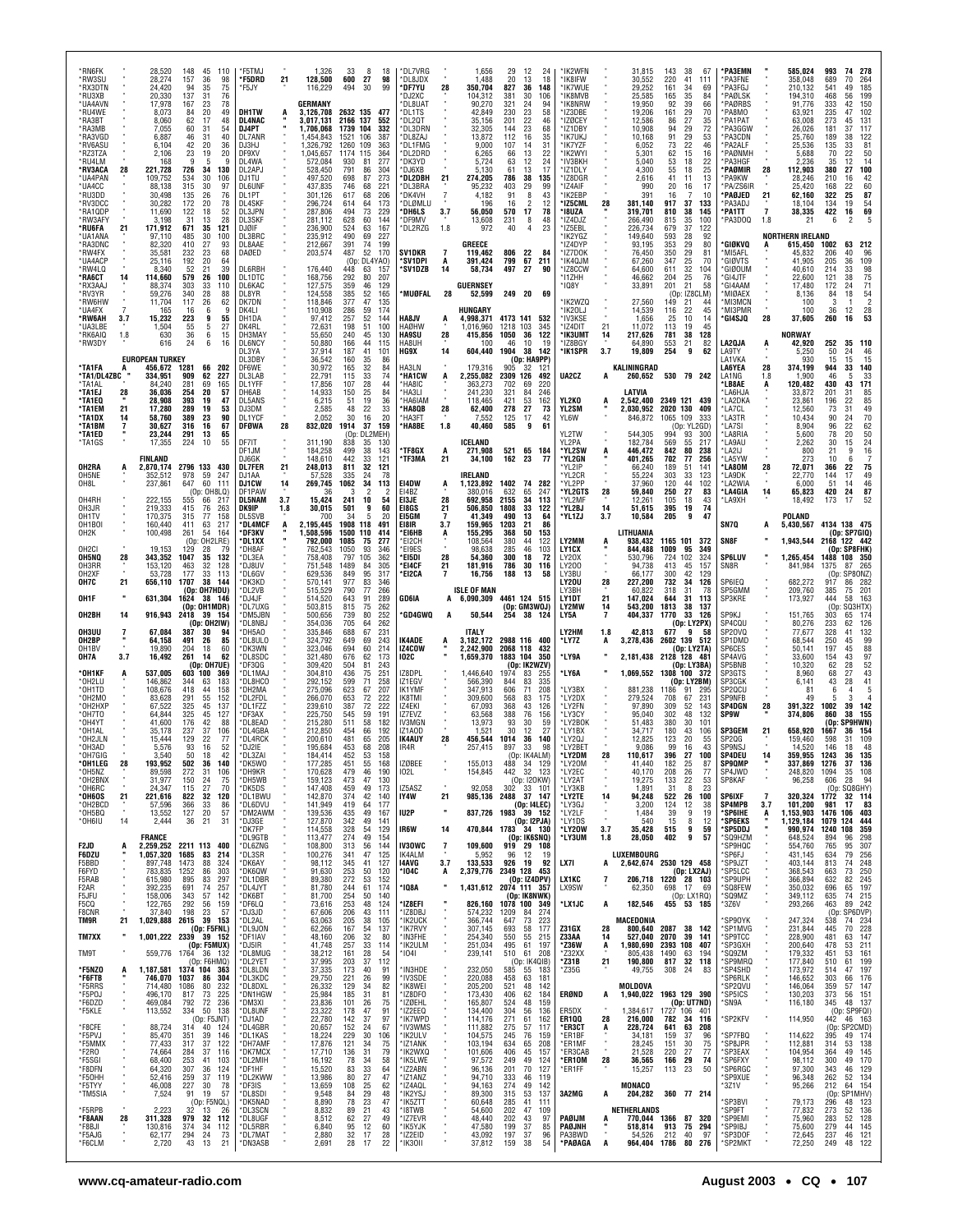*RN6FK " 28,520 148 45 110
*RW3SU " 28,274 157 36 98
*RX3DTN " 24,420 94 35 75
*RU3XB " 20,330 137 31 76
*UA4AVN " 17,978 167 23 78
*RU4WE " 8,073 84 20 49
*RA3BT " 8,060 62 17 48
*RA3MB " 7,055 60 31 54
*RA3VGD " 6,887 46 31 40
*RV6ASU " 6,104 42 20 36
*RZ3TZA " 2,106 23 19 20
*RU4LM " 168 9 5 9
*RV3ACA 28 221,728 726 34 130
*UA4PAN " 109,752 534 30 106
*UA4CC " 88,138 315 30 97
*RU3DD " 30,498 135 26 76
*RV3DCC " 30,282 172 20 78
*RA1QDP " 11,690 122 18 52
*RW3AFY " 3,198 31 13 28
*RU6FA 21 171,912 671 35 121
*UA1ANA " 97,110 485 30 100
*RA3DNC " 82,320 410 27 93
*RW4FX " 35,581 232 23 68
*UA4ACP " 25,116 192 20 64
*RW4LQ " 8,340 52 21 39
*RA6CT 14 114,660 579 26 100
*RX3AAJ " 88,374 303 33 110
*RV3YR " 59,276 340 28 88
*RW6HW " 11,704 117 26 62
*UA4FX 7 165 16 6 9
*RW6AH 3.7 15,232 223 9 55
*UA3LBE " 1,504 55 5 27
*RK6AIQ 1.8 630 36 6 15
*RW3DY " 616 24 6 16

EUROPEAN TURKEY

*TA1FA A 456,672 1281 66 202
*TA1/DL4ZBC " 334,951 909 62 227
*TA1AL " 84,240 281 69 165
*TA1EJ 28 36,036 254 20 57
*TA1EO " 28,908 393 19 47
*TA1EM 21 17,280 289 19 53
*TA1DX 14 58,760 389 23 90
*TA1BM 7 30,627 316 16 67
*TA1ED " 23,244 291 13 65
*TA1GS " 17,355 224 10 55

FINLAND

OH2RA A 2,870,174 2796 133 430
OH5NE " 352,512 978 59 247
OH8L " 237,861 647 60 111
(Op: OH8LQ)
OH4RH " 222,155 555 66 217
OH3JR " 219,333 415 76 263
OH1TV " 170,375 315 77 158
OH1BOI " 160,440 411 63 217
OH2K " 100,498 261 54 164
(Op: OH2LRE)
OH2CI " 19,153 129 28 79
OH5NQ 28 343,352 1047 35 132
OH3RR " 153,120 463 32 128
OH2XF " 53,728 177 33 113
OH7C 21 656,110 1707 38 144
(Op: OH7HDU)
OH1F " 631,304 1624 38 146
(Op: OH1MDR)
OH2BH 14 916,943 2418 39 154
(Op: OH2IW)
OH3UU 7 67,084 387 30 94
OH2BP " 64,158 491 26 85
OH1BV " 19,890 204 18 60
OH7A 3.7 16,492 261 14 62
(Op: OH7UE)
*OH1KF A 537,005 603 100 369
*OH2LU " 146,862 344 63 183
*OH1TD " 108,676 418 44 158
*OH2MO " 83,628 291 55 152
*OH2HXP " 67,522 325 45 137
*OH7TO " 64,844 325 45 127
*OH4YT " 41,600 176 42 88
*OH1AL " 35,178 237 37 106
*OH2JLN " 15,444 129 22 77
*OH3AD " 5,576 93 16 52
*OH7GIG " 3,540 50 18 42
*OH1LEG 28 193,592 502 36 140
*OH5NZ " 89,598 272 31 106
*OH2BNX " 31,977 150 24 75
*OH6RC " 24,347 115 27 70
*OH6OS 21 221,616 822 32 120
*OH2BCD " 57,596 366 33 86
*OH5BQ " 13,552 127 20 57
*OH6IU 14 2,444 36 21 31

FRANCE

F2JD A 2,259,252 2211 113 400
F6DZU " 1,057,320 1685 83 214
F5BBD " 897,748 1473 86 324
F6FYD " 783,835 1252 86 303
F5RAB " 615,980 895 83 297
F2AR " 392,235 691 74 257
F5JFU " 158,006 343 57 142
F5CQ " 122,765 292 56 159
F8CNR " 37,840 198 23 57
TM9R 21 1,029,888 2615 39 153
(Op: F5FNL)
TM7XX " 1,001,222 2339 39 152
(Op: F5MUX)
TM9T " 559,776 1764 36 132
(Op: F6HMQ)
*F5NZO A 1,187,581 1374 104 363
*F6FTB " 746,070 1037 86 304
*F5RRS " 714,480 1086 80 232
*F5POJ " 496,170 817 73 225
*F6DZD " 469,084 792 72 236
*F5KLE " 113,552 334 50 138
(Op: F5JNT)
*F8CFE " 88,724 314 40 124
*F5PVJ " 85,470 351 39 146
*F5MMX " 77,433 317 37 122
*F2RO " 74,664 284 37 116
*F5SGI " 68,400 253 41 103
*F8DFN " 64,320 307 36 124
*F5OHH " 52,416 259 37 119
*F5TYY " 46,008 227 30 78
*TM5SIA " 7,524 91 19 57
(Op: F5NQL)
*F5RPB " 2,223 32 13 26
*F8AAN 28 311,328 979 32 112
*F8BJI " 130,816 374 34 112
*F5AJG " 62,177 294 27 74
*F6CLM " 2,720 43 13 21
*F5TMJ " 1,326 33 8 18
*F5DRD 21 128,500 600 27 98
*F5JY " 116,229 494 30 99

GERMANY

DH1TW A 3,126,708 2632 135 477
DL4NAC " 3,017,131 2166 137 552
DJ4PT " 1,706,068 1739 104 332
DL7ANR " 1,454,843 1521 106 387
DJ3HJ " 1,326,792 1260 109 363
DF9XV " 1,045,657 1174 115 364
DL4WA " 572,084 930 81 277
DL2APJ " 528,450 791 86 304
DJ1TU " 497,520 698 87 273
DL6UNF " 437,835 746 68 221
DL1PT " 301,126 617 68 206
DL4SKF " 296,724 614 64 173
DL3JPN " 287,806 494 73 229
DL3SKF " 281,112 628 60 144
DJ0IF " 236,900 524 63 167
DL3BRC " 235,912 490 69 227
DL8AAE " 212,667 391 74 199
DA0ED " 203,574 487 52 170
(Op: DL4YAO)
DL6RBH " 176,440 448 63 157
DL1DTC " 168,756 292 80 207
DL6KAC " 127,575 359 46 129
DL8YR " 124,558 385 52 165
DK7DN " 118,846 377 47 135
DK4LI " 110,908 286 59 174
DH1DA " 97,412 257 52 144
DK4RL " 72,631 198 51 100
DH3MAY " 55,650 240 45 130
DL6NCY " 50,880 166 44 115
DL3YA " 37,914 187 41 101
DL3DBY " 36,542 160 35 86
DF6WE " 30,972 165 32 84
DL3LAB " 22,791 115 33 74
DL1YFF " 17,856 107 28 44
DH6AB " 14,933 150 25 84
DL5ANS " 6,215 51 19 36
DJ3DM " 2,585 48 22 33
DL1YCF " 2,052 30 16 20
DF0WA 28 832,020 1914 37 159
(Op: DL2MEH)
DF7IT " 311,190 838 35 130
DF1JM " 184,258 499 38 143
DJ6GK " 148,610 442 33 121
DL7FER 21 248,013 811 32 121
DJ1AA " 57,528 335 24 78
DL1CW 14 269,745 1062 34 113
DF1PAW " 36 3 2 2
DL5NAM 3.7 15,424 241 10 54
DK9IP 1.8 30,015 501 9 60
DL5SVB " 700 34 5 20
*DL4MCF A 2,195,445 1908 118 491
*DF3KV " 1,508,596 1500 110 414
*DL1XX " 792,000 1085 75 277
*DH8AF " 762,543 1050 93 346
*DL3EA " 758,408 797 105 362
*DJ8UV " 751,548 1489 84 305
*DL6GV " 629,536 849 95 317
*DK3KD " 570,141 977 83 346
*DL2VB " 515,529 790 77 266
*DJ4JF " 514,520 643 91 289
*DL7UXG " 503,815 815 75 262
*DM5JBN " 500,656 739 80 252
*DL8NBJ " 354,036 705 64 262
*DH6AO " 335,846 688 67 231
*DL8ULO " 324,792 649 69 243
*DK3WN " 323,046 694 60 214
*DL8SDC " 321,480 676 62 173
*DF3OG " 309,420 504 81 243
*DL1MAJ " 304,810 436 75 251
*DL8HCO " 292,152 599 71 258
*DH2MA " 275,096 623 67 207
*DL2FDL " 266,070 653 72 222
*DL1FZZ " 239,610 387 72 222
*DF9AX " 225,750 545 59 191
*DL8EAD " 215,280 511 58 182
*DL4GBA " 212,850 454 66 192
*DL4RCK " 200,610 481 65 205
*DJ2IE " 195,684 453 68 208
*DL3ZAI " 184,414 452 53 158
*DK5WO " 177,285 451 55 168
*DH9KR " 170,628 479 46 190
*DH5WB " 159,123 473 47 130
*DK5DS " 147,408 459 49 173
*DL1BWU " 142,870 374 42 140
*DL8DVU " 141,949 419 64 177
*DM2AWM " 139,536 435 49 167
*DJ3GE " 127,870 342 49 141
*DK7FP " 114,558 328 54 129
*DL9GTB " 113,477 274 49 154
*DL6ZNG " 108,800 313 56 144
*DL3SR " 100,276 341 47 125
*DK6AY " 98,112 345 41 127
*DK6QW " 91,630 253 50 120
*DL1DBR " 89,380 272 53 152
*DL4JYT " 81,780 244 61 174
*DK6BT " 81,700 254 50 140
*DF6LQ " 73,616 253 48 124
*DJ3JD " 67,606 206 43 111
*DL2AL " 63,063 205 38 105
*DL3NCI " 62,266 167 54 137
*DF1IAV " 48,160 206 32 80
*DJ5IR " 41,748 257 33 114
*DL8MUG " 38,212 161 28 84
*DL2YET " 37,995 203 37 112
*DL8LDN " 37,335 173 40 91
*DL3KDC " 29,750 221 26 99
*DL8DXL " 26,332 129 34 82
*DH1NGW " 25,984 185 31 81
*DM3XI " 23,836 101 26 75
*DL8UNF " 23,322 178 47 91
*DJ1AD " 22,780 142 37 97
*DL4GBR " 20,657 152 24 67
*DL1KAS " 18,224 229 30 106
*DH7AMF " 17,876 121 34 75
*DK7MCX " 17,710 136 31 79
*DL2MIH " 16,192 78 34 58
*DF1HF " 15,520 83 33 64
*DL2KWW " 13,986 80 27 67
*DF3IS " 13,659 105 25 62
*DL8SDI " 9,548 84 29 48
*DL5MHR " 8,890 78 23 47
*DL3SCN " 8,832 89 21 43
*DL8UGF " 8,512 62 27 49
*DL5RBR " 6,840 95 12 36
*DL7MAT " 2,880 32 17 28
*DN3ASB " 2,691 28 17 22
*DL7VRG " 1,656 29 12 24
*DL8JDX " 1,488 20 13 18
*DF7YU 28 350,704 827 36 148
*DJ2XC " 104,312 381 30 106
*DL8UAT " 90,270 321 24 94
*DL1TS " 42,849 230 23 58
*DL2QT " 35,156 201 22 46
*DL3DRN " 32,305 144 23 68
*DL8ZAJ " 13,872 112 16 35
*DL1FMG " 9,000 107 14 31
*DL2DRD " 6,265 66 13 22
*DK3YD " 5,724 63 12 24
*DJ6XB " 5,130 61 13 17
*DL2DBH 21 274,205 786 38 135
*DL3BRA " 95,232 403 29 99
*DK4VH " 4,182 91 8 43
*DL0MLU " 196 16 2 12
*DH6LS 3.7 56,050 570 17 78
*DF9MV " 13,608 231 8 48
*DL2RZG 1.8 972 40 4 23

GREECE

SV1DKR 7 119,462 806 22 84
*SV1DPI A 391,424 799 67 211
*SV1DZB 14 58,734 497 27 90

GUERNSEY

*MU0FAL 28 52,599 249 20 69

HUNGARY

HA8JV A 4,998,371 4173 141 532
HA0HW " 1,016,960 1218 103 345
HA9SU 28 415,856 1050 36 122
HA8UH " 100 46 10 19
HG9X 14 604,440 1904 38 142
(Op: HA9PP)
HA3LN " 179,316 905 32 121
*HA1CW A 2,255,082 2309 126 492
*HA8IC " 363,273 702 69 220
*HA3LI " 241,230 321 84 246
*HA6IAM " 118,465 421 53 162
*HA8QB 28 62,400 278 27 73
*HA3FT " 7,552 125 17 42
*HA8BE 1.8 40,460 585 9 61

ICELAND

TF8GX A 271,908 521 65 184
*TF3MA 21 34,100 162 23 77

IRELAND

EI4DW A 1,123,692 1402 74 282
EI4BZ " 380,016 632 65 247
EI3JE 28 692,958 2155 34 113
EI8GS 21 506,850 1808 33 122
EI5GM 7 41,349 490 13 64
EI8IR 3.7 159,965 1203 21 86
*EI6HB A 155,295 368 50 153
*EI2CH " 108,564 380 44 122
*EI3ES " 98,638 285 46 103
*EI5DI 28 54,360 300 18 72
*EI4CF 21 181,916 786 30 116
*EI2CA 7 16,756 188 13 58

ISLE OF MAN

GD6IA A 6,090,309 4461 124 515
(Op: GM3WOJ)
*GD4GWQ A 50,544 254 38 124

ITALY

IK4ADE A 3,182,172 2988 116 400
IZ4COW " 2,242,900 2068 118 432
I02C " 1,659,370 1883 104 350
(Op: IK2WZV)
IZ8DPL " 1,446,640 1974 83 255
IZ1EGV " 566,390 844 83 335
IK1YMF " 347,913 606 71 208
IK8TMI " 309,600 568 83 175
IZ4EKI " 67,093 368 43 126
IZ7EVZ " 63,568 388 76 156
IV3MGN " 13,973 93 30 59
IZ1AOD " 1,521 30 12 27
IK4AUY 28 456,544 1014 36 140
IR4R " 257,415 897 33 98
(Op: IK4ALM)
IZ0BEE " 155,013 488 34 129
IO2L " 154,845 442 32 123
(Op: I2OKW)
IZ5ASZ " 92,058 302 33 101
IY4W 21 985,136 2488 37 147
(Op: I4LEC)
IU2P " 837,726 1983 39 152
(Op: I2PJA)
IR6W 14 470,844 1783 34 130
(Op: IK6SNQ)
IV3OWC 7 109,600 919 29 108
IK4ALM " 5,952 96 12 19
I4AVG 3.7 133,533 926 19 92
*IO4C A 2,379,776 2349 128 453
(Op: IZ4DPV)
*IQ8A " 1,431,612 2074 111 357
(Op: IK8NWK)
*IZ8EFI " 826,160 1078 100 349
*IZ8DBJ " 574,232 1209 84 274
*IK2UCK " 366,744 647 73 223
*IK7RVY " 307,145 693 58 177
*IN3FHE " 254,340 550 55 215
*IK2ULM " 251,034 495 61 197
*IO4I " 239,141 510 61 208
(Op: IK4QIB)
*IN3HDE " 232,050 585 55 183
*IV3SDE " 220,088 458 63 181
*IK8WEI " 205,200 521 48 142
*IZ8DFO " 173,430 406 62 184
*IZ0EHL " 165,807 524 48 159
*IZ2EEO " 134,400 304 56 184
*IK7WPD " 114,176 271 61 162
*IV3WMS " 111,885 275 57 170
*IK2ULV " 104,575 245 76 159
*IZ1ANK " 103,194 634 65 208
*IK2WXQ " 101,606 406 45 157
*IK5LWE " 97,572 249 49 124
*IZ2ABN " 96,136 201 70 127
*IZ1ANZ " 94,710 333 46 119
*IZ4AQL " 94,163 314 55 148
*IK2YSJ " 89,300 315 53 137
*IK8ZTT " 60,648 285 41 111
*I8TWB " 54,600 202 47 109
*IZ7EVR " 48,440 202 43 97
*IK3YJK " 47,580 199 37 85
*IZ2EID " 43,092 197 37 96
*IK3OII " 37,812 159 38 54
*IK2WFN " 31,815 143 38 67
*IK8IFW " 30,552 220 41 111
*IK7WUE " 29,252 161 34 69
*IK8MVB " 25,585 165 35 84
*IK8NRW " 19,950 92 39 66
*IZ3DBE " 19,206 161 29 70
*IZ0CEY " 12,586 86 27 35
*IZ1DBY " 10,908 94 29 72
*IK7UKJ " 10,168 91 29 53
*IK7YZF " 6,052 73 22 46
*IK2WYI " 5,301 62 15 16
*IV3BKH " 5,040 53 18 22
*IZ1DLY " 4,300 55 18 25
*IZ8DGR " 2,616 41 11 13
*IZ4AIF " 990 20 16 17
*IK2EBP " 361 16 7 10
*IZ5CML 28 381,140 917 37 133
*I8UZA " 319,701 810 38 145
*IZ4DJZ " 266,490 815 35 100
*IZ5EBL " 226,734 679 37 122
*IK2YGZ " 149,640 593 28 92
*IZ4DYP " 93,195 353 29 80
*IZ7DOK " 76,450 350 29 81
*IK4QJM " 67,260 347 25 70
*IZ8CCW " 64,600 611 32 104
*I1ZHH " 46,662 204 25 76
*IQ8Y " 31,891 201 21 68
(Op: IZ8CLM)
*IK2WZQ " 27,560 149 21 44
*IK2DLJ " 14,539 116 22 45
*IV3KSE " 1,656 25 10 14
*IZ4DIT 21 11,072 113 19 45
*IK3UMT 14 217,626 781 38 128
*IZ8BGY " 64,890 553 21 82
*IK1SPR 3.7 19,809 254 9 62

KALININGRAD

UA2CZ A 260,652 530 79 242

LATVIA

YL2KO A 2,542,400 2349 121 439
YL2SM " 2,030,952 2020 130 409
YL6W " 846,872 1065 109 333
(Op: YL2GD)
YL2TW " 544,305 994 93 300
YL2PA " 182,784 569 55 217
*YL2SW A 446,472 842 80 238
*YL2GN " 401,265 702 77 256
*YL2IP " 66,240 189 51 141
*YL2CR " 55,224 303 33 123
*YL2PP " 37,960 120 44 102
*YL2GTS 28 59,840 250 27 83
*YL2MF " 12,261 105 18 43
*YL2BJ 14 51,615 395 19 74
*YL1ZJ 3.7 10,584 205 9 47

LITHUANIA

LY2MM A 938,432 1165 101 372
LY1CX " 844,488 1009 95 349
LY2OX " 530,796 724 102 324
LY2OO " 94,738 413 45 157
LY3BU " 66,177 300 42 129
LY2OU 28 227,200 732 34 126
LY3BH " 60,822 318 31 78
LY1DT 21 147,024 644 31 113
LY2MW 14 543,200 1813 38 137
LY5A 7 404,337 1770 33 126
(Op: LY2PX)
LY2HM 1.8 42,813 677 9 58
*LY7Z A 3,278,436 2602 139 512
(Op: LY2TA)
*LY9A " 2,181,438 2128 128 481
(Op: LY3BA)
*LY6A " 1,069,552 1308 100 372
(Op: LY2BM)
*LY3BX " 881,238 1186 91 295
*LY2DX " 279,524 708 67 231
*LY2FN " 97,890 309 52 143
*LY3CY " 95,040 302 48 132
*LY2BK " 51,483 380 30 101
*LY1BX " 34,717 180 43 106
*LY2OJ " 12,825 123 20 55
*LY2BET " 9,086 99 16 43
*LY2DM 28 110,617 396 27 100
*LY2OM " 41,440 182 25 87
*LY2EC " 40,170 208 26 77
*LY2AT " 19,275 133 22 53
*LY3KB " 1,891 31 8 23
*LY2TE 14 94,248 522 26 100
*LY3GJ " 3,200 124 12 38
*LY2LF " 1,484 39 9 19
*LY1DS " 540 15 8 12
*LY2OW 3.7 35,428 515 9 59
*LY3UM 1.8 28,050 402 9 57

LUXEMBOURG

LX7I A 2,642,674 2530 129 458
(Op: LX2AJ)
LX1KC 7 206,718 1220 28 103
LX9SW " 62,350 698 17 69
(Op: LX1RQ)
*LX1JC A 182,546 455 53 185

MACEDONIA

Z31GX 28 800,640 2087 38 142
Z33AA 14 527,040 2070 39 141
*Z36W A 1,980,690 2393 108 407
*Z32XX " 805,438 1490 63 194
*Z31FA 21 190,800 817 32 118
*Z35G " 49,755 308 24 83

MOLDOVA

ERØND A 1,940,022 1963 129 390
(Op: UT7ND)
ER5DX " 1,384,617 1727 106 401
ER1QQ 28 216,000 782 34 116
*ER3CT A 228,724 641 63 208
*ER1BF " 34,181 159 37 96
*ER1MF " 28,245 151 30 75
*ER3CAB " 21,528 220 27 77
*ER1OM 28 36,565 166 29 76
*ER1FF " 15,257 113 23 50

MONACO

3A2MG A 204,282 360 77 214

NETHERLANDS

PA0IJM A 770,044 1366 87 320
PA0JNH " 518,814 913 75 294
PA3BWD " 54,526 212 40 97
*PA0AGA A 964,404 1786 80 276
*PA3EMN " 585,024 993 74 278
*PA3FNE " 358,048 689 70 264
*PA3FGJ " 210,132 541 49 185
*PA0LSK " 194,310 468 56 199
*PA0RBS " 91,776 333 42 150
*PA8MO " 63,921 235 47 102
*PA1PAT " 63,008 273 45 131
*PA3GGW " 26,026 181 37 117
*PA3CDN " 25,760 189 38 122
*PA2ALF " 25,536 135 33 81
*PA0NMH " 5,688 70 22 50
*PA3HGF " 2,236 35 12 14
*PA0MIR 28 112,903 380 27 100
*PA9KW " 28,246 210 16 42
*PA/ZS6IR " 25,420 168 22 60
*PA0JED 21 62,160 322 25 87
*PA3ADJ " 18,104 134 19 54
*PA1TT 7 38,335 422 16 69
*PA3DOQ 1.8 21 6 2 5

NORTHERN IRELAND

*GI0KVQ A 615,450 1002 63 212
*MI5AFL " 45,832 206 40 96
*GI0VTS " 41,905 205 36 109
*GI0DUM " 40,610 214 33 98
*GI4JTF " 22,600 121 38 75
*GI4AAM " 17,480 172 24 71
*MI0AEX " 8,136 84 18 54
*MI3MCN " 100 3 1 2
*MI3PMR " 100 36 12 28
*GI4SJQ 28 37,605 260 16 53

NORWAY

LA2QJA A 42,920 252 35 110
LA9TY " 5,250 50 24 46
LA1VKA " 930 15 15 15
LA6YEA 28 374,199 944 33 140
LA1NG 1.8 1,900 46 5 33
*LB8AE A 120,482 430 43 171
*LA6HJA " 33,872 201 31 85
*LA2DKA " 23,861 196 22 85
*LA7CL " 12,560 73 31 49
*LA3TR " 10,434 90 24 70
*LA7SI " 8,904 96 22 62
*LA8RIA " 5,600 78 20 50
*LA9AU " 2,260 30 15 24
*LA2IJ " 800 21 9 16
*LA5YW " 273 10 6 7
*LA8OM 28 72,071 366 22 75
*LA9DK " 22,770 144 17 49
*LA2WIA " 6,000 51 14 46
*LA4GIA 14 65,823 420 24 87
*LA9XH " 18,492 173 17 52

POLAND

SN7Q A 5,430,567 4134 138 475
(Op: SP7GIQ)
SN8F " 1,943,544 2168 122 442
(Op: SP8FHK)
SP6LUV " 1,265,454 1488 108 350
SN8R " 841,984 1375 87 265
(Op: SP8ONZ)
SP6IEQ " 682,272 917 86 282
SP5GMM " 209,760 385 75 201
SP3KRE " 173,927 444 58 163
(Op: SQ3HTX)
SP9KJ " 151,765 303 65 174
SP4CQU " 80,276 233 62 126
SP2OVQ " 77,677 328 41 132
SP1DMD " 68,544 250 45 99
SP6CES " 50,141 197 45 88
SP4AVG " 33,600 154 43 97
SP5BNB " 10,320 62 28 52
SP3GTS " 8,960 68 27 43
SP3CGK " 6,141 43 28 41
SP2QCU " 81 6 4 5
SP9NFB " 49 5 3 4
SP4DGN 28 391,322 1002 39 142
SP9W " 374,806 860 38 155
(Op: SP9HWN)
SP3GEM 21 658,920 1667 36 154
SP2QG " 159,460 598 31 109
SP9NSJ " 14,520 146 18 48
SP4DEU 14 359,955 1243 36 135
SP9QMP " 337,869 1276 37 136
SP4JWD " 248,820 1094 35 108
SP8KAF " 96,258 606 28 94
(Op: SQ8GHY)
SP6IXF 7 320,324 1772 32 114
SP4MPB 3.7 101,200 981 17 83
*SP6IHE A 1,153,903 1476 106 403
*SP6EKS " 1,129,184 1079 124 444
*SP5DDJ " 990,974 1240 108 359
*SQ9HZM " 648,524 894 96 298
*SP9HQC " 554,760 765 95 307
*SP6FJ " 431,145 634 79 256
*SP9JZT " 403,144 813 74 248
*SP5LCC " 368,543 663 73 250
*SP9PUH " 366,894 632 82 245
*SQ8FEW " 350,032 696 65 197
*SQ9MZ " 349,112 635 74 215
*3Z6V " 293,266 463 89 242
(Op: SP6DVP)
*SP9OYK " 247,324 538 74 234
*SP1MVG " 231,844 445 70 228
*SP9TCC " 228,900 481 63 147
*SP3GXH " 200,640 478 53 211
*SQ9ZM " 179,332 451 53 161
*SP9MRQ " 177,840 510 61 199
*SP4SHD " 173,972 514 47 197
*SP6RLK " 146,652 303 66 176
*SP2QVU " 146,064 359 57 147
*SP5ICS " 130,203 373 56 151
*SN9A " 116,180 345 48 137
(Op: SP9EUM)
*SP2KFV " 114,950 442 46 163
(Op: SP2CMD)
*SP7FBQ " 114,622 395 49 174
*SP8JPR " 112,881 314 53 138
*SP3EAX " 104,954 364 49 145
*SP6FXY " 98,110 300 49 170
*SP6RGC " 97,340 343 46 129
*SP9XUE " 96,348 262 52 134
*3Z1V " 95,266 212 64 154
(Op: SP1MHV)
*SP3BVI " 79,173 296 48 133
*SP9FT " 77,832 255 52 136
*SP9EMI " 75,960 283 52 128
*SP9IBJ " 75,600 279 44 136
*SP3DOF " 72,645 237 46 121
*SP2MKT " 72,250 249 48 122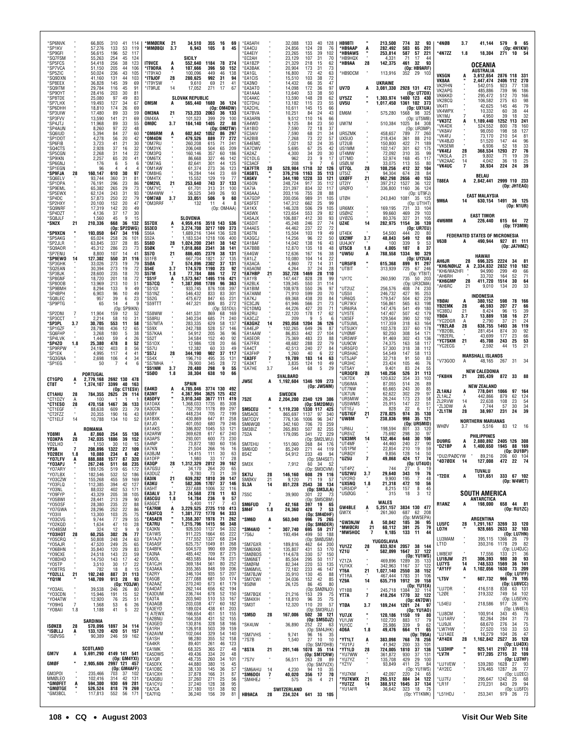| Call | Band | Score | QSOs | Zones | Countries |
|---|---|---|---|---|---|
| *SP6NVK | " | 66,805 | 310 | 41 | 114 |
| *SP1KV | " | 57,276 | 133 | 53 | 119 |
| *SP9GFI | " | 56,615 | 196 | 52 | 117 |
| *SQ7FSM | " | 55,263 | 254 | 45 | 124 |
| *SP5FCS | " | 54,418 | 256 | 38 | 123 |
| *SP7VCA | " | 51,150 | 205 | 44 | 106 |
| *SP5ZIC | " | 50,024 | 236 | 43 | 105 |
| *SQ9DXN | " | 41,160 | 131 | 44 | 103 |
| *SP8EEX | " | 36,828 | 145 | 39 | 69 |
| *SQ9ITM | " | 29,784 | 116 | 45 | 91 |
| *SP9OYT | " | 28,416 | 203 | 30 | 81 |
| *SP8TDE | " | 25,080 | 97 | 49 | 83 |
| *SP7LHX | " | 19,493 | 127 | 34 | 67 |
| *SP6DHH | " | 18,810 | 174 | 26 | 69 |
| *SP3UIW | " | 17,480 | 89 | 33 | 59 |
| *SP3FVV | " | 13,590 | 141 | 21 | 69 |
| *SP4JTJ | " | 11,968 | 89 | 33 | 55 |
| *SP4AUN | " | 8,260 | 97 | 22 | 48 |
| *SQ6IUD | " | 5,394 | 84 | 27 | 60 |
| *SP1DOT | " | 4,278 | 56 | 20 | 42 |
| *SP6FIB | " | 3,723 | 41 | 21 | 30 |
| *SQ4CTS | " | 2,928 | 37 | 16 | 32 |
| *SP5CGN | " | 2,268 | 31 | 14 | 22 |
| *SP9IKN | " | 2,257 | 65 | 20 | 41 |
| *SP6GNJ | " | 176 | 6 | 5 | 6 |
| *SP1EGN | " | 96 | 4 | 4 | 4 |
| *SP9FJA | 28 | 160,147 | 610 | 30 | 97 |
| *SQ6ELV | " | 93,744 | 360 | 31 | 81 |
| *SP1DPA | " | 76,191 | 296 | 23 | 86 |
| *SP9EML | " | 65,382 | 265 | 29 | 73 |
| *SP5EWX | " | 62,124 | 243 | 31 | 93 |
| *SP4DC | " | 57,873 | 250 | 22 | 79 |
| *SP2HXY | " | 20,100 | 152 | 20 | 47 |
| *SQ9NRF | " | 17,319 | 142 | 20 | 49 |
| *SP4DZT | " | 4,136 | 37 | 17 | 30 |
| *SQ8JLF | " | 1,560 | 45 | 9 | 15 |
| *SN2X | 21 | 210,336 | 668 | 36 | 132 |
| (Op: SP2DWG) | | | | | |
| *SP9XCN | " | 193,050 | 647 | 34 | 116 |
| *SP5AKG | " | 65,024 | 258 | 26 | 101 |
| *SP2JLR | " | 63,845 | 337 | 28 | 85 |
| *SQ9AOR | " | 45,312 | 286 | 23 | 73 |
| *SP7ENU | " | 8,800 | 107 | 14 | 41 |
| *SP9EWO | 14 | 127,302 | 550 | 31 | 116 |
| *SP6DHK | " | 33,026 | 273 | 19 | 79 |
| *SQ2EAN | " | 30,394 | 273 | 19 | 72 |
| *SP3BJK | " | 28,600 | 235 | 18 | 70 |
| *SP8SNF | " | 18,720 | 201 | 18 | 72 |
| *SP8OOB | " | 13,969 | 213 | 10 | 51 |
| *SP9BMH | " | 8,294 | 133 | 9 | 49 |
| *SP4BPH | " | 6,903 | 96 | 10 | 49 |
| *SQ8LEC | " | 957 | 39 | 6 | 23 |
| *SP9PTG | " | 65 | 14 | 4 | 9 |
| (Op: SP9IKN) | | | | | |
| *SP2DNI | 7 | 11,904 | 159 | 12 | 52 |
| *SP3CCT | " | 2,214 | 58 | 10 | 31 |
| *SP3PL | 3.7 | 30,705 | 553 | 11 | 58 |
| *SP1GZF | " | 28,798 | 436 | 12 | 65 |
| *SQ6FHP | " | 3,268 | 180 | 5 | 38 |
| *SP4LVK | " | 1,440 | 59 | 4 | 26 |
| *SP4ZO | 1.8 | 25,380 | 478 | 8 | 52 |
| *SP9FPW | " | 24,192 | 403 | 8 | 56 |
| *SP1EK | " | 4,995 | 117 | 4 | 41 |
| *SQ3GNA | " | 2,698 | 106 | 4 | 34 |
| *SP1EG | " | 50 | 7 | 4 | 6 |
| **PORTUGAL** | | | | | |
| CT1GPQ | A | 2,779,168 | 2692 | 130 | 478 |
| CT8T | " | 1,374,107 | 3399 | 40 | 163 |
| (Op: CT1ESV) | | | | | |
| CT1AHU | 28 | 784,355 | 2625 | 29 | 114 |
| *CT1DZV | A | 100 | 1 | 1 | 1 |
| *CT1ESO | 28 | 470,158 | 1467 | 36 | 133 |
| *CT1EGF | " | 88,638 | 609 | 23 | 79 |
| *CT2FZZ | " | 20,355 | 190 | 16 | 43 |
| *CT1ELF | 14 | 10,788 | 134 | 10 | 52 |
| **ROMANIA** | | | | | |
| YO8MI | A | 87,860 | 254 | 55 | 136 |
| YO3KPA | 28 | 742,035 | 1886 | 39 | 152 |
| YO2LHD | " | 1,150 | 30 | 10 | 15 |
| YP3A | 7 | 208,896 | 1322 | 27 | 109 |
| YO2BEH | 1.8 | 10,080 | 234 | 6 | 42 |
| *YO7LFV | A | 888,888 | 1577 | 87 | 320 |
| *YO3APJ | " | 267,246 | 511 | 68 | 235 |
| *YO7ARY | " | 189,126 | 519 | 65 | 172 |
| *YO7LBX | " | 182,546 | 532 | 52 | 186 |
| *YO3CZW | " | 155,268 | 455 | 59 | 169 |
| *YO3FLQ | " | 112,385 | 394 | 42 | 127 |
| *YO3NL | " | 88,032 | 402 | 53 | 171 |
| *YO9FYP | " | 43,329 | 205 | 38 | 105 |
| *YO5BWI | " | 28,441 | 213 | 29 | 90 |
| *YO5OSF | " | 28,380 | 235 | 22 | 88 |
| *YO7GWA | " | 28,296 | 252 | 22 | 86 |
| *YO3III | " | 13,300 | 103 | 25 | 75 |
| *YO3CVG | " | 9,744 | 77 | 29 | 55 |
| *YO2KQD | " | 1,634 | 47 | 10 | 28 |
| *YO4BSM | " | 324 | 12 | 9 | 9 |
| *YO3HOT | 28 | 60,255 | 302 | 26 | 77 |
| *YO5CRQ | " | 50,808 | 248 | 24 | 63 |
| *YO5AJS | " | 47,520 | 249 | 25 | 63 |
| *YO6BHN | " | 35,840 | 120 | 29 | 83 |
| *YO9CXE | " | 24,518 | 143 | 23 | 59 |
| *YO8DHD | " | 14,750 | 143 | 17 | 42 |
| *YO5TP | " | 3,510 | 30 | 17 | 22 |
| *YO8TRS | " | 782 | 18 | 8 | 15 |
| *YO2LLL | 21 | 192,240 | 887 | 31 | 113 |
| *YO1M | " | 148,709 | 913 | 28 | 93 |
| (Op: YO3JW) | | | | | |
| *YO3AIL | " | 39,538 | 246 | 26 | 80 |
| *YO3CDN | " | 15,946 | 191 | 15 | 52 |
| *YO4ATW | " | 12,920 | 76 | 25 | 51 |
| *YO9HG | 7 | 1,568 | 53 | 6 | 26 |
| *YO8AII | 1.8 | 1,188 | 41 | 5 | 22 |
| **SARDINIA** | | | | | |
| ISØKEB | 28 | 570,096 | 1897 | 34 | 114 |
| *ISØLLJ | A | 133,120 | 420 | 51 | 157 |
| *ISØVSG | " | 90,389 | 246 | 59 | 162 |
| **SCOTLAND** | | | | | |
| GM7V | A | 5,691,290 | 4149 | 141 | 541 |
| (Op: GM4YXI) | | | | | |
| GMØF | " | 2,905,606 | 2997 | 121 | 457 |
| (Op: GM4AFF) | | | | | |
| GM3POI | " | 235,466 | 703 | 37 | 102 |
| MMØLEO | " | 102,416 | 314 | 42 | 131 |
| *GMØEFT | A | 594,300 | 930 | 69 | 281 |
| *GMØTGE | " | 526,524 | 818 | 79 | 269 |
| *GM3BCL | " | 117,813 | 552 | 56 | 171 |
| *MMØERK | 21 | 34,510 | 355 | 16 | 69 |
| *MMØBQI | 3.7 | 6,943 | 105 | 8 | 45 |
| **SICILY** | | | | | |
| IT9VCE | A | 552,640 | 1184 | 78 | 274 |
| *IT9DRA | A | 107,666 | 396 | 50 | 152 |
| *IT9YAO | " | 100,096 | 449 | 46 | 138 |
| *IT9JOF | 28 | 280,625 | 992 | 31 | 94 |
| *IT9YSW | " | 9,610 | 69 | 21 | 41 |
| *IT9RJE | 14 | 17,052 | 271 | 17 | 67 |
| **SLOVAK REPUBLIC** | | | | | |
| OM5M | A | 565,440 | 1680 | 36 | 124 |
| (Op: OM4DW) | | | | | |
| OM3NA | 21 | 753,233 | 2063 | 36 | 133 |
| OM4XA | " | 131,523 | 399 | 29 | 100 |
| OMØC | 3.7 | 184,140 | 1405 | 22 | 88 |
| (Op: OM2TW) | | | | | |
| *OM6RM | A | 602,842 | 1052 | 86 | 297 |
| *OM4DN | " | 479,526 | 889 | 77 | 272 |
| *OM7RU | " | 260,208 | 615 | 71 | 241 |
| *OM3YK | " | 206,048 | 504 | 65 | 209 |
| *OM3PQ | " | 160,146 | 357 | 60 | 186 |
| *OM6TX | " | 86,668 | 327 | 46 | 142 |
| *OM7AG | " | 82,641 | 301 | 44 | 125 |
| *OM1AW | " | 61,374 | 273 | 36 | 123 |
| *OM8HG | " | 16,284 | 144 | 23 | 69 |
| *OM4TX | " | 15,552 | 129 | 19 | 77 |
| *OM2VL | 21 | 253,640 | 743 | 37 | 133 |
| *OM7YC | " | 61,701 | 313 | 31 | 100 |
| *OM4WW | " | 56,525 | 349 | 26 | 93 |
| *OM7AB | 3.7 | 33,051 | 506 | 9 | 60 |
| *OM3RRF | " | 132 | 11 | 4 | 8 |
| (Op: OM4AA) | | | | | |
| **SLOVENIA** | | | | | |
| S57DX | A | 4,959,416 | 3518 | 143 | 536 |
| S53EO | " | 3,274,708 | 3217 | 109 | 373 |
| S56A | " | 1,689,216 | 1344 | 136 | 528 |
| S52A | " | 1,183,534 | 1218 | 106 | 400 |
| S58D | 28 | 1,024,200 | 2341 | 38 | 142 |
| S5ØK | " | 1,018,868 | 2341 | 38 | 141 |
| S57O | 21 | 886,405 | 2379 | 38 | 131 |
| S51FB | " | 667,704 | 1821 | 37 | 135 |
| S5ØA | 7 | 574,896 | 2302 | 37 | 131 |
| S54E | 3.7 | 174,570 | 1190 | 23 | 92 |
| S57M | 1.8 | 77,784 | 886 | 12 | 72 |
| *S51F | A | 1,573,947 | 1495 | 116 | 421 |
| *S57CQ | " | 1,387,098 | 1789 | 96 | 363 |
| *S51DI | " | 933,745 | 876 | 108 | 397 |
| *S51NZ | " | 546,432 | 833 | 83 | 301 |
| *S52G | " | 475,672 | 847 | 65 | 231 |
| *S59TTT | " | 447,321 | 806 | 85 | 272 |
| (Op: S51DU) | | | | | |
| *S58WW | " | 441,531 | 869 | 68 | 169 |
| *S58RU | " | 340,234 | 685 | 71 | 240 |
| *S57MTA | " | 253,926 | 629 | 58 | 137 |
| *S59X | " | 242,788 | 528 | 57 | 146 |
| *S57KAA | " | 54,912 | 205 | 36 | 96 |
| *S52T | " | 34,584 | 152 | 40 | 92 |
| *S51DX | " | 12,986 | 128 | 20 | 66 |
| *S57U | " | 12,382 | 60 | 33 | 49 |
| *S57J | 28 | 344,190 | 902 | 37 | 117 |
| *S54X | " | 196,710 | 495 | 35 | 131 |
| *S57MHA | " | 76,900 | 345 | 28 | 72 |
| *S51NM | 3.7 | 20,480 | 298 | 9 | 55 |
| *S5ØO | 1.8 | 38,304 | 638 | 10 | 66 |
| **SPAIN** | | | | | |
| EA4KD | A | 4,785,046 | 3774 | 130 | 492 |
| EA3NY | " | 4,367,994 | 3625 | 125 | 432 |
| EA5DFV | " | 3,910,340 | 3677 | 111 | 419 |
| EA1DAX | " | 1,368,033 | 1735 | 85 | 308 |
| EA3CCN | " | 752,700 | 1178 | 89 | 297 |
| EA5BY | " | 448,234 | 705 | 72 | 199 |
| EA1BXX | " | 430,869 | 647 | 81 | 258 |
| EA1JO | " | 401,400 | 680 | 79 | 246 |
| EA1AKS | " | 386,802 | 1045 | 53 | 121 |
| EA2ARW | " | 369,628 | 617 | 67 | 240 |
| EA3APS | " | 293,001 | 600 | 73 | 230 |
| EA4NP | " | 73,872 | 180 | 60 | 156 |
| EA7KN | " | 21,504 | 266 | 16 | 16 |
| EA3BJM | " | 14,410 | 111 | 30 | 63 |
| EA1DFP | " | 1,980 | 33 | 17 | 28 |
| EA3QP | 28 | 1,312,329 | 2812 | 39 | 162 |
| EA7GSU | " | 34,170 | 264 | 20 | 65 |
| EA3DUZ | " | 9,780 | 73 | 21 | 39 |
| EA3IN | 21 | 639,282 | 1810 | 39 | 147 |
| EA3KU | " | 582,306 | 1707 | 37 | 146 |
| EA3HT | " | 237,688 | 1006 | 32 | 116 |
| EA3ALV | 3.7 | 24,568 | 278 | 11 | 63 |
| EA5CGU | 1.8 | 14,784 | 236 | 9 | 57 |
| EA5GCT | " | 5,400 | 117 | 7 | 43 |
| *EA7RM | A | 3,229,525 | 2725 | 110 | 413 |
| *EA3FCQ | " | 1,381,772 | 1770 | 94 | 333 |
| *EA5AER | " | 1,358,307 | 1978 | 71 | 262 |
| *EA7RU | " | 1,215,796 | 1415 | 98 | 348 |
| *EA3KN | " | 926,550 | 1137 | 94 | 332 |
| *EA1WS | " | 911,225 | 1664 | 65 | 222 |
| *EA1AJV | " | 717,552 | 1337 | 68 | 234 |
| *EA5ASF | " | 625,757 | 1049 | 81 | 268 |
| *EA4BFK | " | 504,570 | 990 | 69 | 209 |
| *EA3NA | " | 485,442 | 709 | 87 | 275 |
| *EA5OL | " | 483,585 | 844 | 78 | 231 |
| *EA1CJH | " | 369,184 | 561 | 80 | 256 |
| *EA3AKA | " | 355,365 | 848 | 59 | 206 |
| *EA2RY | " | 346,104 | 935 | 57 | 207 |
| *EA5QB | " | 277,088 | 681 | 50 | 174 |
| *EA2AAZ | " | 270,240 | 673 | 61 | 179 |
| *EA4DAT | " | 262,144 | 656 | 62 | 194 |
| *EA3DUM | " | 236,744 | 678 | 52 | 150 |
| *EA3TA | " | 203,940 | 590 | 53 | 167 |
| *EA3AGB | " | 203,038 | 477 | 60 | 182 |
| *EA3EYD | " | 189,024 | 438 | 61 | 203 |
| *EA7EWX | " | 166,654 | 451 | 51 | 155 |
| *EA2BNU | " | 164,358 | 431 | 52 | 155 |
| *EA3GEO | " | 130,816 | 328 | 58 | 166 |
| *EA1RH | " | 126,918 | 503 | 39 | 159 |
| *EA2AVM | " | 102,044 | 329 | 54 | 140 |
| *EA1SH | " | 98,280 | 355 | 52 | 158 |
| *EA4RK | " | 89,401 | 261 | 46 | 123 |
| *EA1MK | " | 68,325 | 165 | 27 | 48 |
| *EA5DWS | " | 49,436 | 334 | 20 | 48 |
| *EA1QR | " | 48,735 | 260 | 34 | 101 |
| *EA5DFX | " | 44,880 | 180 | 15 | 45 |
| *EA1DBC | " | 38,130 | 145 | 36 | 57 |
| *EA1CXH | " | 37,878 | 166 | 31 | 87 |
| *EA3GBU | " | 37,260 | 271 | 25 | 56 |
| *EA1CYU | " | 37,240 | 128 | 38 | 95 |
| *EA7CA | " | 37,180 | 151 | 38 | 92 |
| *EA7FIQ | " | 36,240 | 156 | 39 | 81 |
| *EA5AFH | " | 32,088 | 133 | 40 | 128 |
| *EA4CU | " | 24,856 | 124 | 28 | 76 |
| *EA4EIY | " | 23,265 | 155 | 39 | 102 |
| *EC2AH | " | 23,129 | 107 | 31 | 70 |
| *EA1BZP | " | 21,329 | 218 | 15 | 62 |
| *EA3BAK | " | 20,904 | 173 | 31 | 73 |
| *EA1GL | " | 16,800 | 72 | 42 | 63 |
| *EA1CIS | " | 15,510 | 103 | 38 | 72 |
| *EA3NO | " | 14,432 | 66 | 35 | 47 |
| *EA3ATO | " | 14,098 | 172 | 36 | 97 |
| *EA1AAA | " | 13,640 | 53 | 38 | 50 |
| *EC4AKC | " | 13,590 | 148 | 28 | 62 |
| *EC7DHJ | " | 13,182 | 115 | 23 | 55 |
| *EA2CHL | " | 10,611 | 145 | 15 | 66 |
| *EA7BVA | " | 10,251 | 84 | 24 | 43 |
| *EA3ARN | " | 9,512 | 110 | 16 | 66 |
| *EA4WD | " | 9,125 | 84 | 23 | 50 |
| *EA1BID | " | 7,590 | 72 | 18 | 37 |
| *EC3AIV | " | 7,590 | 68 | 21 | 34 |
| *EA2BIB | " | 7,268 | 73 | 22 | 57 |
| *EA4EMC | " | 7,021 | 52 | 24 | 35 |
| *EA7CWV | " | 5,695 | 67 | 25 | 42 |
| *EA2AZ | " | 4,300 | 34 | 20 | 30 |
| *EC1DLG | " | 962 | 23 | 9 | 17 |
| *EC3ACF | " | 208 | 9 | 7 | 6 |
| *EA7FTR | 28 | 528,984 | 1718 | 32 | 126 |
| *EA5BTL | " | 376,216 | 1163 | 35 | 113 |
| *EA5KV | " | 344,190 | 1228 | 33 | 121 |
| *EA7IA | " | 231,397 | 834 | 32 | 117 |
| *EA5AAJ | " | 203,116 | 755 | 28 | 88 |
| *EA7GDP | " | 200,056 | 989 | 31 | 105 |
| *EA5FST | " | 147,312 | 662 | 25 | 99 |
| *EA1KX | " | 146,328 | 506 | 29 | 105 |
| *EA5WX | " | 123,654 | 553 | 29 | 82 |
| *EA5AJX | " | 106,887 | 412 | 30 | 93 |
| *EA5DIT | " | 45,248 | 246 | 27 | 74 |
| *EA4AES | " | 44,462 | 237 | 22 | 72 |
| *EA5TN | " | 15,504 | 103 | 19 | 49 |
| *EA3GCJ | " | 14,256 | 96 | 22 | 50 |
| *EA1BAF | " | 14,042 | 138 | 16 | 43 |
| *EA7BBB | " | 12,870 | 135 | 18 | 48 |
| *EA4GW | " | 12,636 | 167 | 16 | 38 |
| *EA1LZ | " | 10,080 | 104 | 14 | 22 |
| *EA3ACA | " | 4,860 | 72 | 14 | 31 |
| *EA5AOM | " | 4,264 | 37 | 24 | 28 |
| *EA7HBP | 21 | 352,728 | 1469 | 28 | 110 |
| *EA1YB | " | 147,447 | 828 | 29 | 99 |
| *EA2BLK | " | 139,345 | 550 | 31 | 114 |
| *EA1BIM | " | 108,978 | 550 | 26 | 97 |
| *EA7ANM | " | 71,910 | 599 | 20 | 70 |
| *EA7KJ | " | 69,368 | 438 | 20 | 84 |
| *EC3CJN | " | 61,946 | 566 | 21 | 73 |
| *EC1DMQ | " | 44,226 | 427 | 20 | 71 |
| *EA2RU | " | 22,120 | 178 | 17 | 62 |
| *EA3CJZ | " | 209 | 9 | 5 | 6 |
| *EA3GHZ | 14 | 293,058 | 1204 | 36 | 126 |
| *EA4EJP | " | 102,265 | 649 | 26 | 87 |
| *EA1AAW | " | 86,853 | 442 | 27 | 104 |
| *EA5EOR | " | 75,369 | 483 | 23 | 88 |
| *EA7FRX | " | 48,682 | 288 | 22 | 79 |
| *EA4CT | " | 42,513 | 240 | 27 | 84 |
| *EA3FHP | " | 1,260 | 40 | 6 | 22 |
| *EA3FF | 7 | 19,789 | 183 | 14 | 63 |
| *EA3KT | " | 3,835 | 124 | 10 | 49 |
| *EA7HE | 3.7 | 544 | 68 | 5 | 29 |
| **SVALBARD** | | | | | |
| JW5E | A | 1,192,604 | 1346 | 109 | 273 |
| (Op: JW5NM) | | | | | |
| **SWEDEN** | | | | | |
| 7S2E | A | 2,204,200 | 2340 | 129 | 386 |
| (Op: SM2DMU) | | | | | |
| SM5CEU | " | 1,119,230 | 1330 | 117 | 425 |
| SM5AOE | " | 865,697 | 1137 | 97 | 340 |
| SM7CQY | " | 776,136 | 1006 | 96 | 347 |
| SM6WQB | " | 342,160 | 706 | 70 | 259 |
| SM3BIZ | " | 265,893 | 507 | 82 | 255 |
| 7S2A | " | 179,095 | 341 | 72 | 229 |
| (Op: SM2LWU) | | | | | |
| SM7EHU | " | 151,060 | 268 | 84 | 176 |
| SM6IQD | " | 85,249 | 271 | 44 | 119 |
| 8S4Z | " | 54,912 | 233 | 49 | 94 |
| (Op: SM4SET) | | | | | |
| SM3X | " | 7,912 | 60 | 34 | 52 |
| (Op: SM3CVM) | | | | | |
| SK7IJ | 28 | 146,160 | 608 | 29 | 116 |
| SMØKV | 21 | 9,120 | 71 | 19 | 57 |
| SL3A | 14 | 851,228 | 2543 | 38 | 134 |
| (Op: SM3JLA) | | | | | |
| 7S5C | " | 39,900 | 301 | 22 | 73 |
| (Op: SM5CBM) | | | | | |
| SM6FUD | 7 | 42,168 | 397 | 19 | 65 |
| SM4F | 1.8 | 24,360 | 428 | 7 | 53 |
| (Op: SM4DHF) | | | | | |
| *SM6D | A | 563,040 | 996 | 75 | 265 |
| (Op: SMØEDR) | | | | | |
| *SM4AIO | " | 307,740 | 695 | 59 | 217 |
| *7S6J | " | 193,494 | 499 | 50 | 188 |
| (Op: SMØJSM) | | | | | |
| *SM7GXR | " | 189,816 | 462 | 64 | 200 |
| *SMØXKB | " | 135,807 | 431 | 53 | 170 |
| *SMØBDS | " | 114,678 | 330 | 57 | 150 |
| *SMØNET | " | 85,504 | 295 | 50 | 117 |
| *SMØFM | " | 82,344 | 220 | 53 | 135 |
| *SM6MVL | " | 72,182 | 233 | 46 | 147 |
| *SM7BJW | " | 35,910 | 130 | 45 | 88 |
| *SM7CWI | " | 34,038 | 152 | 42 | 85 |
| *8SØW | " | 26,125 | 86 | 45 | 80 |
| (Op: SMØNJO) | | | | | |
| *SM7BQX | " | 21,216 | 153 | 29 | 75 |
| *SM4XIH | " | 18,810 | 96 | 35 | 75 |
| *SM3T | " | 12,320 | 110 | 20 | 57 |
| (Op: SM3RUJ) | | | | | |
| *SM5D | 28 | 167,006 | 502 | 30 | 121 |
| (Op: SM5DJZ) | | | | | |
| *SK4UW | " | 36,890 | 252 | 22 | 63 |
| (Op: SM4JHK) | | | | | |
| *SM7VHS | " | 9,741 | 96 | 16 | 35 |
| *7S7B | " | 1,540 | 27 | 10 | 10 |
| (Op: SM7OHB) | | | | | |
| *8S7A | 21 | 291,146 | 1078 | 35 | 114 |
| (Op: SM7CRW) | | | | | |
| *7S7V | " | 56,511 | 263 | 28 | 89 |
| (Op: SM7VZX) | | | | | |
| *SM6AHU | 14 | 4,230 | 94 | 10 | 35 |
| *SM6DOI | 7 | 40,020 | 356 | 17 | 70 |
| *SM4HEJ | " | 575 | 26 | 4 | 21 |
| **SWITZERLAND** | | | | | |
| HB9ACA | 28 | 234,324 | 641 | 33 | 105 |
| HB9BTI | " | 213,500 | 774 | 32 | 93 |
| *HB9AAP | A | 282,492 | 503 | 65 | 201 |
| *HB9AWS | " | 253,814 | 587 | 57 | 221 |
| *HB9HQX | " | 4,331 | 71 | 17 | 44 |
| *HB9AA | 28 | 142,375 | 461 | 32 | 93 |
| (Op: HB9ARF) | | | | | |
| *HB9DCM | " | 113,916 | 352 | 29 | 103 |
| **UKRAINE** | | | | | |
| UV7D | A | 3,081,330 | 2928 | 131 | 472 |
| (Op: UT7DX) | | | | | |
| UY5ZZ | " | 1,303,974 | 1400 | 123 | 430 |
| US5U | " | 1,017,450 | 1361 | 102 | 373 |
| (Op: UX1UA) | | | | | |
| EM6M | " | 575,280 | 1568 | 98 | 325 |
| (Op: UT5MB) | | | | | |
| UW7M | " | 510,384 | 1025 | 84 | 308 |
| (Op: UR3MP) | | | | | |
| UR5ZMK | " | 458,657 | 789 | 77 | 260 |
| UX5UO | " | 218,434 | 361 | 88 | 210 |
| UT2UB | " | 150,800 | 422 | 71 | 189 |
| US1MM | " | 102,147 | 301 | 62 | 175 |
| UT4MW | " | 72,092 | 310 | 35 | 99 |
| UT7MD | " | 52,974 | 168 | 45 | 117 |
| USØLW | " | 33,075 | 113 | 55 | 80 |
| UT7QL | 28 | 108,256 | 412 | 32 | 104 |
| UT5UZ | " | 94,304 | 674 | 28 | 84 |
| UXØFF | 21 | 962,298 | 2656 | 40 | 153 |
| UT2IY | " | 397,212 | 1527 | 36 | 122 |
| URØFO | " | 336,800 | 1160 | 36 | 124 |
| (Op: UT9FJ) | | | | | |
| UTØH | " | 243,840 | 1081 | 35 | 125 |
| (Op: UT1HT) | | | | | |
| UR6MX | " | 169,195 | 731 | 33 | 104 |
| USØHZ | " | 99,660 | 469 | 29 | 103 |
| UYØZG | " | 80,376 | 327 | 31 | 105 |
| UZ4E | 14 | 282,975 | 1154 | 36 | 139 |
| (Op: UR7EU) | | | | | |
| UT4EK | " | 54,500 | 444 | 20 | 80 |
| UX2MF | 3.7 | 48,843 | 549 | 12 | 69 |
| UU4JKY | " | 100 | 339 | 9 | 53 |
| UT5CB | 1.8 | 4,005 | 107 | 8 | 37 |
| *UW5U | A | 788,558 | 1334 | 90 | 329 |
| (Op: UY2UA) | | | | | |
| *UR5IFB | " | 615,368 | 899 | 91 | 297 |
| *UT8IT | " | 313,939 | 725 | 67 | 246 |
| (Op: YT8IT) | | | | | |
| *UY7C | " | 260,590 | 735 | 50 | 203 |
| (Op: UR3CMA) | | | | | |
| *UT2UZ | " | 256,576 | 408 | 74 | 230 |
| *US5II | " | 246,232 | 427 | 95 | 253 |
| *UR6QS | " | 179,547 | 504 | 62 | 229 |
| *UR7IKV | " | 156,861 | 565 | 63 | 198 |
| *UR6IRA | " | 147,476 | 541 | 49 | 180 |
| *UY5TE | " | 147,407 | 507 | 42 | 179 |
| *UX5EF | " | 129,564 | 390 | 52 | 192 |
| *UT5UML | " | 117,359 | 318 | 63 | 164 |
| *UT5UKY | " | 102,578 | 337 | 60 | 178 |
| *UY0MF | " | 92,250 | 308 | 54 | 171 |
| *UR5WIF | " | 91,469 | 302 | 43 | 136 |
| *UU9CW | " | 74,375 | 163 | 58 | 117 |
| *UR5GFO | " | 57,300 | 318 | 38 | 112 |
| *UR5HAC | " | 54,549 | 147 | 58 | 113 |
| *UT5JAP | " | 32,718 | 91 | 50 | 83 |
| *UR3HC | " | 23,424 | 105 | 46 | 76 |
| *UT5AY | " | 9,401 | 83 | 24 | 55 |
| *UR3QFB | 28 | 140,256 | 526 | 31 | 113 |
| *UX7DX | " | 120,632 | 354 | 33 | 103 |
| *US6IMA | " | 87,055 | 514 | 26 | 89 |
| *UT7NW | " | 65,665 | 243 | 30 | 85 |
| *UX7UN | " | 62,622 | 302 | 29 | 97 |
| *UR5MIW | " | 26,244 | 173 | 23 | 58 |
| *US5WMS | " | 25,915 | 147 | 22 | 51 |
| *UT1EJ | " | 828 | 22 | 6 | 17 |
| *US7IGF | 21 | 278,025 | 974 | 35 | 130 |
| *UW8M | " | 238,836 | 998 | 35 | 121 |
| (Op: UR5MID) | | | | | |
| *UR6IJ | " | 198,594 | 801 | 33 | 120 |
| *UR5VZ | " | 75,692 | 298 | 30 | 97 |
| *UX3MR | 14 | 132,464 | 648 | 30 | 106 |
| *UT4MF | " | 44,460 | 240 | 27 | 90 |
| *US1PM | " | 22,854 | 210 | 19 | 59 |
| *UR8QY | " | 9,856 | 128 | 14 | 50 |
| *UZ5U | 7 | 49,868 | 424 | 17 | 74 |
| (Op: UT4UO) | | | | | |
| *UT4PZ | " | 744 | 27 | 5 | 19 |
| *US2WU | 3.7 | 29,640 | 343 | 19 | 76 |
| *UY2RO | " | 9,900 | 195 | 7 | 48 |
| *UX5NQ | 1.8 | 21,318 | 472 | 10 | 56 |
| *UR5IDP | " | 8,215 | 157 | 8 | 45 |
| *USØQG | " | 315 | 18 | 3 | 12 |
| **WALES** | | | | | |
| GW4BLE | A | 5,251,157 | 3834 | 130 | 477 |
| GW7X | " | 261,360 | 687 | 62 | 208 |
| (Op: MW5EPA) | | | | | |
| *GW3NJW | A | 50,042 | 185 | 36 | 95 |
| *MWØCRI | 21 | 60,112 | 391 | 25 | 79 |
| *MW5HOC | 7 | 9,185 | 133 | 11 | 44 |
| **YUGOSLAVIA** | | | | | |
| YU1ZZ | 28 | 833,924 | 2057 | 38 | 144 |
| YZ1U | " | 582,099 | 1647 | 37 | 122 |
| (Op: YU1WS) | | | | | |
| YZ1ZA | " | 469,896 | 1289 | 35 | 133 |
| YU1KX | " | 342,963 | 1167 | 37 | 122 |
| YT6A | 21 | 1,027,140 | 2550 | 38 | 152 |
| YT1RA | " | 467,444 | 1783 | 31 | 106 |
| YZ9A | 14 | 635,719 | 1912 | 39 | 158 |
| (Op: YU1EA) | | | | | |
| YT1BB | " | 245,718 | 1384 | 32 | 114 |
| YT7A | 7 | 418,264 | 1770 | 32 | 122 |
| (Op: 4N7DW) | | | | | |
| YTØA | 3.7 | 189,244 | 1201 | 24 | 97 |
| (Op: YU1AO) | | | | | |
| YU7JX | " | 120,186 | 1150 | 19 | 80 |
| YU1JW | " | 102,720 | 883 | 17 | 79 |
| YU1CC | " | 25,986 | 339 | 9 | 62 |
| 4O6A | 1.8 | 49,476 | 664 | 11 | 65 |
| (Op: T95A) | | | | | |
| *YT1LT | A | 383,098 | 768 | 78 | 256 |
| *YU1PJ | " | 41,942 | 200 | 33 | 101 |
| *YT1LD | 28 | 724,005 | 1810 | 37 | 138 |
| *YU7WW | " | 361,872 | 930 | 37 | 131 |
| *YU7YZ | " | 135,708 | 429 | 29 | 100 |
| *YZ1V | " | 93,849 | 411 | 25 | 84 |
| (Op: YU1WS) | | | | | |
| *YU7KM | " | 42,097 | 220 | 24 | 65 |
| *YU7KWX | 21 | 265,512 | 884 | 34 | 122 |
| *YU7ZZ | " | 348,512 | 1645 | 37 | 134 |
| *YU1AFR | " | 36,642 | 323 | 18 | 75 |
| (Op: YT1KMK) | | | | | |
| *4NØB | 3.7 | 41,144 | 579 | 9 | 65 |
| (Op: 4N1KW) | | | | | |
| *4N7ZZ | 1.8 | 18,304 | 271 | 10 | 54 |
| **OCEANIA** | | | | | |
| **AUSTRALIA** | | | | | |
| VK5GN | A | 3,612,654 | 2876 | 118 | 331 |
| VK8AA | " | 2,447,474 | 2406 | 112 | 270 |
| VK2FHN | " | 542,015 | 923 | 77 | 138 |
| VK2APG | " | 485,886 | 739 | 96 | 186 |
| VK6KKD | " | 295,472 | 512 | 70 | 166 |
| VK2BCQ | " | 106,582 | 275 | 63 | 98 |
| VK4TI | " | 42,625 | 145 | 46 | 79 |
| VK4WPX | " | 10,332 | 60 | 38 | 44 |
| VK1MJ | 7 | 4,950 | 39 | 18 | 32 |
| *VK3TZ | A | 1,189,440 | 1252 | 113 | 241 |
| *VK4DX | " | 524,552 | 800 | 78 | 160 |
| *VK8AV | " | 98,050 | 198 | 58 | 127 |
| *VK4FJ | " | 73,170 | 210 | 54 | 81 |
| *VK4BJD | " | 51,520 | 147 | 44 | 96 |
| *VK5EMI | " | 6,936 | 52 | 18 | 33 |
| *VK4EJ | 28 | 368,534 | 1293 | 27 | 76 |
| *VK5LA | 21 | 9,802 | 71 | 19 | 39 |
| *VK2AAC | 14 | 4,042 | 36 | 18 | 25 |
| *VK4UC | 7 | 38,934 | 224 | 24 | 39 |
| **BELAU** | | | | | |
| T88EA | A | 2,842,441 | 2999 | 110 | 233 |
| (Op: JH1EAQ) | | | | | |
| **EAST MALAYSIA** | | | | | |
| 9M6A | 14 | 630,154 | 1491 | 36 | 125 |
| (Op: N1UR) | | | | | |
| **EAST TIMOR** | | | | | |
| 4W6MM | A | 226,440 | 615 | 64 | 72 |
| (Op: TF3MM) | | | | | |
| **FEDERATED STATES OF MICRONESIA** | | | | | |
| V63B | A | 490,944 | 927 | 81 | 111 |
| (Op: JA7HMZ) | | | | | |
| **HAWAII** | | | | | |
| AH6JR | 28 | 696,325 | 2224 | 34 | 81 |
| *KH6/NØHJZ | A | 2,334,832 | 2832 | 110 | 182 |
| *KH6/WA2HFI | " | 94,990 | 299 | 49 | 66 |
| *AH6RH | " | 33,702 | 164 | 52 | 71 |
| *KH6GMP | 28 | 411,720 | 1514 | 30 | 64 |
| *AH6RC | 21 | 9,010 | 134 | 20 | 33 |
| **INDONESIA** | | | | | |
| YBØAI | A | 380,152 | 598 | 78 | 166 |
| YB2EMK | 28 | 46,593 | 207 | 27 | 66 |
| YC3BDJ | 21 | 8,424 | 96 | 15 | 39 |
| YBØA | 3.7 | 13,889 | 138 | 16 | 27 |
| *YC2DGR | A | 2,790 | 37 | 21 | 24 |
| *YB2LAB | 28 | 638,755 | 1493 | 36 | 119 |
| *YB2OBL | " | 281,454 | 874 | 30 | 92 |
| *YB2ERL | " | 43,699 | 177 | 23 | 66 |
| *YC7SKM | 21 | 45,708 | 243 | 25 | 53 |
| *YC2ECG | " | 2,592 | 44 | 15 | 21 |
| **MARSHALL ISLANDS** | | | | | |
| *V73GOD | A | 48,165 | 267 | 31 | 34 |
| **NEW CALEDONIA** | | | | | |
| *FK8HN | 21 | 285,439 | 872 | 33 | 88 |
| **NEW ZEALAND** | | | | | |
| ZL1ANJ | A | 778,041 | 1066 | 97 | 164 |
| ZL1ALZ | " | 442,866 | 879 | 62 | 124 |
| ZL2RVW | 14 | 22,638 | 108 | 23 | 54 |
| *ZL3DW | A | 7,744 | 57 | 30 | 34 |
| *ZL1TM | 28 | 38,997 | 231 | 24 | 39 |
| **NORTHERN MARIANAS** | | | | | |
| WHØV | 3.7 | 5,516 | 83 | 12 | 16 |
| **PHILIPPINES** | | | | | |
| DU9RG | A | 2,880,892 | 2405 | 126 | 308 |
| *DZ1BP | A | 1,400,650 | 1945 | 88 | 169 |
| (Op: DU1BP) | | | | | |
| *DU2/PAØCYW | " | 89,216 | 206 | 60 | 104 |
| *4D7DØX | 14 | 127,008 | 472 | 22 | 74 |
| **TUVALU** | | | | | |
| *T2DX | A | 131,651 | 333 | 67 | 102 |
| (Op: W4WET) | | | | | |
| **SOUTH AMERICA** | | | | | |
| **ANTARCTICA** | | | | | |
| R1ANZ | A | 198,000 | 658 | 44 | 81 |
| (Op: RU1ZC) | | | | | |
| **ARGENTINA** | | | | | |
| LU5FC | 28 | 1,291,167 | 3269 | 33 | 120 |
| LO7H | " | 928,665 | 2633 | 32 | 103 |
| (Op: LU7HN) | | | | | |
| LU3MAM | " | 395,115 | 1366 | 26 | 79 |
| LT1D | " | 350,316 | 1178 | 29 | 82 |
| (Op: LU4DJC) | | | | | |
| LW8EXF | " | 17,556 | 133 | 21 | 36 |
| LU1BJW | 21 | 306,393 | 990 | 30 | 93 |
| LU7YS | 14 | 748,533 | 1569 | 36 | 141 |
| *AY1FF | A | 1,102,056 | 1630 | 73 | 209 |
| (Op: LU1FF) | | | | | |
| *LT5V | " | 607,732 | 966 | 79 | 195 |
| (Op: LU8VCC) | | | | | |
| *LU7DR | " | 416,518 | 838 | 63 | 131 |
| *L2ØE | " | 319,332 | 749 | 54 | 102 |
| (Op: LU5EVK) | | | | | |
| *L54EU | " | 218,586 | 917 | 26 | 76 |
| (Op: LW4EU) | | | | | |
| *LU8CM | " | 100,914 | 343 | 45 | 76 |
| *LU1ARV | " | 82,264 | 284 | 31 | 73 |
| *LU9JX | " | 68,670 | 276 | 34 | 75 |
| *LW7HW | " | 27,520 | 150 | 33 | 53 |
| *LU5FAJ | " | 16,279 | 104 | 26 | 47 |
| *AY4DX | 28 | 1,162,842 | 2527 | 35 | 128 |
| (Op: LU4DX) | | | | | |
| *LU3HIP | " | 925,141 | 2197 | 31 | 118 |
| *LV7H | " | 917,205 | 2715 | 32 | 109 |
| (Op: LU7HF) | | | | | |
| *LU1VEW | " | 539,280 | 1628 | 27 | 93 |
| *AY2EC | " | 376,465 | 1287 | 26 | 77 |
| (Op: LU2EC) | | | | | |
| *LU7FJ | " | 295,647 | 1242 | 25 | 68 |
| *LR1F | " | 270,231 | 843 | 29 | 94 |
| (Op: LU5FD) | | | | | |
| *L51HDJ | " | 253,341 | 979 | 26 | 73 |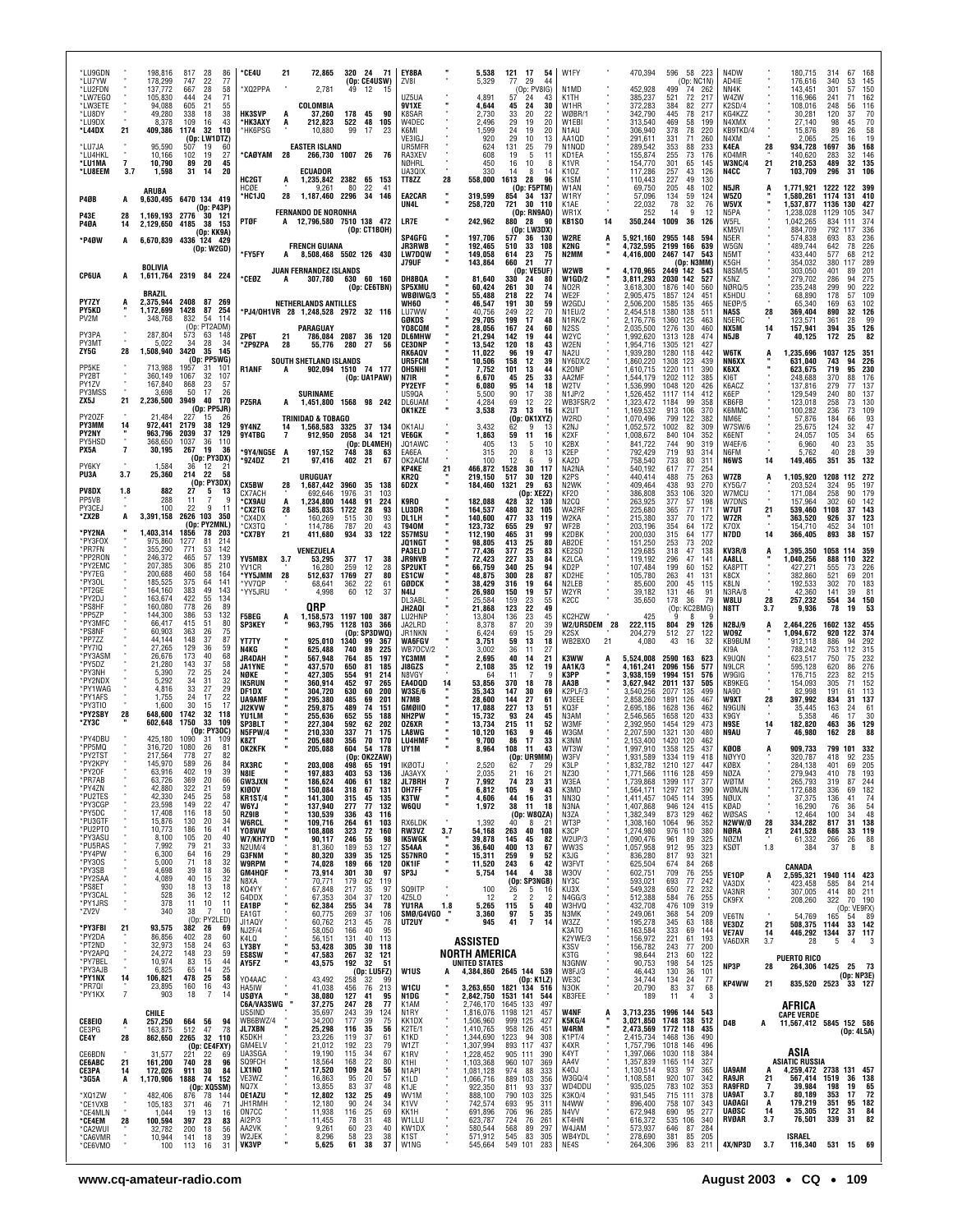| Call | Band | Score | QSOs | Zones | Countries |
|---|---|---|---|---|---|
| *LU9GDN | " | 198,816 | 817 | 28 | 86 |
| *LU7YW | " | 178,299 | 747 | 22 | 77 |
| *LU2FDN | " | 137,772 | 667 | 28 | 58 |
| *LW7EGO | " | 105,830 | 444 | 24 | 71 |
| *LW3ETE | " | 94,088 | 605 | 21 | 55 |
| *LU8DY | " | 49,280 | 338 | 18 | 38 |
| *LU9DX | " | 8,378 | 109 | 16 | 43 |
| *L44DX | 21 | 409,386 | 1174 | 32 | 110 |
| (Op: LW1DTZ) | | | | | |
| *LU7JA | " | 95,590 | 507 | 19 | 60 |
| *LU4HKL | " | 10,166 | 102 | 19 | 27 |
| *LU1MA | 7 | 10,790 | 89 | 20 | 45 |
| *LU8EEM | 3.7 | 1,598 | 31 | 14 | 20 |

**ARUBA**

| Call | Band | Score | QSOs | Zones | Countries |
|---|---|---|---|---|---|
| P40B | A | 9,630,495 | 6470 | 134 | 419 |
| (Op: P43P) | | | | | |
| P43E | 28 | 1,169,193 | 2776 | 30 | 121 |
| P40A | 14 | 2,129,650 | 4185 | 38 | 153 |
| (Op: KK9A) | | | | | |
| *P4ØW | A | 6,670,839 | 4336 | 124 | 429 |
| (Op: W2GD) | | | | | |

**BOLIVIA**

| Call | Band | Score | QSOs | Zones | Countries |
|---|---|---|---|---|---|
| CP6UA | A | 1,611,764 | 2319 | 84 | 224 |

**BRAZIL**

| Call | Band | Score | QSOs | Zones | Countries |
|---|---|---|---|---|---|
| PY7ZY | A | 2,375,944 | 2408 | 87 | 269 |
| PY5KD | " | 1,172,699 | 1428 | 87 | 254 |
| PV2M | " | 348,768 | 832 | 54 | 114 |
| (Op: PT2ADM) | | | | | |
| PY3PA | " | 287,804 | 573 | 63 | 148 |
| PY3MT | " | 5,022 | 34 | 28 | 34 |
| ZY5G | 28 | 1,508,940 | 3420 | 35 | 145 |
| (Op: PP5WG) | | | | | |
| PP5KE | " | 713,988 | 1957 | 31 | 101 |
| PY2BT | " | 360,149 | 1067 | 32 | 107 |
| PY1ZV | " | 167,840 | 868 | 23 | 57 |
| PY3MSS | " | 3,698 | 50 | 17 | 26 |
| ZX5J | 21 | 2,236,500 | 3949 | 40 | 170 |
| (Op: PP5JR) | | | | | |
| PY2OZF | " | 21,484 | 227 | 15 | 26 |
| PY3MM | 14 | 972,441 | 2179 | 38 | 129 |
| PY2NY | " | 963,796 | 2039 | 37 | 129 |
| PY5HSD | " | 368,650 | 1037 | 36 | 110 |
| PX5A | 7 | 30,195 | 267 | 19 | 36 |
| (Op: PY3DX) | | | | | |
| PY6KY | " | 1,584 | 36 | 12 | 21 |
| PU3A | 3.7 | 25,360 | 214 | 22 | 58 |
| (Op: PY3DX) | | | | | |
| PV8DX | 1.8 | 882 | 27 | 5 | 13 |
| PP5VB | " | 288 | 11 | 7 | 9 |
| PY3CEJ | " | 100 | 22 | 9 | 11 |
| *ZX2B | A | 3,391,158 | 2626 | 103 | 350 |
| (Op: PY2MNL) | | | | | |
| *PY2NA | " | 1,403,314 | 1856 | 78 | 203 |
| *PY3FOX | " | 975,860 | 1277 | 81 | 214 |
| *PR7FN | " | 355,290 | 771 | 53 | 142 |
| *PP2RON | " | 246,372 | 465 | 57 | 139 |
| *PY2EMC | " | 207,385 | 306 | 85 | 210 |
| *PY7EG | " | 200,688 | 460 | 58 | 164 |
| *PY3OL | " | 185,525 | 375 | 64 | 141 |
| *PT2GE | " | 164,160 | 383 | 49 | 143 |
| *PY2DJ | " | 163,674 | 422 | 55 | 134 |
| *PS8HF | " | 160,080 | 778 | 26 | 89 |
| *PP5ZP | " | 144,300 | 386 | 53 | 132 |
| *PY3MFC | " | 66,417 | 415 | 51 | 80 |
| *PS8NF | " | 60,903 | 363 | 26 | 75 |
| *PP7ZZ | " | 44,144 | 148 | 37 | 87 |
| *PY7IQ | " | 27,265 | 129 | 36 | 59 |
| *PY3ASM | " | 26,676 | 173 | 40 | 68 |
| *PY2CC | " | 21,280 | 143 | 37 | 58 |
| *PY3NH | " | 5,390 | 72 | 25 | 24 |
| *PY2NDX | " | 5,292 | 34 | 31 | 32 |
| *PY1WAG | " | 4,816 | 33 | 27 | 29 |
| *PY1AFS | " | 1,755 | 24 | 17 | 22 |
| *PY3TIO | " | 1,600 | 30 | 15 | 17 |
| *PY2SBY | 28 | 648,600 | 1742 | 32 | 118 |
| *ZY3C | " | 602,648 | 1750 | 33 | 109 |
| (Op: PY3OC) | | | | | |
| *PY4DBU | " | 425,180 | 1090 | 31 | 109 |
| *PP5MQ | " | 316,720 | 1080 | 26 | 81 |
| *PY2TST | " | 217,564 | 778 | 27 | 82 |
| *PY2KPY | " | 145,970 | 589 | 26 | 84 |
| *PY2OF | " | 63,916 | 402 | 19 | 39 |
| *PR7AB | " | 63,726 | 369 | 20 | 66 |
| *PY4ZN | " | 42,880 | 322 | 21 | 59 |
| *PU2TES | " | 42,330 | 245 | 25 | 58 |
| *PY3CGP | " | 23,598 | 149 | 22 | 47 |
| *PY5DC | " | 17,408 | 116 | 18 | 50 |
| *PU3GTF | " | 15,876 | 130 | 20 | 34 |
| *PU2PTO | " | 10,773 | 186 | 16 | 41 |
| *PY3ASU | " | 8,100 | 105 | 20 | 40 |
| *PU5RAS | " | 7,992 | 79 | 21 | 33 |
| *PY4PW | " | 6,300 | 64 | 16 | 29 |
| *PY3OS | " | 5,000 | 71 | 18 | 32 |
| *PY3SB | " | 4,698 | 39 | 18 | 36 |
| *PY2SAA | " | 4,089 | 40 | 15 | 32 |
| *PS8ET | " | 930 | 18 | 13 | 18 |
| *PY3CAL | " | 528 | 36 | 12 | 12 |
| *PY1JRS | " | 378 | 11 | 10 | 11 |
| *ZV2V | " | 340 | 38 | 7 | 10 |
| (Op: PY2LED) | | | | | |
| *PY3FBI | 21 | 93,575 | 382 | 26 | 69 |
| *PY2DA | " | 86,856 | 402 | 28 | 60 |
| *PT2ND | " | 32,973 | 158 | 24 | 63 |
| *PY2APQ | " | 24,272 | 148 | 23 | 59 |
| *PY7BEL | " | 10,974 | 83 | 15 | 44 |
| *PY3AJB | " | 6,825 | 65 | 14 | 25 |
| *PY1NX | 14 | 106,821 | 478 | 25 | 58 |
| *PR7QI | " | 23,895 | 160 | 16 | 43 |
| *PY1KX | 7 | 903 | 18 | 7 | 14 |

**CHILE**

| Call | Band | Score | QSOs | Zones | Countries |
|---|---|---|---|---|---|
| CE8EIO | A | 257,250 | 664 | 56 | 94 |
| CE3PG | " | 163,875 | 512 | 47 | 78 |
| CE4Y | 28 | 862,650 | 2265 | 32 | 110 |
| (Op: CE4FXY) | | | | | |
| CE6BDN | " | 31,577 | 221 | 22 | 69 |
| CE6ABC | 21 | 161,200 | 740 | 28 | 96 |
| CE3PA | 14 | 172,026 | 911 | 30 | 84 |
| *3G5A | A | 1,170,906 | 1888 | 74 | 152 |
| (Op: XQ5SM) | | | | | |
| *XQ1ZW | " | 482,406 | 876 | 78 | 144 |
| *CE1VXB | " | 105,183 | 371 | 46 | 71 |
| *CE4MLN | " | 1,044 | 19 | 13 | 16 |
| *CE4EM | 28 | 100,594 | 397 | 23 | 83 |
| *CA2WUI | " | 32,782 | 200 | 18 | 56 |
| *CA6VMR | " | 10,944 | 141 | 18 | 39 |
| *CE6VMO | " | 100 | 113 | 16 | 31 |
| *CE4U | 21 | 72,865 | 320 | 24 | 71 |
| (Op: CE4USW) | | | | | |
| *XQ2PPA | " | 2,781 | 49 | 12 | 15 |

**COLOMBIA**

| Call | Band | Score | QSOs | Zones | Countries |
|---|---|---|---|---|---|
| HK3SVP | A | 37,260 | 178 | 45 | 90 |
| *HK3AXY | A | 212,823 | 522 | 48 | 105 |
| *HK6PSG | " | 10,880 | 99 | 17 | 23 |

**EASTER ISLAND**

| Call | Band | Score | QSOs | Zones | Countries |
|---|---|---|---|---|---|
| *CAØYAM | 28 | 266,730 | 1007 | 26 | 76 |

**ECUADOR**

| Call | Band | Score | QSOs | Zones | Countries |
|---|---|---|---|---|---|
| HC2GT | A | 1,235,842 | 2382 | 65 | 153 |
| HC0E | " | 9,261 | 80 | 22 | 41 |
| *HC1JQ | 28 | 1,187,460 | 2296 | 34 | 146 |

**FERNANDO DE NORONHA**

| Call | Band | Score | QSOs | Zones | Countries |
|---|---|---|---|---|---|
| PTØF | A | 12,796,580 | 7510 | 138 | 472 |
| (Op: CT1BOH) | | | | | |

**FRENCH GUIANA**

| Call | Band | Score | QSOs | Zones | Countries |
|---|---|---|---|---|---|
| *FY5FY | A | 8,508,468 | 5502 | 126 | 430 |

**JUAN FERNANDEZ ISLANDS**

| Call | Band | Score | QSOs | Zones | Countries |
|---|---|---|---|---|---|
| *CEØZ | A | 307,780 | 630 | 60 | 160 |
| (Op: CE6TBN) | | | | | |

**NETHERLANDS ANTILLES**

| Call | Band | Score | QSOs | Zones | Countries |
|---|---|---|---|---|---|
| *PJ4/OH1VR | 28 | 1,248,528 | 2972 | 32 | 116 |

**PARAGUAY**

| Call | Band | Score | QSOs | Zones | Countries |
|---|---|---|---|---|---|
| ZP6T | 21 | 786,084 | 2087 | 36 | 120 |
| *ZP9ZPA | 28 | 55,776 | 280 | 27 | 56 |

**SOUTH SHETLAND ISLANDS**

| Call | Band | Score | QSOs | Zones | Countries |
|---|---|---|---|---|---|
| R1ANF | A | 902,094 | 1510 | 74 | 177 |
| (Op: UA1PAW) | | | | | |

**SURINAME**

| Call | Band | Score | QSOs | Zones | Countries |
|---|---|---|---|---|---|
| PZ5RA | A | 1,451,800 | 1568 | 98 | 242 |

**TRINIDAD & TOBAGO**

| Call | Band | Score | QSOs | Zones | Countries |
|---|---|---|---|---|---|
| 9Y4NZ | 14 | 1,568,583 | 3325 | 37 | 134 |
| 9Y4TBG | 7 | 912,950 | 2058 | 34 | 121 |
| (Op: DL4MEH) | | | | | |
| *9Y4/NG5E | A | 197,152 | 748 | 38 | 63 |
| *9Z4DZ | 21 | 97,416 | 402 | 21 | 67 |

**URUGUAY**

| Call | Band | Score | QSOs | Zones | Countries |
|---|---|---|---|---|---|
| CX5BW | 28 | 1,687,442 | 3960 | 35 | 138 |
| CX7ACH | " | 692,646 | 1976 | 31 | 103 |
| *CX9AU | A | 1,234,800 | 1448 | 91 | 224 |
| *CX2TG | 28 | 585,035 | 1722 | 28 | 93 |
| *CX4DX | " | 160,269 | 515 | 30 | 93 |
| *CX3TQ | " | 114,786 | 787 | 20 | 43 |
| *CX7BY | 21 | 411,680 | 934 | 33 | 122 |

**VENEZUELA**

| Call | Band | Score | QSOs | Zones | Countries |
|---|---|---|---|---|---|
| YV5MBX | 3.7 | 53,295 | 377 | 17 | 38 |
| YV1CR | " | 16,280 | 259 | 12 | 28 |
| *YY5JMM | 28 | 512,637 | 1769 | 27 | 80 |
| *YV7QP | " | 68,641 | 362 | 22 | 61 |
| *YY5JRU | " | 4,998 | 60 | 12 | 37 |

## QRP

| Call | Band | Score | QSOs | Zones | Countries |
|---|---|---|---|---|---|
| F5BEG | A | 1,158,573 | 1197 | 100 | 387 |
| SP3KEY | " | 963,795 | 1128 | 103 | 366 |
| (Op: SP3DWQ) | | | | | |
| YT7TY | " | 925,010 | 1340 | 98 | 367 |
| N4KG | " | 625,488 | 740 | 89 | 225 |
| JR4DAH | " | 567,948 | 764 | 85 | 197 |
| JA1YNE | " | 437,570 | 650 | 81 | 185 |
| NØKE | " | 427,305 | 554 | 91 | 214 |
| IK5RUN | " | 360,914 | 452 | 97 | 265 |
| DF1DX | " | 304,720 | 630 | 60 | 200 |
| UA9AMF | " | 295,380 | 485 | 69 | 201 |
| JI2KVW | " | 259,875 | 489 | 74 | 151 |
| YU1LM | " | 255,636 | 652 | 55 | 188 |
| SP3BLT | " | 227,304 | 592 | 62 | 202 |
| N5FPW/4 | " | 210,330 | 337 | 71 | 175 |
| K8ZT | " | 205,680 | 356 | 70 | 170 |
| OK2KFK | " | 205,088 | 604 | 54 | 178 |
| (Op: OK2ZAW) | | | | | |
| RX3RC | " | 203,008 | 498 | 65 | 191 |
| N8IE | " | 197,883 | 403 | 53 | 136 |
| GW3JXN | " | 186,624 | 406 | 61 | 182 |
| KIØOV | " | 150,084 | 318 | 67 | 131 |
| KR1ST/4 | " | 141,300 | 315 | 45 | 135 |
| W6YJ | " | 137,940 | 277 | 77 | 132 |
| RZ9IB | " | 130,539 | 336 | 43 | 116 |
| W6RCL | " | 109,716 | 264 | 61 | 103 |
| YO8WW | " | 108,808 | 323 | 72 | 160 |
| W7/KH7YD | " | 90,117 | 246 | 55 | 98 |
| N2UM/4 | " | 81,360 | 189 | 53 | 127 |
| G3FNM | " | 80,320 | 339 | 35 | 125 |
| W9RPM | " | 74,028 | 189 | 66 | 120 |
| GM4HQF | " | 73,914 | 301 | 30 | 97 |
| N8XA | " | 70,771 | 179 | 62 | 119 |
| KQ4YY | " | 67,848 | 217 | 35 | 97 |
| G4DDX | " | 67,353 | 304 | 37 | 120 |
| EA1BP | " | 62,384 | 255 | 34 | 78 |
| EA1GT | " | 60,775 | 269 | 37 | 106 |
| JI1AQY | " | 60,762 | 213 | 45 | 78 |
| NJ2F/4 | " | 58,650 | 166 | 40 | 95 |
| K4LQ | " | 56,151 | 131 | 40 | 113 |
| LY3BY | " | 53,428 | 305 | 30 | 118 |
| ES8SW | " | 47,583 | 267 | 32 | 121 |
| AY5FZ | " | 43,575 | 192 | 32 | 51 |
| (Op: LU5FZ) | | | | | |
| YO4AAC | " | 43,492 | 258 | 32 | 99 |
| HA5IW | " | 41,038 | 456 | 76 | 213 |
| US0YA | " | 38,080 | 127 | 41 | 95 |
| C6A/VA3SWG | " | 37,275 | 247 | 28 | 77 |
| US5IND | " | 35,697 | 243 | 39 | 124 |
| WB6BWZ/4 | " | 34,200 | 177 | 39 | 75 |
| JL7XBN | " | 25,298 | 116 | 35 | 56 |
| K5DKH | " | 23,226 | 119 | 37 | 61 |
| GM4ELV | " | 21,012 | 192 | 23 | 79 |
| UA3SGA | " | 19,190 | 115 | 34 | 67 |
| SQ9FCH | " | 18,564 | 168 | 22 | 80 |
| LX1NO | " | 17,520 | 109 | 24 | 56 |
| VE3WZ | " | 16,863 | 95 | 20 | 57 |
| NQ7X | " | 13,855 | 83 | 37 | 48 |
| OE1AZU | " | 12,802 | 132 | 25 | 49 |
| JH1RMH | " | 12,180 | 90 | 24 | 34 |
| ON7CC | " | 11,938 | 116 | 25 | 69 |
| AI2P/3 | " | 11,455 | 78 | 31 | 48 |
| AA2VK | " | 9,261 | 60 | 23 | 40 |
| W2JEK | " | 8,296 | 58 | 23 | 38 |
| VK3VP | " | 5,625 | 61 | 38 | 37 |
| EY8BA | " | 5,538 | 121 | 17 | 54 |
| ZV8I | " | 5,329 | 77 | 29 | 44 |
| (Op: PV8IG) | | | | | |
| UZ5UA | " | 4,891 | 57 | 24 | 43 |
| 9V1XE | " | 4,644 | 45 | 24 | 30 |
| K8SAR | " | 2,730 | 33 | 20 | 22 |
| W4DEC | " | 2,496 | 29 | 19 | 20 |
| K6MI | " | 1,599 | 24 | 19 | 20 |
| VE3IGJ | " | 920 | 29 | 10 | 13 |
| UR5MFR | " | 624 | 131 | 25 | 79 |
| RA3XEV | " | 608 | 19 | 5 | 11 |
| NØHRL | " | 450 | 16 | 10 | 8 |
| UA3QIX | " | 330 | 14 | 8 | 14 |
| TT8ZZ | 28 | 558,000 | 1613 | 28 | 96 |
| (Op: F5PTM) | | | | | |
| EA2CAR | " | 319,599 | 854 | 34 | 137 |
| UN4L | " | 258,720 | 721 | 30 | 110 |
| (Op: RN9AO) | | | | | |
| LR7E | " | 242,962 | 880 | 28 | 90 |
| (Op: LW3DX) | | | | | |
| SP4GFG | " | 197,706 | 577 | 36 | 130 |
| JR3RWB | " | 192,465 | 510 | 33 | 108 |
| LW7DQW | " | 149,058 | 614 | 23 | 75 |
| J79UF | " | 143,864 | 660 | 21 | 77 |
| (Op: VE5UF) | | | | | |
| DH8BQA | " | 81,640 | 330 | 24 | 80 |
| SP5XMU | " | 60,424 | 261 | 30 | 74 |
| WB0IWG/3 | " | 55,488 | 218 | 22 | 74 |
| WH6O | " | 46,547 | 191 | 30 | 59 |
| LU7WW | " | 40,756 | 249 | 22 | 70 |
| G0KDS | " | 29,705 | 199 | 17 | 48 |
| YO8CQM | " | 28,056 | 167 | 24 | 60 |
| DL6MHW | " | 21,294 | 142 | 19 | 44 |
| CE3DNP | " | 13,542 | 120 | 18 | 43 |
| RK6AQV | " | 11,022 | 96 | 19 | 47 |
| UR5FCM | " | 10,506 | 158 | 12 | 39 |
| OH5NHI | " | 7,752 | 101 | 13 | 44 |
| N7IR | " | 6,670 | 45 | 25 | 33 |
| PY2EYF | " | 6,080 | 95 | 14 | 18 |
| US9QA | " | 5,500 | 90 | 17 | 38 |
| DL6UAM | " | 4,284 | 69 | 12 | 22 |
| OK1KZE | " | 3,538 | 73 | 13 | 16 |
| (Op: OK1XYZ) | | | | | |
| OK1AIJ | " | 3,432 | 62 | 9 | 13 |
| VE6GK | " | 1,863 | 59 | 11 | 16 |
| JQ1AWC | " | 405 | 13 | 5 | 10 |
| EA6EA | " | 315 | 20 | 8 | 13 |
| OK2ACM | " | 100 | 12 | 6 | 9 |
| KP4KE | 21 | 466,872 | 1528 | 30 | 117 |
| KR2Q | " | 219,150 | 517 | 30 | 120 |
| 6D2X | " | 184,460 | 1321 | 29 | 63 |
| (Op: XE2Z) | | | | | |
| K9RO | " | 182,088 | 428 | 32 | 130 |
| LU3DR | " | 164,537 | 480 | 32 | 105 |
| DL1LH | " | 140,600 | 477 | 33 | 119 |
| T94DM | " | 123,732 | 655 | 29 | 97 |
| S57MSU | " | 112,190 | 465 | 31 | 99 |
| JQ1NGT | " | 98,805 | 413 | 25 | 80 |
| PA3ELD | " | 77,436 | 377 | 25 | 83 |
| JR9NVB | " | 72,423 | 227 | 33 | 84 |
| SP2UKT | " | 66,759 | 340 | 25 | 94 |
| ES1CW | " | 48,875 | 300 | 28 | 87 |
| G0DCK | " | 38,429 | 316 | 19 | 64 |
| N4IJ | " | 26,980 | 150 | 19 | 57 |
| DL3ABL | " | 25,584 | 159 | 23 | 55 |
| JH2AQI | " | 21,868 | 123 | 22 | 49 |
| LU2HNP | " | 13,804 | 136 | 23 | 45 |
| JA2LRD | " | 8,378 | 87 | 20 | 39 |
| JR1NKN | " | 6,424 | 69 | 15 | 29 |
| WA6FGV | " | 3,751 | 59 | 13 | 18 |
| WB7OCV/2 | " | 3,002 | 36 | 11 | 27 |
| YC3MM | " | 2,695 | 40 | 14 | 21 |
| JI8GZS | " | 2,108 | 35 | 12 | 19 |
| N8VGY | " | 64 | 11 | 7 | 9 |
| EA4DQD | 14 | 53,856 | 370 | 18 | 78 |
| W3SE/6 | " | 35,343 | 147 | 30 | 69 |
| N7MB | " | 28,600 | 144 | 27 | 61 |
| GM0IIO | " | 17,088 | 227 | 13 | 51 |
| NH2PW | " | 15,732 | 93 | 24 | 45 |
| DZ6XR | " | 13,734 | 215 | 11 | 52 |
| LA8WG | " | 10,120 | 163 | 9 | 46 |
| LU4HMF | " | 9,700 | 86 | 17 | 33 |
| UY1M | " | 8,964 | 108 | 11 | 43 |
| (Op: UR9MM) | | | | | |
| IKØOTJ | " | 2,520 | 62 | 7 | 29 |
| JA3AYX | " | 2,035 | 21 | 16 | 21 |
| OH7FF | " | 6,812 | 105 | 9 | 43 |
| K3TW | " | 4,606 | 44 | 16 | 31 |
| W6QU | " | 1,972 | 38 | 11 | 18 |
| (Op: W8QZA) | | | | | |
| RX6LDK | " | 1,392 | 40 | 8 | 21 |
| RW3VZ | 3.7 | 54,168 | 263 | 40 | 108 |
| IK5WGK | " | 39,878 | 145 | 45 | 82 |
| S54AA | " | 36,640 | 400 | 13 | 67 |
| S57NRO | " | 15,311 | 259 | 9 | 52 |
| OK1IF | " | 11,520 | 243 | 6 | 42 |
| SP3J | " | 5,754 | 144 | 4 | 38 |
| (Op: SP3NGB) | | | | | |
| SQ9ITP | " | 100 | 26 | 5 | 16 |
| 4Z5LO | " | 12 | 2 | 2 | 2 |
| YU1RA | 1.8 | 5,265 | 115 | 5 | 40 |
| SM0/G4VGO | " | 3,360 | 97 | 5 | 35 |
| UT2UY | " | 945 | 41 | 7 | 14 |

## ASSISTED

### NORTH AMERICA

**UNITED STATES**

| Call | Band | Score | QSOs | Zones | Countries |
|---|---|---|---|---|---|
| W1US | A | 4,384,860 | 2645 | 144 | 539 |
| (Op: K1LZ) | | | | | |
| W1CU | " | 3,263,650 | 1821 | 134 | 516 |
| N1DG | " | 2,842,750 | 1531 | 141 | 544 |
| K1AM | " | 2,746,170 | 1645 | 133 | 497 |
| N1RY | " | 1,816,076 | 1198 | 121 | 457 |
| KK1DX | " | 1,506,960 | 999 | 125 | 427 |
| K2TE/1 | " | 1,410,765 | 958 | 126 | 451 |
| K1KD | " | 1,344,690 | 1223 | 94 | 308 |
| W1ZT | " | 1,307,994 | 893 | 117 | 437 |
| K1RV | " | 1,228,452 | 905 | 111 | 390 |
| K1HI | " | 1,103,368 | 960 | 107 | 369 |
| N1API | " | 1,081,128 | 974 | 88 | 333 |
| K1LD | " | 1,066,716 | 889 | 103 | 356 |
| K1JE | " | 922,350 | 811 | 93 | 337 |
| WV1M | " | 888,100 | 790 | 103 | 325 |
| K1VV | " | 742,574 | 693 | 95 | 311 |
| KK1H | " | 691,896 | 706 | 96 | 285 |
| W1LLU | " | 623,787 | 724 | 76 | 261 |
| KW1DX | " | 580,544 | 568 | 89 | 297 |
| K1ST | " | 571,912 | 545 | 83 | 305 |
| W1NG | " | 545,664 | 549 | 101 | 283 |
| W1FY | " | 470,394 | 596 | 58 | 223 |
| (Op: NC1N) | | | | | |
| N1MD | " | 452,928 | 499 | 74 | 262 |
| K1TH | " | 385,237 | 521 | 72 | 217 |
| W1HR | " | 372,283 | 384 | 82 | 277 |
| WØBR/1 | " | 342,790 | 445 | 78 | 217 |
| W1EBI | " | 313,540 | 469 | 58 | 199 |
| N1AU | " | 306,940 | 378 | 78 | 220 |
| AA1QD | " | 291,611 | 331 | 71 | 260 |
| N1NQD | " | 289,542 | 353 | 88 | 233 |
| KD1EA | " | 155,874 | 255 | 73 | 176 |
| K1VR | " | 154,770 | 301 | 65 | 145 |
| K1OZ | " | 117,286 | 257 | 43 | 126 |
| K1SM | " | 110,443 | 227 | 49 | 130 |
| W1AN | " | 69,750 | 205 | 48 | 102 |
| W1RY | " | 57,096 | 134 | 59 | 124 |
| K1AE | " | 22,032 | 78 | 32 | 76 |
| WR1X | " | 252 | 14 | 9 | 12 |
| KB1SO | 14 | 350,244 | 1009 | 36 | 126 |
| W2RE | A | 5,921,160 | 2955 | 148 | 594 |
| K2NG | " | 4,732,595 | 2199 | 166 | 639 |
| N2MM | " | 4,416,000 | 2467 | 147 | 543 |
| (Op: N3MM) | | | | | |
| W2WB | " | 4,170,965 | 2449 | 142 | 543 |
| W1QD/2 | " | 3,811,293 | 2030 | 142 | 527 |
| NO2R | " | 3,618,300 | 1876 | 140 | 560 |
| WE2F | " | 2,905,475 | 1857 | 124 | 451 |
| W2GDJ | " | 2,506,200 | 1585 | 135 | 465 |
| N1EU/2 | " | 2,454,518 | 1380 | 138 | 511 |
| N1RK/2 | " | 2,176,776 | 1360 | 125 | 463 |
| N2SS | " | 2,035,500 | 1276 | 130 | 460 |
| W2YC | " | 1,992,620 | 1313 | 128 | 474 |
| W2EN | " | 1,954,716 | 1305 | 121 | 427 |
| NA2U | " | 1,939,280 | 1280 | 118 | 442 |
| NY6DX/2 | " | 1,860,220 | 1308 | 123 | 439 |
| K2ONP | " | 1,610,715 | 1220 | 111 | 390 |
| AA2MF | " | 1,544,179 | 1202 | 112 | 385 |
| W2TV | " | 1,536,990 | 1048 | 120 | 426 |
| N1JP/2 | " | 1,526,452 | 1117 | 114 | 412 |
| WB3FSR/2 | " | 1,323,472 | 1184 | 99 | 358 |
| K2UT | " | 1,169,532 | 913 | 106 | 370 |
| W2RD | " | 1,070,496 | 799 | 122 | 382 |
| K2NJ | " | 1,052,572 | 1002 | 82 | 309 |
| K2XF | " | 1,008,672 | 840 | 104 | 352 |
| K2BX | " | 841,722 | 744 | 90 | 319 |
| K2EP | " | 792,429 | 719 | 93 | 314 |
| KA2D | " | 758,540 | 733 | 80 | 311 |
| NA2NA | " | 540,192 | 617 | 77 | 254 |
| K2PS | " | 440,414 | 488 | 75 | 263 |
| N2WK | " | 409,464 | 438 | 93 | 270 |
| KF2O | " | 386,808 | 353 | 106 | 320 |
| N2CQ | " | 263,925 | 377 | 57 | 198 |
| WA2RF | " | 225,680 | 365 | 77 | 171 |
| W2KA | " | 215,380 | 337 | 70 | 172 |
| WF2B | " | 203,196 | 354 | 64 | 172 |
| W2AH | " | 200,030 | 315 | 64 | 177 |
| AB2DE | " | 151,250 | 253 | 73 | 202 |
| KE2SD | " | 129,685 | 318 | 47 | 138 |
| K2LCA | " | 119,192 | 296 | 47 | 141 |
| KD2P | " | 107,484 | 199 | 60 | 152 |
| KD2HE | " | 105,780 | 263 | 41 | 131 |
| N2LEB | " | 85,600 | 200 | 45 | 115 |
| W2YR | " | 39,182 | 131 | 46 | 91 |
| K2CC | " | 35,650 | 178 | 36 | 79 |
| (Op: KC2BMG) | | | | | |
| KC2HZW | " | 425 | 9 | 8 | 9 |
| W2/UR5DEM | 28 | 222,115 | 804 | 29 | 126 |
| K2SX | " | 204,279 | 512 | 27 | 122 |
| WB2BXO | 21 | 4,080 | 43 | 16 | 32 |
| K3WW | A | 5,524,008 | 2590 | 163 | 623 |
| AA1K/3 | " | 4,161,241 | 2006 | 156 | 577 |
| K3PP | " | 3,938,159 | 1994 | 151 | 576 |
| AA3B | " | 3,627,942 | 2011 | 137 | 505 |
| K2PLF/3 | " | 3,540,256 | 2077 | 135 | 499 |
| W3EEE | " | 2,858,260 | 1891 | 126 | 467 |
| KQ3F | " | 2,695,186 | 1628 | 136 | 462 |
| N3AM | " | 2,546,565 | 1658 | 120 | 433 |
| N3MF | " | 2,392,950 | 1454 | 129 | 473 |
| W3GM | " | 2,207,590 | 1321 | 130 | 480 |
| K3NM | " | 2,153,400 | 1420 | 120 | 462 |
| WT3W | " | 1,997,910 | 1358 | 125 | 437 |
| W3FV | " | 1,931,589 | 1334 | 119 | 418 |
| K3LP | " | 1,832,782 | 1210 | 127 | 447 |
| NZ3O | " | 1,771,566 | 1116 | 128 | 459 |
| W3EA | " | 1,739,868 | 1399 | 117 | 377 |
| K3MD | " | 1,564,171 | 1297 | 121 | 390 |
| NN3Q | " | 1,411,457 | 1045 | 114 | 395 |
| N3NA | " | 1,407,868 | 946 | 124 | 415 |
| N3ZA | " | 1,382,349 | 873 | 129 | 462 |
| WT3P | " | 1,308,160 | 1064 | 96 | 352 |
| K3CP | " | 1,274,980 | 976 | 110 | 380 |
| W2UP/3 | " | 1,090,476 | 961 | 89 | 325 |
| WW3S | " | 1,057,958 | 912 | 95 | 323 |
| K3JG | " | 836,280 | 817 | 93 | 321 |
| W3FVT | " | 625,504 | 674 | 84 | 268 |
| W3OV | " | 602,751 | 709 | 76 | 255 |
| NY3C | " | 593,021 | 693 | 77 | 242 |
| KU3X | " | 549,328 | 650 | 72 | 232 |
| N4GG/3 | " | 512,388 | 584 | 76 | 255 |
| W3HVQ | " | 432,708 | 476 | 109 | 319 |
| N3MK | " | 249,061 | 368 | 54 | 209 |
| W3ZZ | " | 195,278 | 345 | 63 | 188 |
| K3ATO | " | 163,584 | 333 | 69 | 144 |
| K2YWE/3 | " | 156,972 | 221 | 61 | 193 |
| K3SV | " | 156,782 | 243 | 77 | 200 |
| K3TG | " | 98,644 | 213 | 60 | 122 |
| N3GNW | " | 90,753 | 198 | 54 | 125 |
| W8FJ/3 | " | 46,443 | 130 | 36 | 101 |
| WE3C | " | 34,744 | 134 | 24 | 77 |
| N3OK | " | 20,790 | 83 | 37 | 68 |
| KB3FEE | " | 189 | 11 | 4 | 3 |
| W4NF | A | 3,713,235 | 1996 | 144 | 543 |
| K5KG/4 | " | 3,021,850 | 1748 | 138 | 512 |
| W4RM | " | 2,473,569 | 1772 | 118 | 435 |
| K1PT/4 | " | 2,415,744 | 1468 | 136 | 490 |
| K4XR | " | 1,757,796 | 1018 | 146 | 496 |
| K4YT | " | 1,397,066 | 1030 | 118 | 384 |
| AA4V | " | 1,357,839 | 1165 | 114 | 327 |
| W3GQ/4 | " | 1,108,581 | 920 | 107 | 342 |
| WD4DDU | " | 935,025 | 783 | 112 | 353 |
| K3KO/4 | " | 931,545 | 715 | 111 | 378 |
| N4WW | " | 896,700 | 758 | 103 | 317 |
| N4VV | " | 672,948 | 690 | 95 | 271 |
| KT4HN | " | 616,372 | 535 | 106 | 340 |
| W4JAM | " | 573,937 | 646 | 87 | 284 |
| WB4YDL | " | 278,690 | 381 | 85 | 205 |
| NE4S | " | 264,306 | 396 | 83 | 211 |
| N4DW | " | 180,715 | 314 | 67 | 168 |
| AD4IE | " | 176,616 | 340 | 53 | 145 |
| NN4K | " | 143,451 | 301 | 57 | 150 |
| W4ZW | " | 116,966 | 241 | 71 | 162 |
| K2SD/4 | " | 108,016 | 248 | 56 | 116 |
| KG4KZZ | " | 30,281 | 120 | 37 | 70 |
| N4XMX | " | 27,140 | 98 | 45 | 70 |
| KB9TKD/4 | " | 15,876 | 89 | 26 | 58 |
| N4XM | " | 2,065 | 25 | 16 | 19 |
| K4EA | 28 | 934,728 | 1697 | 36 | 168 |
| KO4MR | " | 140,620 | 283 | 32 | 146 |
| W3NC/4 | 21 | 210,253 | 489 | 32 | 135 |
| N4CC | 7 | 103,709 | 296 | 31 | 106 |
| N5JR | A | 1,771,921 | 1222 | 122 | 399 |
| W5ZO | " | 1,580,261 | 1174 | 131 | 410 |
| W5VX | " | 1,537,677 | 1136 | 130 | 427 |
| N5PA | " | 1,238,028 | 1129 | 105 | 347 |
| W5FL | " | 1,042,265 | 834 | 111 | 374 |
| KM5VI | " | 884,709 | 792 | 117 | 336 |
| N5ER | " | 574,838 | 693 | 83 | 236 |
| NØRQ/5 | " | 235,248 | 299 | 90 | 222 |
| K5HDU | " | 68,890 | 178 | 57 | 109 |
| NEØP/5 | " | 65,340 | 169 | 63 | 102 |
| NA5S | 28 | 369,404 | 890 | 32 | 126 |
| N5ERC | " | 123,571 | 361 | 28 | 99 |
| NX5M | 14 | 157,941 | 394 | 35 | 126 |
| N5JB | 7 | 40,125 | 172 | 25 | 82 |
| W6TK | A | 1,235,696 | 1037 | 125 | 351 |
| NN6XX | " | 631,040 | 743 | 94 | 226 |
| K6XX | " | 623,675 | 719 | 95 | 230 |
| KI6T | " | 248,688 | 370 | 88 | 176 |
| K6ACZ | " | 137,816 | 279 | 77 | 137 |
| K6EP | " | 129,549 | 240 | 80 | 127 |
| KB6FB | " | 123,018 | 258 | 73 | 129 |
| K6MMC | " | 100,282 | 236 | 73 | 109 |
| NM6E | " | 57,876 | 184 | 66 | 93 |
| W7SW/6 | " | 25,675 | 124 | 32 | 47 |
| K6ENT | " | 24,057 | 105 | 34 | 65 |
| W4EF/6 | " | 6,960 | 40 | 23 | 35 |
| N6FM | " | 5,762 | 40 | 28 | 39 |
| N6WS | 14 | 149,465 | 351 | 35 | 132 |
| W7ZB | A | 1,105,920 | 1208 | 112 | 272 |
| KY5G/7 | " | 203,524 | 324 | 95 | 197 |
| W7MCU | " | 171,084 | 258 | 90 | 179 |
| W7DNS | " | 157,964 | 302 | 60 | 142 |
| W7UT | 21 | 539,460 | 1108 | 37 | 143 |
| W7ZR | " | 363,520 | 926 | 37 | 123 |
| K7OX | " | 154,710 | 452 | 34 | 101 |
| N7DD | 14 | 366,405 | 893 | 38 | 157 |
| KV3R/8 | A | 1,395,350 | 1058 | 114 | 359 |
| AA8LL | " | 1,040,256 | 888 | 110 | 322 |
| KA8PTT | " | 427,271 | 555 | 73 | 226 |
| K8CX | " | 382,860 | 521 | 69 | 201 |
| K8LN | " | 192,533 | 302 | 70 | 183 |
| N3RA/8 | " | 42,360 | 141 | 39 | 81 |
| W8LU | 28 | 257,232 | 554 | 34 | 150 |
| N8TT | 3.7 | 9,936 | 78 | 19 | 53 |
| N2BJ/9 | A | 2,464,226 | 1602 | 132 | 455 |
| WO9Z | " | 1,094,672 | 920 | 122 | 374 |
| KB9BUM | " | 912,118 | 886 | 94 | 292 |
| KI9A | " | 788,242 | 753 | 112 | 315 |
| K9UQN | " | 623,517 | 750 | 75 | 232 |
| N9LCR | " | 595,128 | 620 | 86 | 276 |
| W9GIG | " | 176,715 | 233 | 82 | 215 |
| KB9KEG | " | 154,093 | 305 | 71 | 152 |
| NA9D | " | 82,998 | 191 | 61 | 113 |
| W9XT | 28 | 397,992 | 834 | 31 | 137 |
| W9GUN | " | 35,445 | 163 | 24 | 61 |
| K9GY | " | 5,358 | 46 | 17 | 30 |
| N9SE | 14 | 182,820 | 463 | 36 | 129 |
| N9AU | 7 | 46,980 | 162 | 28 | 88 |
| KØOB | A | 909,733 | 799 | 101 | 332 |
| NØYYO | " | 320,787 | 418 | 92 | 235 |
| KØBX | " | 284,138 | 401 | 69 | 205 |
| NØZA | " | 279,943 | 410 | 78 | 193 |
| WØTM | " | 265,793 | 319 | 87 | 244 |
| WØMJN | " | 172,688 | 336 | 69 | 182 |
| NØUX | " | 37,375 | 136 | 41 | 74 |
| KØAD | " | 16,290 | 76 | 36 | 54 |
| WØSAS | " | 12,464 | 102 | 34 | 48 |
| N2WW/Ø | 28 | 334,282 | 817 | 31 | 138 |
| NØRA | 21 | 241,528 | 686 | 33 | 119 |
| NØZM | " | 61,332 | 266 | 26 | 88 |
| KSØT | 1.8 | 384 | 37 | 8 | 8 |

**CANADA**

| Call | Band | Score | QSOs | Zones | Countries |
|---|---|---|---|---|---|
| VE1OP | A | 2,595,321 | 1940 | 114 | 423 |
| VA3DX | " | 423,458 | 585 | 84 | 214 |
| VA3NR | " | 307,005 | 414 | 80 | 211 |
| CK9FX | " | 208,260 | 322 | 70 | 190 |
| (Op: VE9FX) | | | | | |
| VE6TN | " | 54,769 | 165 | 54 | 89 |
| VE3DZ | 21 | 508,375 | 1144 | 33 | 142 |
| VE7AV | 14 | 446,292 | 1344 | 37 | 117 |
| VA6DXR | 3.7 | 28 | 5 | 4 | 3 |

**PUERTO RICO**

| Call | Band | Score | QSOs | Zones | Countries |
|---|---|---|---|---|---|
| NP3P | 28 | 264,306 | 1425 | 25 | 73 |
| (Op: NP3E) | | | | | |
| KP4WW | 21 | 835,520 | 2523 | 33 | 127 |

### AFRICA

**CAPE VERDE**

| Call | Band | Score | QSOs | Zones | Countries |
|---|---|---|---|---|---|
| D4B | A | 11,567,412 | 5845 | 152 | 586 |
| (Op: 4L5A) | | | | | |

### ASIA

**ASIATIC RUSSIA**

| Call | Band | Score | QSOs | Zones | Countries |
|---|---|---|---|---|---|
| UA9AM | A | 4,259,472 | 2738 | 131 | 457 |
| RA9JR | 21 | 567,414 | 1519 | 36 | 138 |
| RA9FRD | 7 | 39,984 | 198 | 19 | 65 |
| UA9AT | 3.7 | 80,189 | 353 | 17 | 72 |
| UA0AGI | " | 179,219 | 351 | 95 | 182 |
| UA0SC | 14 | 35,305 | 122 | 31 | 84 |
| RV0AR | 3.7 | 76,501 | 339 | 31 | 82 |

**ISRAEL**

| Call | Band | Score | QSOs | Zones | Countries |
|---|---|---|---|---|---|
| 4X/NP3D | 3.7 | 116,340 | 531 | 15 | 69 |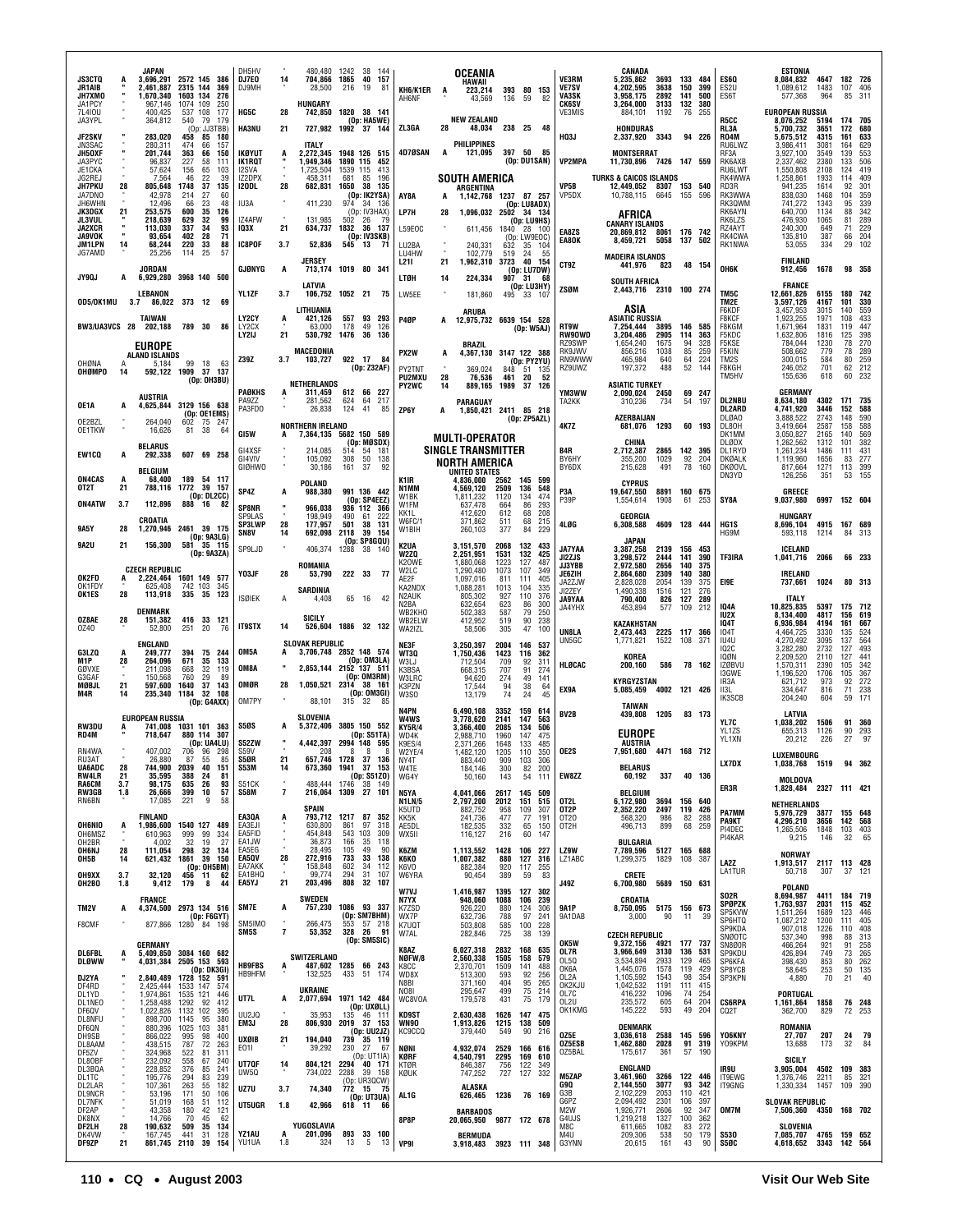**JAPAN**
JS3CTQ A 3,696,291 2572 145 386
JR1AIB " 2,461,887 2315 144 369
JH7XMO " 1,670,340 1603 134 276
JA1PCY " 967,146 1074 109 250
7L4IOU " 400,425 537 108 177
JA3YPL " 364,812 540 79 179 (Op: JJ3TBB)
JF2SKV " 283,020 458 85 180
JN3SAC " 280,311 474 66 157
JH5OXF " 201,744 363 66 150
JA3PYC " 96,837 227 58 111
JE1CKA " 57,624 156 65 103
JG2REJ " 7,564 46 22 39
JH7PKU 28 805,648 1748 37 135
JA7DNO " 42,978 214 27 60
JH6WHN " 12,496 66 23 48
JK3DGX 21 253,575 600 35 126
JL3VUL " 218,639 629 32 99
JA2XCR " 113,030 337 34 93
JA9VOK " 93,654 402 28 71
JM1LPN 14 68,244 220 33 88
JG7AMD " 25,256 114 25 57

**JORDAN**
JY9QJ A 6,929,280 3968 140 500

**LEBANON**
OD5/OK1MU 3.7 86,022 373 12 69

**TAIWAN**
BW3/UA3VCS 28 202,188 789 30 86

## EUROPE

**ALAND ISLANDS**
OHØNA A 5,184 99 18 63
OHØMPO 14 592,122 1909 37 137 (Op: OH3BU)

**AUSTRIA**
OE1A A 4,625,844 3129 156 638 (Op: OE1EMS)
OE2BZL " 264,040 602 75 247
OE1TKW " 16,626 81 38 64

**BELARUS**
EW1CQ A 292,338 607 69 258

**BELGIUM**
ON4CAS A 68,400 189 54 117
OT2T 21 788,116 1772 39 157 (Op: DL2CC)
ON4ATW 3.7 112,896 888 16 82

**CROATIA**
9A5Y 28 1,270,946 2461 39 175 (Op: 9A3LG)
9A2U 21 156,300 581 35 115 (Op: 9A3ZA)

**CZECH REPUBLIC**
OK2FD A 2,224,464 1601 149 577
OK1FDY " 625,408 742 103 345
OK1ES 28 113,918 335 35 123

**DENMARK**
OZ8AE 28 151,382 416 33 121
OZ4O " 52,800 251 20 76

**ENGLAND**
G3LZQ A 249,777 394 75 244
M1P 28 264,096 671 35 133
GØVXE " 211,098 668 32 119
G3GAF " 150,568 760 29 89
MØBJL 21 597,600 1640 37 143
M4R 14 235,340 1184 32 108 (Op: G4AXX)

**EUROPEAN RUSSIA**
RW3DU A 741,008 1031 101 363
RD4M " 718,647 880 114 307 (Op: UA4LU)
RN4WA " 407,002 706 96 298
RU3AT " 26,880 87 55 85
UA6ADC 28 744,900 2039 40 151
RW4LR 21 35,595 388 24 81
RA6CM 3.7 98,175 635 26 93
RW3GB 1.8 26,666 399 10 57
RN6BN " 17,085 221 9 58

**FINLAND**
OH6NIO A 1,986,600 1540 127 489
OH6MSZ " 610,963 999 99 334
OH2BR " 4,002 32 19 27
OH6NJ 28 111,054 298 32 134
OH5B 14 621,432 1861 39 150 (Op: OH5BM)
OH9XX 3.7 32,120 456 11 62
OH2BO 1.8 9,412 179 8 44

**FRANCE**
TM2V A 4,374,500 2973 134 516 (Op: F6GYT)
F8CMF " 877,866 1280 84 198

**GERMANY**
DL6FBL A 5,409,850 3084 160 682
DLØWW " 4,031,384 2505 153 593 (Op: DK3GI)
DJ2YA " 2,840,489 1728 152 591
DF4RD " 2,425,444 1533 147 574
DL1YD " 1,974,861 1535 121 446
DL1NEO " 1,258,488 1292 92 412
DF6QV " 1,022,826 1132 102 395
DL8NFU " 898,700 1145 95 380
DF6QN " 880,396 1025 103 381
DH9SB " 866,022 995 98 400
DL8AAM " 438,515 787 72 263
DF5ZV " 324,968 522 81 311
DL8OBF " 232,092 558 67 240
DL3BQA " 228,852 376 85 241
DL1TC " 195,776 294 83 239
DL2LAR " 107,261 263 55 182
DL9NCR " 53,196 171 50 106
DL7NFK " 51,019 168 51 112
DF2AP " 43,358 180 42 121
DK8NX " 14,766 70 45 62
DF2LH 28 190,632 509 35 134
DK4VW " 167,745 441 31 128
DF9ZP 21 861,745 2110 39 154
DH5HV " 480,480 1242 38 144
DJ7EO 14 704,866 1865 40 157
DJ9MH " 28,500 216 19 81

**HUNGARY**
HG5C 28 742,850 1820 38 141 (Op: HA5WE)
HA3NU 21 727,982 1992 37 144

**ITALY**
IKØYUT A 2,272,345 1948 126 515
IK1RQT " 1,949,346 1890 115 452
I2SVA " 1,725,504 1539 115 413
IZ2DPX " 458,311 681 85 196
I2ODL 28 682,831 1650 38 135 (Op: IK2YSA)
IU3A " 411,230 974 34 136 (Op: IV3HAX)
IZ4AFW " 131,985 502 26 79
IQ3X 21 634,737 1832 36 137 (Op: IV3SKB)
IC8POF 3.7 52,836 545 13 71

**JERSEY**
GJØNYG A 713,174 1019 80 341

**LATVIA**
YL1ZF 3.7 106,752 1052 21 75

**LITHUANIA**
LY2CY A 421,126 557 93 293
LY2CX " 63,000 178 49 126
LY2IJ 21 530,792 1476 36 136

**MACEDONIA**
Z39Z 3.7 103,727 922 17 84 (Op: Z32AF)

**NETHERLANDS**
PAØKHS A 311,459 612 66 227
PA9ZZ " 281,562 624 64 217
PA3FDO " 26,838 124 41 85

**NORTHERN IRELAND**
GI5W A 7,364,135 5682 150 589 (Op: MØSDX)
GI4XSF " 214,085 514 54 181
GI4VIV " 105,092 308 50 138
GIØHWO " 30,186 161 37 92

**POLAND**
SP4Z A 988,380 991 136 442 (Op: SP4EEZ)
SP8NR " 966,038 936 112 366
SP9LAS " 198,949 490 61 222
SP3LWP 28 177,957 501 38 131
SN8V 14 692,098 2118 39 154 (Op: SP8GQU)
SP9LJD " 406,374 1288 38 140

**ROMANIA**
YO3JF 28 53,790 222 33 77

**SARDINIA**
ISØIEK A 4,408 65 16 42

**SICILY**
IT9STX 14 526,604 1886 32 132

**SLOVAK REPUBLIC**
OM5A A 3,706,748 2852 148 574 (Op: OM3LA)
OM8A " 2,853,144 2152 137 511 (Op: OM3RM)
OMØR 28 1,050,521 2314 38 161 (Op: OMØGI)
OM7PY " 88,101 315 32 85

**SLOVENIA**
S5ØS A 5,372,406 3805 150 552 (Op: S51TA)
S52ZW " 4,442,397 2994 148 595
S59V " 208 8 8 8
S5ØR 21 657,746 1728 37 136
S53M 14 673,360 1941 37 153 (Op: S51ZO)
S51CK " 488,444 1746 38 149
S58M 7 216,064 1309 27 101

**SPAIN**
EA3QA A 793,712 1217 87 352
EA3EJI " 630,800 861 97 318
EA5FID " 454,848 543 103 309
EA1JW " 36,873 166 35 118
EA5EG " 28,495 105 49 90
EA5QV 28 272,916 733 33 138
EA7AKK " 158,848 602 34 112
EA1BHQ " 99,774 294 31 107
EA5YJ 21 203,496 808 32 107

**SWEDEN**
SM7E A 757,230 1086 93 337 (Op: SM7BHM)
SM5IMO " 266,475 553 57 218
SM5S 7 53,352 328 26 91 (Op: SM5SIC)

**SWITZERLAND**
HB9FBS A 487,602 1285 66 243
HB9HFM " 132,525 433 51 174

**UKRAINE**
UT7L A 2,077,694 1971 142 484 (Op: UXØLL)
UU2JQ " 35,953 135 46 111
EM3J 28 806,930 2019 37 153 (Op: UU2JZ)
UXØIB 21 194,040 739 35 119
EO1I " 39,292 230 27 67 (Op: UT1IA)
UT7QF 14 804,121 2294 40 171
UW5Q " 734,022 2288 39 158 (Op: UR3QCW)
UZ7U 3.7 74,340 772 15 75 (Op: UT3UA)
UT5UGR 1.8 42,966 618 11 66

**YUGOSLAVIA**
YZ1AU A 201,096 893 33 100
YU1UA 1.8 324 13 5 13

## OCEANIA

**HAWAII**
KH6/K1ER A 223,214 393 80 153
AH6NF " 43,569 136 59 82

**NEW ZEALAND**
ZL3GA 28 48,034 238 25 48

**PHILIPPINES**
4D7ØSAN A 121,095 397 50 85 (Op: DU1SAN)

## SOUTH AMERICA

**ARGENTINA**
AY8A A 1,142,768 1237 87 257 (Op: LU8ADX)
LP7H 28 1,096,032 2502 34 134 (Op: LU9HS)
L59EOC " 611,456 1840 28 100 (Op: LW9EOC)
LU2BA " 240,331 632 35 104
LU4HW " 102,779 519 24 55
L21I 21 1,962,310 3723 40 154 (Op: LU7DW)
LTØH 14 224,334 907 31 68 (Op: LU3HY)
LW5EE " 181,860 495 33 107

**ARUBA**
P4ØP A 12,975,732 6639 154 528 (Op: W5AJ)

**BRAZIL**
PX2W A 4,367,130 3147 122 388 (Op: PY2YU)
PY2TNT " 369,024 848 51 135
PU2MXU 28 76,536 461 20 52
PY2WC 14 889,165 1989 37 126

**PARAGUAY**
ZP6Y A 1,850,421 2411 85 218 (Op: ZP5AZL)

# MULTI-OPERATOR SINGLE TRANSMITTER

## NORTH AMERICA

**UNITED STATES**
K1IR 4,836,000 2562 145 599
N1MM 4,569,120 2509 136 548
W1BK 1,811,232 1120 134 474
W1FM 637,478 664 86 293
KK1L 412,620 612 68 208
W6FC/1 371,862 511 68 215
W1BIH 260,103 377 84 229

K2UA 3,151,570 2068 132 433
W2ZQ 2,251,951 1531 132 425
K2OWE 1,880,068 1223 127 487
W2LC 1,290,480 1073 107 349
AE2F 1,097,016 811 111 405
KA2NDX 1,088,281 1013 104 335
N2AUK 805,302 927 110 376
N2BA 632,654 623 86 300
WB2KHO 502,383 587 79 250
WB2ELW 412,952 519 90 238
WA2IZL 58,506 305 47 100

NE3F 3,250,397 2004 146 537
WT3Q 1,750,436 1423 116 362
W3LJ 712,504 709 92 311
K3BSA 668,315 707 91 274
W3LRC 94,620 274 49 141
K3PZN 17,544 94 38 64
W3SO 13,179 74 24 45

N4PN 6,490,108 3352 159 614
W4WS 3,778,620 2141 147 563
KY5R/4 3,366,400 2085 134 506
WD4K 2,988,710 1960 147 475
K9ES/4 2,371,266 1648 133 485
W2YE/4 1,482,120 1205 110 350
NY4T 883,440 909 103 306
W4TE 184,146 300 82 200
WG4Y 50,160 143 54 111

N5YA 4,041,066 2617 145 509
N1LN/5 2,797,200 2012 151 515
K5UTD 882,752 958 109 307
KK5K 241,736 477 77 191
AE5DL 182,535 332 65 150
WX5II 116,127 216 60 147

K6ZM 1,113,552 1428 106 227
K6KO 1,007,382 880 127 316
K6VO 882,384 920 117 255
W6YRA 90,454 389 59 83

W7VJ 1,416,987 1395 127 302
N7YX 946,060 1088 106 239
K7ZSD 926,202 880 124 306
WX7P 632,736 788 97 241
K7UQT 503,808 585 100 228
W7AL 282,846 725 38 139

K8AZ 6,027,318 2832 168 635
NØFW/8 2,560,338 1505 158 579
K8CC 2,370,701 1509 141 488
WD8X 513,300 593 92 256
N8BI 371,160 404 95 265
NO8I 295,647 499 75 179
WC8VOA 179,578 431 75 179

KD9ST 2,630,438 1626 147 475
WN9O 1,913,826 1215 138 509
KC9CCQ 379,440 549 90 216

NØNI 4,932,074 2529 166 616
KØRF 4,540,791 2295 169 610
KTØR 846,387 756 122 349
KØUK 747,252 727 127 332

**ALASKA**
AL1G 626,465 1236 76 169

**BARBADOS**
8P8P 20,065,950 9877 172 678

**BERMUDA**
VP9I 3,918,483 3923 111 348

**CANADA**
VE3RM 5,235,862 3693 133 484
VE7SV 4,202,595 3638 150 399
VA3SK 3,958,175 2892 141 500
CK6SV 3,264,000 3133 132 380
VE3MIS 884,101 1192 76 255

**HONDURAS**
HQ3J 2,337,920 3343 94 226

**MONTSERRAT**
VP2MPA 11,730,896 7426 147 559

**TURKS & CAICOS ISLANDS**
VP5B 12,449,052 8307 153 540
VP5DX 10,788,115 6645 155 596

## AFRICA

**CANARY ISLANDS**
EA8ZS 20,869,812 8061 176 742
EA8OK 8,459,721 5058 137 502

**MADEIRA ISLANDS**
CT9Z 441,976 823 48 154

**SOUTH AFRICA**
ZSØM 2,443,716 2310 100 274

## ASIA

**ASIATIC RUSSIA**
RT9W 7,254,444 3895 146 585
RW9OWD 3,204,486 2905 114 363
RZ9SWP 1,654,240 1675 94 328
RK9JWV 856,216 1038 85 259
RN9WWW 465,984 640 64 224
RZ9UWZ 197,372 488 52 144

**ASIATIC TURKEY**
YM3WW 2,090,024 2450 69 247
TA2KK 310,236 734 54 197

**AZERBAIJAN**
4K7Z 681,076 1293 60 193

**CHINA**
B4R 2,712,387 2865 142 395
BY6HY 355,200 1029 92 204
BY6DX 215,628 491 78 160

**CYPRUS**
P3A 19,647,550 8891 160 675
P39P 1,554,614 1908 61 253

**GEORGIA**
4LØG 6,308,588 4609 128 444

**JAPAN**
JA7YAA 3,387,258 2139 156 453
JI2ZJS 3,298,572 2444 141 390
JJ3YBB 2,972,580 2656 140 375
JE6ZIH 2,864,680 2309 140 380
JA2ZJW 2,828,028 2054 139 375
JI2ZEY 1,490,338 1516 121 276
JA9YAA 790,400 826 127 289
JA4YHX 453,894 577 109 212

**KAZAKHSTAN**
UN8LA 2,473,443 2225 117 366
UN5GC 1,771,821 1522 108 371

**KOREA**
HLØCAC 200,160 586 78 162

**KYRGYZSTAN**
EX9A 5,085,459 4002 121 426

**TAIWAN**
BV2B 439,800 1205 83 173

## EUROPE

**AUSTRIA**
OE2S 7,951,680 4471 168 712

**BELARUS**
EW8ZZ 60,192 337 40 136

**BELGIUM**
OT2L 6,172,980 3694 156 640
OT2P 2,352,220 2497 119 426
OT2O 568,320 986 82 288
OT2H 496,713 899 68 259

**BULGARIA**
LZ9W 7,789,596 5127 165 688
LZ1ABC 1,299,375 1829 108 387

**CRETE**
J49Z 6,700,980 5689 150 631

**CROATIA**
9A1P 8,750,095 5175 156 673
9A1DAB 3,000 90 11 39

**CZECH REPUBLIC**
OK5W 9,372,156 4921 177 737
OL7R 3,966,649 3130 136 531
OL5Q 3,534,894 2933 129 465
OK6A 1,445,076 1578 119 429
OL2A 1,105,592 1543 98 354
OK2KJU 1,042,532 1191 111 415
OL7C 416,232 1096 74 254
OL2U 235,572 605 64 204
OK1KMG 145,222 593 49 204

**DENMARK**
OZ5E 3,036,618 2588 145 596
OZ5ESB 1,462,880 2028 91 319
OZ5BAL 175,617 361 57 190

**ENGLAND**
M5ZAP 3,461,960 3266 122 446
G9Q 2,144,550 3077 93 342
G3B 2,102,229 2053 110 421
G6PZ 2,094,492 2301 106 397
M2W 1,926,771 2606 92 347
G4UJS 1,219,218 1327 100 362
M8C 611,665 1082 83 272
M4U 209,306 538 50 179
G3YNN 20,615 161 43 90

**ESTONIA**
ES6Q 8,084,832 4647 182 726
ES2U 1,089,612 1483 107 406
ES6T 577,368 964 85 311

**EUROPEAN RUSSIA**
R5CC 8,076,252 5194 174 705
RL3A 5,700,732 3651 172 680
RO4M 5,675,512 4315 161 633
RU6LWZ 3,986,411 3081 164 629
RF3A 3,927,100 3549 139 553
RK6AXB 2,337,462 2380 133 506
RU6LWT 1,550,808 2108 124 419
RK4WWA 1,258,861 1933 114 409
RD3R 941,235 1614 92 301
RK3WWA 838,030 1468 104 359
RK3QWM 741,272 1343 95 339
RK6AYN 640,700 1134 88 342
RK6LZS 476,930 1065 81 289
RZ4AYT 240,300 649 71 229
RK4CWA 135,810 387 66 204
RK1NWA 53,055 334 29 102

**FINLAND**
OH6K 912,456 1678 98 358

**FRANCE**
TM5C 12,661,826 6155 180 742
TM2E 3,597,126 4167 101 330
F6KDF 3,457,953 3015 140 559
F8KCF 1,923,255 1971 108 433
F8KGM 1,671,964 1831 119 447
F5KDC 1,632,806 1816 125 398
F5KSE 784,044 1230 78 270
F5KIN 508,662 779 78 289
TM2S 300,015 584 80 259
F8KGH 246,052 701 62 212
TM5HV 155,636 618 60 232

**GERMANY**
DL2NBU 8,634,180 4302 171 735
DL2ARD 4,741,920 3446 152 588
DLØAO 3,888,522 2743 148 590
DL8OH 3,419,664 2587 158 588
DK1MM 3,050,827 2165 140 569
DLØDX 1,262,562 1312 101 382
DL1RYD 1,261,234 1486 111 431
DKØALK 1,119,960 1656 83 277
DKØOVL 817,664 1271 113 399
DN3YD 126,256 351 53 155

**GREECE**
SY8A 9,037,980 6997 152 604

**HUNGARY**
HG1S 8,696,104 4915 167 689
HG9M 593,118 1214 84 313

**ICELAND**
TF3IRA 1,041,716 2066 66 233

**IRELAND**
EI9E 737,661 1024 80 313

**ITALY**
IO4A 10,825,835 5397 175 712
IU2X 8,134,400 4817 156 619
IQ4T 6,936,984 4194 161 667
IO4T 4,464,725 3330 135 524
IU4U 4,270,492 3095 137 564
IQ2C 3,282,280 2732 127 493
IQØN 2,209,520 2110 127 441
IZØBVU 1,570,311 2390 105 342
I3GWE 1,196,520 1706 105 367
IR3A 621,712 973 92 272
II3L 334,647 816 71 238
IK3SCB 204,240 604 59 171

**LATVIA**
YL7C 1,038,202 1506 91 360
YL1ZS 655,313 1126 90 293
YL1XN 20,212 226 27 97

**LUXEMBOURG**
LX7DX 1,038,768 1519 94 362

**MOLDOVA**
ER3R 1,828,484 2327 111 421

**NETHERLANDS**
PA7MM 5,976,729 3877 155 648
PA9KT 4,296,210 3656 142 568
PI4DEC 1,265,506 1848 103 403
PI4KAR 9,215 146 32 65

**NORWAY**
LA2Z 1,913,517 2117 113 428
LA1TUR 50,718 307 37 121

**POLAND**
SO2R 8,694,987 4411 184 719
SP8PZK 1,763,937 2031 115 452
SP5KVW 1,511,264 1689 123 446
SP6HTQ 1,087,012 1200 111 405
SP9KDA 907,018 1226 110 408
SNØOTC 537,340 998 88 313
SN8ØOR 466,264 921 91 258
SP9KDU 426,894 749 73 265
SP6KFA 398,430 853 80 262
SP8YCB 58,645 253 50 135
SP3KPN 4,880 70 21 40

**PORTUGAL**
CS6RPA 1,161,864 1858 76 248
CQ2T 362,700 829 72 253

**ROMANIA**
YO6KNY 27,707 207 24 79
YO9KPM 13,688 173 32 84

**SICILY**
IR9U 3,905,004 4502 109 383
IT9EWG 1,376,746 2211 85 321
IT9GNG 1,330,334 1457 109 390

**SLOVAK REPUBLIC**
OM7M 7,506,360 4350 168 702

**SLOVENIA**
S53O 7,085,707 4765 159 652
S5ØC 4,618,652 3343 142 564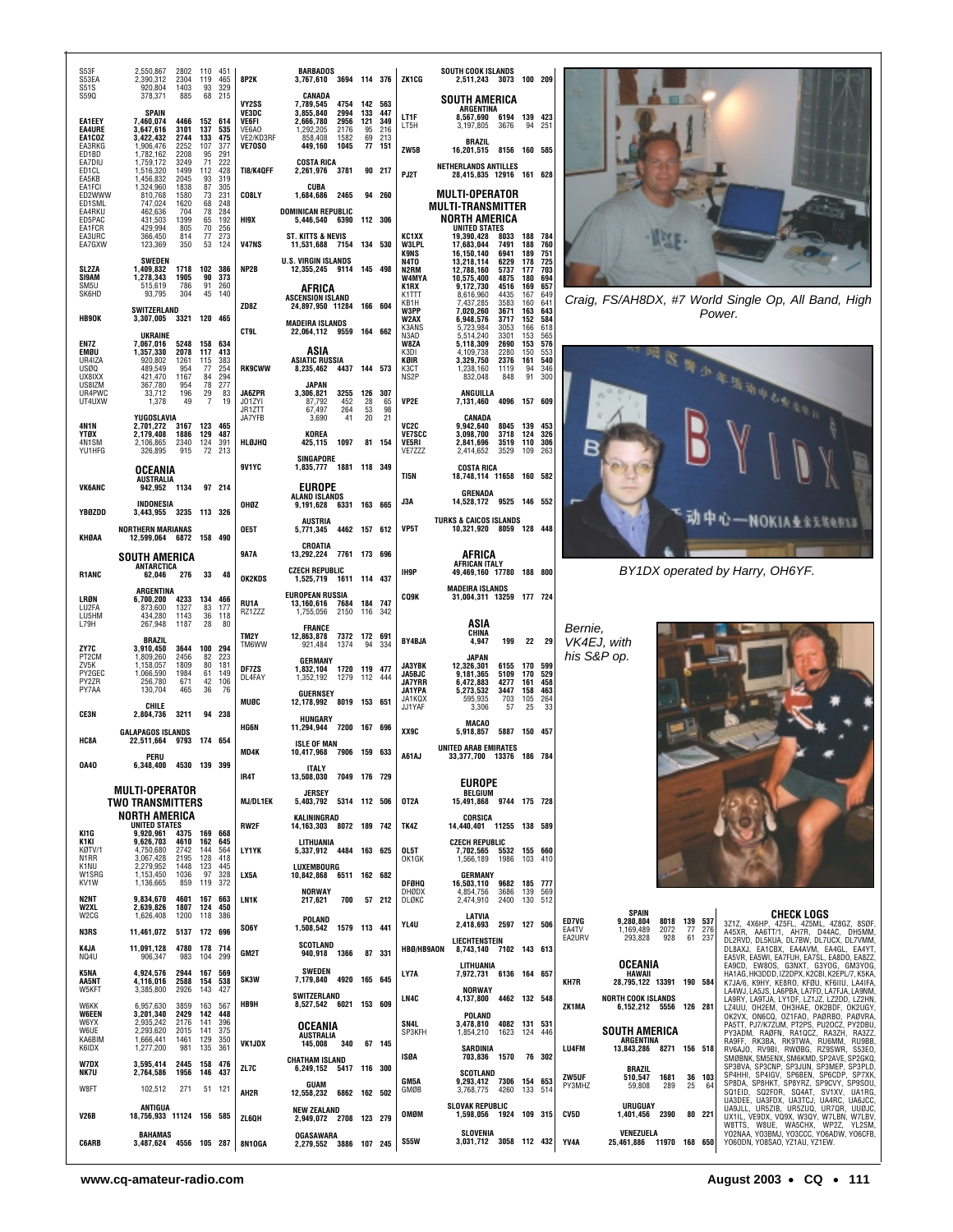| | | | | |
|---|---|---|---|---|
| S53F | 2,550,867 | 2802 | 110 | 451 |
| S53EA | 2,390,312 | 2304 | 119 | 465 |
| S51S | 920,804 | 1403 | 93 | 329 |
| S59Q | 378,371 | 885 | 68 | 215 |
| | **SPAIN** | | | |
| **EA1EEY** | **7,460,074** | **4466** | **152** | **614** |
| **EA4URE** | **3,647,616** | **3101** | **137** | **535** |
| **EA1COZ** | **3,422,432** | **2744** | **133** | **475** |
| EA3RKG | 1,906,476 | 2252 | 107 | 377 |
| ED1BD | 1,782,162 | 2208 | 95 | 291 |
| EA7DIU | 1,759,172 | 3249 | 71 | 222 |
| ED1CL | 1,516,320 | 1499 | 112 | 428 |
| EA5KB | 1,456,832 | 2045 | 93 | 319 |
| EA1FCI | 1,324,960 | 1838 | 87 | 305 |
| ED2WWW | 810,768 | 1580 | 73 | 231 |
| ED1SML | 747,024 | 1620 | 68 | 248 |
| EA4RKU | 462,636 | 704 | 78 | 284 |
| ED5PAC | 431,503 | 1399 | 65 | 192 |
| EA1FCR | 429,994 | 805 | 70 | 256 |
| EA3URC | 366,450 | 814 | 77 | 273 |
| EA7GXW | 123,369 | 350 | 53 | 124 |
| | **SWEDEN** | | | |
| **SL2ZA** | **1,409,832** | **1718** | **102** | **386** |
| **SI9AM** | **1,278,343** | **1905** | **90** | **373** |
| SM5U | 515,619 | 786 | 91 | 260 |
| SK6HD | 93,795 | 304 | 45 | 140 |
| | **SWITZERLAND** | | | |
| **HB9OK** | **3,307,005** | **3321** | **120** | **465** |
| | **UKRAINE** | | | |
| **EN7Z** | **7,067,016** | **5248** | **158** | **634** |
| **EM0U** | **1,357,330** | **2078** | **117** | **413** |
| UR4IZA | 920,802 | 1261 | 115 | 383 |
| US0Q | 489,549 | 954 | 77 | 254 |
| UX8IXX | 421,470 | 1167 | 84 | 294 |
| US8IZM | 367,780 | 954 | 78 | 277 |
| UR4PWC | 33,712 | 196 | 29 | 83 |
| UT4UXW | 1,378 | 49 | 7 | 19 |
| | **YUGOSLAVIA** | | | |
| **4N1N** | **2,701,272** | **3167** | **123** | **465** |
| **YT0X** | **2,179,408** | **1886** | **129** | **487** |
| 4N1SM | 2,106,865 | 2340 | 124 | 391 |
| YU1HFG | 326,895 | 915 | 72 | 213 |
| | **OCEANIA** | | | |
| | **AUSTRALIA** | | | |
| **VK6ANC** | **942,952** | **1134** | **97** | **214** |
| | **INDONESIA** | | | |
| **YB0ZDD** | **3,443,955** | **3235** | **113** | **326** |
| | **NORTHERN MARIANAS** | | | |
| **KH0AA** | **12,599,064** | **6872** | **158** | **490** |
| | **SOUTH AMERICA** | | | |
| | **ANTARCTICA** | | | |
| **R1ANC** | **62,046** | **276** | **33** | **48** |
| | **ARGENTINA** | | | |
| **LR0N** | **6,700,200** | **4233** | **134** | **466** |
| LU2FA | 873,600 | 1327 | 83 | 177 |
| LU5HM | 434,280 | 1143 | 36 | 118 |
| L79H | 267,948 | 1187 | 28 | 80 |
| | **BRAZIL** | | | |
| **ZY7C** | **3,910,450** | **3644** | **100** | **294** |
| PT2CM | 1,809,260 | 2456 | 82 | 223 |
| ZV5K | 1,158,057 | 1809 | 80 | 181 |
| PY2GEC | 1,066,590 | 1984 | 61 | 149 |
| PY2ZR | 256,780 | 671 | 42 | 106 |
| PY7AA | 130,704 | 465 | 36 | 76 |
| | **CHILE** | | | |
| **CE3N** | **2,804,736** | **3211** | **94** | **238** |
| | **GALAPAGOS ISLANDS** | | | |
| **HC8A** | **22,511,664** | **9793** | **174** | **654** |
| | **PERU** | | | |
| **OA4O** | **6,348,400** | **4530** | **139** | **399** |

## MULTI-OPERATOR TWO TRANSMITTERS

### NORTH AMERICA

| | | | | |
|---|---|---|---|---|
| | **UNITED STATES** | | | |
| **KI1G** | **9,920,961** | **4375** | **169** | **668** |
| **K1KI** | **9,626,703** | **4610** | **162** | **645** |
| K0TV/1 | 4,750,680 | 2742 | 144 | 564 |
| N1RR | 3,067,428 | 2195 | 128 | 418 |
| K1NU | 2,279,952 | 1448 | 123 | 445 |
| W1SRG | 1,153,450 | 1036 | 97 | 328 |
| KV1W | 1,136,665 | 859 | 119 | 372 |
| **N2NT** | **9,834,670** | **4601** | **167** | **663** |
| **W2XL** | **2,639,826** | **1807** | **124** | **450** |
| W2CG | 1,626,408 | 1200 | 118 | 386 |
| **N3RS** | **11,461,072** | **5137** | **172** | **696** |
| **K4JA** | **11,091,128** | **4780** | **178** | **714** |
| NQ4U | 906,347 | 983 | 104 | 299 |
| **K5NA** | **4,924,576** | **2944** | **167** | **569** |
| **AA5NT** | **4,116,016** | **2588** | **154** | **538** |
| W5KFT | 3,385,800 | 2926 | 143 | 427 |
| W6KK | 6,957,630 | 3859 | 163 | 567 |
| **W6EEN** | **3,201,340** | **2429** | **142** | **448** |
| W6YX | 2,935,242 | 2176 | 141 | 396 |
| W6UE | 2,293,620 | 2015 | 141 | 375 |
| KA6BIM | 1,666,441 | 1461 | 129 | 350 |
| K6IDX | 1,277,200 | 981 | 135 | 361 |
| **W7DX** | **3,595,414** | **2445** | **158** | **476** |
| **NK7U** | **2,764,586** | **1956** | **146** | **437** |
| W8FT | 102,512 | 271 | 51 | 121 |
| | **ANTIGUA** | | | |
| **V26B** | **18,756,933** | **11124** | **156** | **585** |
| | **BAHAMAS** | | | |
| **C6ARB** | **3,487,624** | **4556** | **105** | **287** |

| | | | | |
|---|---|---|---|---|
| | **BARBADOS** | | | |
| **8P2K** | **3,767,610** | **3694** | **114** | **376** |
| | **CANADA** | | | |
| **VY2SS** | **7,789,545** | **4754** | **142** | **563** |
| **VE3DC** | **3,855,840** | **2994** | **133** | **447** |
| **VE6FI** | **2,666,780** | **2956** | **121** | **349** |
| VE6AO | 1,292,205 | 2176 | 95 | 216 |
| VE2/KD3RF | 858,408 | 1582 | 69 | 213 |
| **VE7OSO** | **449,160** | **1045** | **77** | **151** |
| | **COSTA RICA** | | | |
| **TI8/K4QFF** | **2,261,976** | **3781** | **90** | **217** |
| | **CUBA** | | | |
| **CO8LY** | **1,684,686** | **2465** | **94** | **260** |
| | **DOMINICAN REPUBLIC** | | | |
| **HI9X** | **5,446,540** | **6390** | **112** | **306** |
| | **ST. KITTS & NEVIS** | | | |
| **V47NS** | **11,531,688** | **7154** | **134** | **530** |
| | **U.S. VIRGIN ISLANDS** | | | |
| **NP2B** | **12,355,245** | **9114** | **145** | **498** |
| | **AFRICA** | | | |
| | **ASCENSION ISLAND** | | | |
| **ZD8Z** | **24,897,950** | **11284** | **166** | **604** |
| | **MADEIRA ISLANDS** | | | |
| **CT9L** | **22,064,112** | **9559** | **164** | **662** |
| | **ASIA** | | | |
| | **ASIATIC RUSSIA** | | | |
| **RK9CWW** | **8,235,462** | **4437** | **144** | **573** |
| | **JAPAN** | | | |
| **JA6ZPR** | **3,306,821** | **3255** | **126** | **307** |
| J01ZYI | 87,792 | 452 | 28 | 65 |
| JR1ZTT | 67,497 | 264 | 53 | 98 |
| JA7YFB | 3,690 | 41 | 20 | 21 |
| | **KOREA** | | | |
| **HL0JHQ** | **425,115** | **1097** | **81** | **154** |
| | **SINGAPORE** | | | |
| **9V1YC** | **1,835,777** | **1881** | **118** | **349** |
| | **EUROPE** | | | |
| | **ALAND ISLANDS** | | | |
| **OH0Z** | **9,191,628** | **6331** | **163** | **665** |
| | **AUSTRIA** | | | |
| **OE5T** | **5,771,345** | **4462** | **157** | **612** |
| | **CROATIA** | | | |
| **9A7A** | **13,292,224** | **7761** | **173** | **696** |
| | **CZECH REPUBLIC** | | | |
| **OK2KDS** | **1,525,719** | **1611** | **114** | **437** |
| | **EUROPEAN RUSSIA** | | | |
| **RU1A** | **13,160,616** | **7684** | **184** | **747** |
| RZ1ZZZ | 1,755,056 | 2150 | 116 | 342 |
| | **FRANCE** | | | |
| **TM2Y** | **12,863,878** | **7372** | **172** | **691** |
| TM6WW | 921,484 | 1374 | 94 | 334 |
| | **GERMANY** | | | |
| **DF7ZS** | **1,832,104** | **1720** | **119** | **477** |
| DL4FAY | 1,352,192 | 1279 | 112 | 444 |
| | **GUERNSEY** | | | |
| **MU0C** | **12,178,992** | **8019** | **153** | **651** |
| | **HUNGARY** | | | |
| **HG6N** | **11,294,944** | **7200** | **167** | **696** |
| | **ISLE OF MAN** | | | |
| **MD4K** | **10,417,968** | **7906** | **159** | **633** |
| | **ITALY** | | | |
| **IR4T** | **13,508,030** | **7049** | **176** | **729** |
| | **JERSEY** | | | |
| **MJ/DL1EK** | **5,403,792** | **5314** | **112** | **506** |
| | **KALININGRAD** | | | |
| **RW2F** | **14,163,303** | **8072** | **189** | **742** |
| | **LITHUANIA** | | | |
| **LY1YK** | **5,337,912** | **4484** | **163** | **625** |
| | **LUXEMBOURG** | | | |
| **LX5A** | **10,842,868** | **6511** | **162** | **682** |
| | **NORWAY** | | | |
| **LN1K** | **217,621** | **700** | **57** | **212** |
| | **POLAND** | | | |
| **SO6Y** | **1,508,542** | **1579** | **113** | **441** |
| | **SCOTLAND** | | | |
| **GM2T** | **940,918** | **1366** | **87** | **331** |
| | **SWEDEN** | | | |
| **SK3W** | **7,179,840** | **4920** | **165** | **645** |
| | **SWITZERLAND** | | | |
| **HB9H** | **8,527,542** | **6021** | **153** | **609** |
| | **OCEANIA** | | | |
| | **AUSTRALIA** | | | |
| **VK1JDX** | **145,008** | **340** | **67** | **145** |
| | **CHATHAM ISLAND** | | | |
| **ZL7C** | **6,249,152** | **5417** | **116** | **300** |
| | **GUAM** | | | |
| **AH2R** | **12,558,232** | **6862** | **162** | **502** |
| | **NEW ZEALAND** | | | |
| **ZL6QH** | **2,949,072** | **2708** | **123** | **279** |
| | **OGASAWARA** | | | |
| **8N1OGA** | **2,279,552** | **3886** | **107** | **245** |

| | | | | |
|---|---|---|---|---|
| | **SOUTH COOK ISLANDS** | | | |
| **ZK1CG** | **2,511,243** | **3073** | **100** | **209** |
| | **SOUTH AMERICA** | | | |
| | **ARGENTINA** | | | |
| **LT1F** | **8,567,690** | **6194** | **139** | **423** |
| LT5H | 3,197,805 | 3676 | 94 | 251 |
| | **BRAZIL** | | | |
| **ZW5B** | **16,201,515** | **8156** | **160** | **585** |
| | **NETHERLANDS ANTILLES** | | | |
| **PJ2T** | **28,415,835** | **12916** | **161** | **628** |

## MULTI-OPERATOR MULTI-TRANSMITTER

### NORTH AMERICA

| | | | | |
|---|---|---|---|---|
| | **UNITED STATES** | | | |
| **KC1XX** | **19,390,428** | **8033** | **188** | **784** |
| **W3LPL** | **17,683,044** | **7491** | **188** | **760** |
| **K9NS** | **16,150,140** | **6941** | **189** | **751** |
| **N4TO** | **13,218,114** | **6229** | **178** | **725** |
| **N2RM** | **12,788,160** | **5737** | **177** | **703** |
| **W4MYA** | **10,575,400** | **4875** | **180** | **694** |
| **K1RX** | **9,172,730** | **4516** | **169** | **657** |
| K1TTT | 8,616,960 | 4435 | 167 | 649 |
| KB1H | 7,437,285 | 3583 | 160 | 641 |
| **W3PP** | **7,020,260** | **3671** | **163** | **643** |
| **W2AX** | **6,948,576** | **3717** | **152** | **584** |
| K3ANS | 5,723,984 | 3053 | 166 | 618 |
| N3AD | 5,514,240 | 3301 | 153 | 565 |
| **W8ZA** | **5,118,309** | **2690** | **153** | **576** |
| K3DI | 4,109,738 | 2280 | 150 | 553 |
| **K0IR** | **3,329,750** | **2376** | **161** | **540** |
| K3CT | 1,238,160 | 1119 | 94 | 346 |
| NS2P | 832,048 | 848 | 91 | 300 |
| | **ANGUILLA** | | | |
| **VP2E** | **7,131,460** | **4096** | **157** | **609** |
| | **CANADA** | | | |
| **VC2C** | **9,942,640** | **8045** | **139** | **453** |
| **VE7SCC** | **3,098,700** | **3718** | **124** | **326** |
| **VE5RI** | **2,841,696** | **3519** | **110** | **306** |
| VE7ZZZ | 2,414,652 | 3529 | 109 | 263 |
| | **COSTA RICA** | | | |
| **TI5N** | **18,748,114** | **11658** | **160** | **582** |
| | **GRENADA** | | | |
| **J3A** | **14,528,172** | **9525** | **146** | **552** |
| | **TURKS & CAICOS ISLANDS** | | | |
| **VP5T** | **10,321,920** | **8059** | **128** | **448** |
| | **AFRICA** | | | |
| | **AFRICAN ITALY** | | | |
| **IH9P** | **49,469,160** | **17780** | **188** | **800** |
| | **MADEIRA ISLANDS** | | | |
| **CQ9K** | **31,004,311** | **13259** | **177** | **724** |
| | **ASIA** | | | |
| | **CHINA** | | | |
| **BY4BJA** | **4,947** | **199** | **22** | **29** |
| | **JAPAN** | | | |
| **JA3YBK** | **12,326,301** | **6155** | **170** | **599** |
| **JA5BJC** | **9,181,365** | **5109** | **170** | **529** |
| **JA7YRR** | **6,472,883** | **4277** | **161** | **458** |
| **JA1YPA** | **5,273,532** | **3447** | **158** | **463** |
| JA1KQX | 595,935 | 703 | 105 | 264 |
| JJ1YAF | 3,306 | 57 | 25 | 33 |
| | **MACAO** | | | |
| **XX9C** | **5,918,857** | **5887** | **150** | **457** |
| | **UNITED ARAB EMIRATES** | | | |
| **A61AJ** | **33,377,700** | **13376** | **186** | **784** |
| | **EUROPE** | | | |
| | **BELGIUM** | | | |
| **OT2A** | **15,491,868** | **9744** | **175** | **728** |
| | **CORSICA** | | | |
| **TK4Z** | **14,440,401** | **11255** | **138** | **589** |
| | **CZECH REPUBLIC** | | | |
| **OL5T** | **7,702,565** | **5532** | **155** | **660** |
| OK1GK | 1,566,189 | 1986 | 103 | 410 |
| | **GERMANY** | | | |
| **DF0HQ** | **16,503,110** | **9682** | **185** | **777** |
| DH0DX | 4,854,756 | 3686 | 139 | 569 |
| DL0KC | 2,474,910 | 2400 | 130 | 512 |
| | **LATVIA** | | | |
| **YL4U** | **2,418,693** | **2597** | **127** | **506** |
| | **LIECHTENSTEIN** | | | |
| **HB0/HB9AON** | **8,743,140** | **7102** | **143** | **613** |
| | **LITHUANIA** | | | |
| **LY7A** | **7,972,731** | **6136** | **164** | **657** |
| | **NORWAY** | | | |
| **LN4C** | **4,137,800** | **4462** | **132** | **548** |
| | **POLAND** | | | |
| **SN4L** | **3,478,810** | **4082** | **131** | **531** |
| SP3KFH | 1,854,210 | 1623 | 124 | 446 |
| | **SARDINIA** | | | |
| **IS0A** | **703,836** | **1570** | **76** | **302** |
| | **SCOTLAND** | | | |
| **GM5A** | **9,293,412** | **7306** | **154** | **653** |
| GM0B | 3,768,775 | 4260 | 133 | 514 |
| | **SLOVAK REPUBLIC** | | | |
| **OM0M** | **1,598,056** | **1924** | **109** | **315** |
| | **SLOVENIA** | | | |
| **S55W** | **3,031,712** | **3058** | **112** | **432** |

Craig, FS/AH8DX, #7 World Single Op, All Band, High Power.

BY1DX operated by Harry, OH6YF.

Bernie, VK4EJ, with his S&P op.

| | | | | |
|---|---|---|---|---|
| | **SPAIN** | | | |
| **ED7VG** | **9,280,804** | **8018** | **139** | **537** |
| EA4TV | 1,169,489 | 2072 | 77 | 276 |
| EA2URV | 293,828 | 928 | 61 | 237 |
| | **OCEANIA** | | | |
| | **HAWAII** | | | |
| **KH7R** | **28,795,122** | **13391** | **190** | **584** |
| | **NORTH COOK ISLANDS** | | | |
| **ZK1MA** | **6,152,212** | **5556** | **126** | **281** |
| | **SOUTH AMERICA** | | | |
| | **ARGENTINA** | | | |
| **LU4FM** | **13,843,286** | **8271** | **156** | **518** |
| | **BRAZIL** | | | |
| **ZW5UF** | **510,547** | **1681** | **36** | **103** |
| PY3MHZ | 59,808 | 289 | 25 | 64 |
| | **URUGUAY** | | | |
| **CV5D** | **1,401,456** | **2390** | **80** | **221** |
| | **VENEZUELA** | | | |
| **YV4A** | **25,461,886** | **11970** | **168** | **650** |

## CHECK LOGS

3Z1Z, 4X6HP, 4Z5FL, 4Z5ML, 4Z8GZ, 8S0F, A45XR, AA6TT/1, AH7R, D44AC, DH5MM, DL2RVD, DL5KUA, DL7BW, DL7UCX, DL7VMM, DL8AXJ, EA1CBX, EA4AVM, EA4GL, EA4YT, EA5VR, EA5WI, EA7FUH, EA7SL, EA8DO, EA8ZZ, EA9CD, EW8OS, G3NXT, G3YOG, GM3YOG, HA1AG, HK3DDD, IZ2DPX, K2CBI, K2EPL/7, K5KA, K7JA/6, K9HY, KE8RO, KF0U, KF6IIU, LA4IFA, LA4WJ, LA5JS, LA6PBA, LA7FD, LA7FJA, LA9NM, LA9RY, LA9TJA, LY1DF, LZ1JZ, LZ2DD, LZ2HN, LZ4UU, OH2EM, OH3HAE, OK2BDF, OK2UGY, OK2VX, ON6CQ, OZ1FAO, PA0RBO, PA0VRA, PA5TT, PJ7/K7ZUM, PT2PS, PU2OCZ, PY2DBU, PY3ADM, RA0FN, RA1QCZ, RA3ZH, RA3ZZ, RA9FF, RK3BA, RK9TWA, RU6MM, RU9BB, RV6AJO, RV9BI, RW0BG, RZ9SWR, S53EO, SM0BNK, SM5ENX, SM6KMD, SP2AVE, SP2GKQ, SP3BVA, SP3CNP, SP3JUN, SP3MEP, SP3PLD, SP4HHI, SP4IGV, SP6BEN, SP6CDP, SP7XK, SP8DA, SP8HKT, SP8YRZ, SP9CVY, SP9SOU, SQ1EID, SQ2FOR, SQ4AT, SV1XV, UA1RG, UA3DEE, UA3FDX, UA3TCJ, UA4RC, UA6JCC, UA9JLL, UR5ZIB, UR5ZUQ, UR7QR, UU0JC, UX1IL, VE9DX, VQ9X, W3QY, W7LBN, W7LBV, W8TTS, W8UE, WA5CHX, WP2Z, YL2SM, YO2NAA, YO3BMJ, YO3CCC, YO6ADW, YO6CFB, YO6ODN, YO8SAO, YZ1AU, YZ1EW.